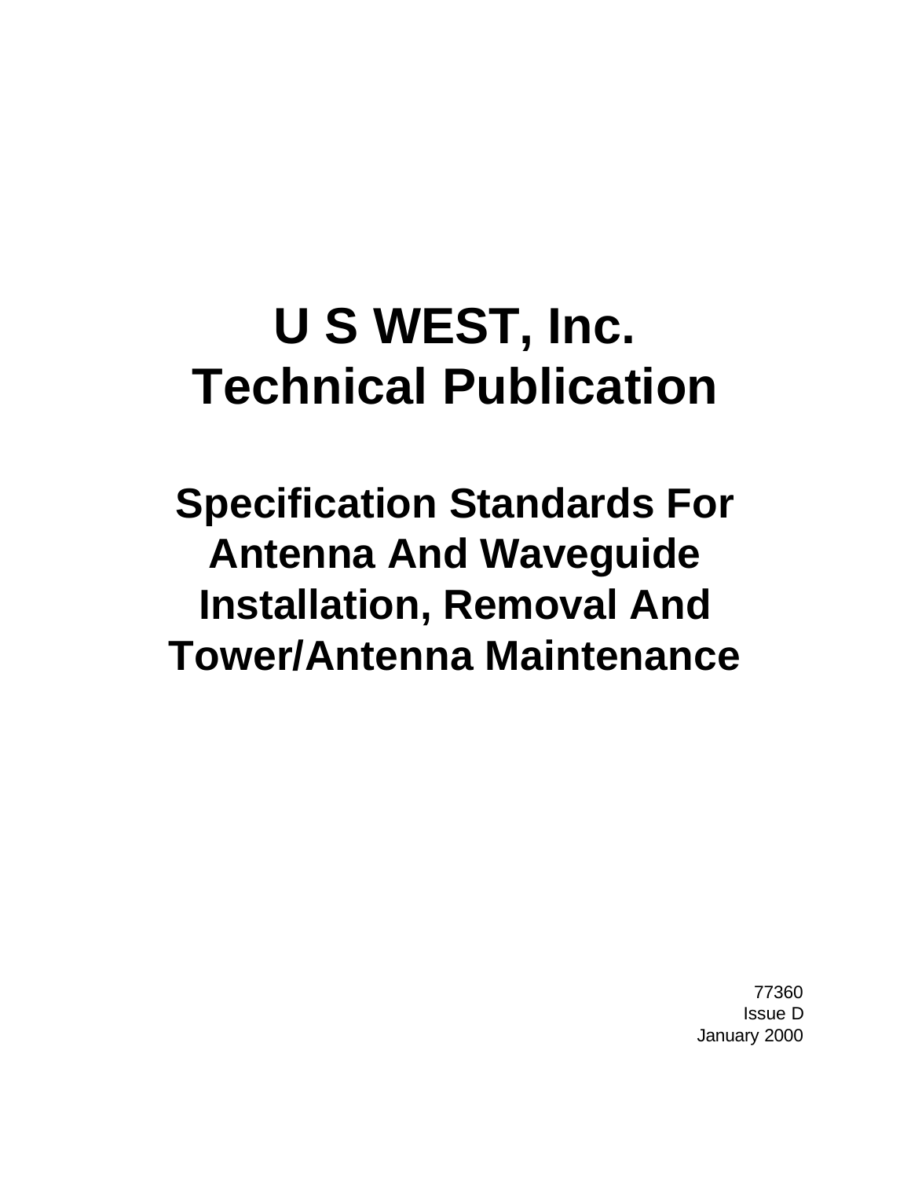# U S WEST, Inc.
# Technical Publication

## Specification Standards For Antenna And Waveguide Installation, Removal And Tower/Antenna Maintenance

77360
Issue D
January 2000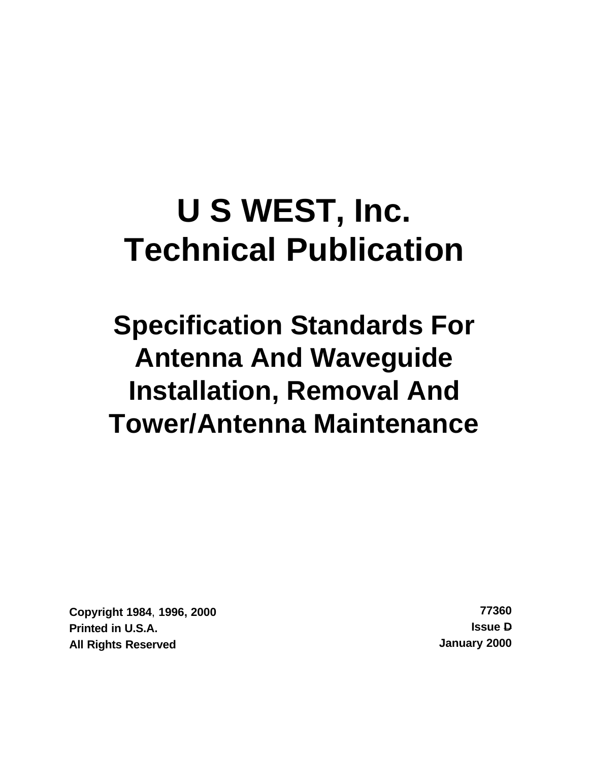# U S WEST, Inc.
# Technical Publication

## Specification Standards For Antenna And Waveguide Installation, Removal And Tower/Antenna Maintenance

**Copyright 1984, 1996, 2000**
**Printed in U.S.A.**
**All Rights Reserved**

**77360**
**Issue D**
**January 2000**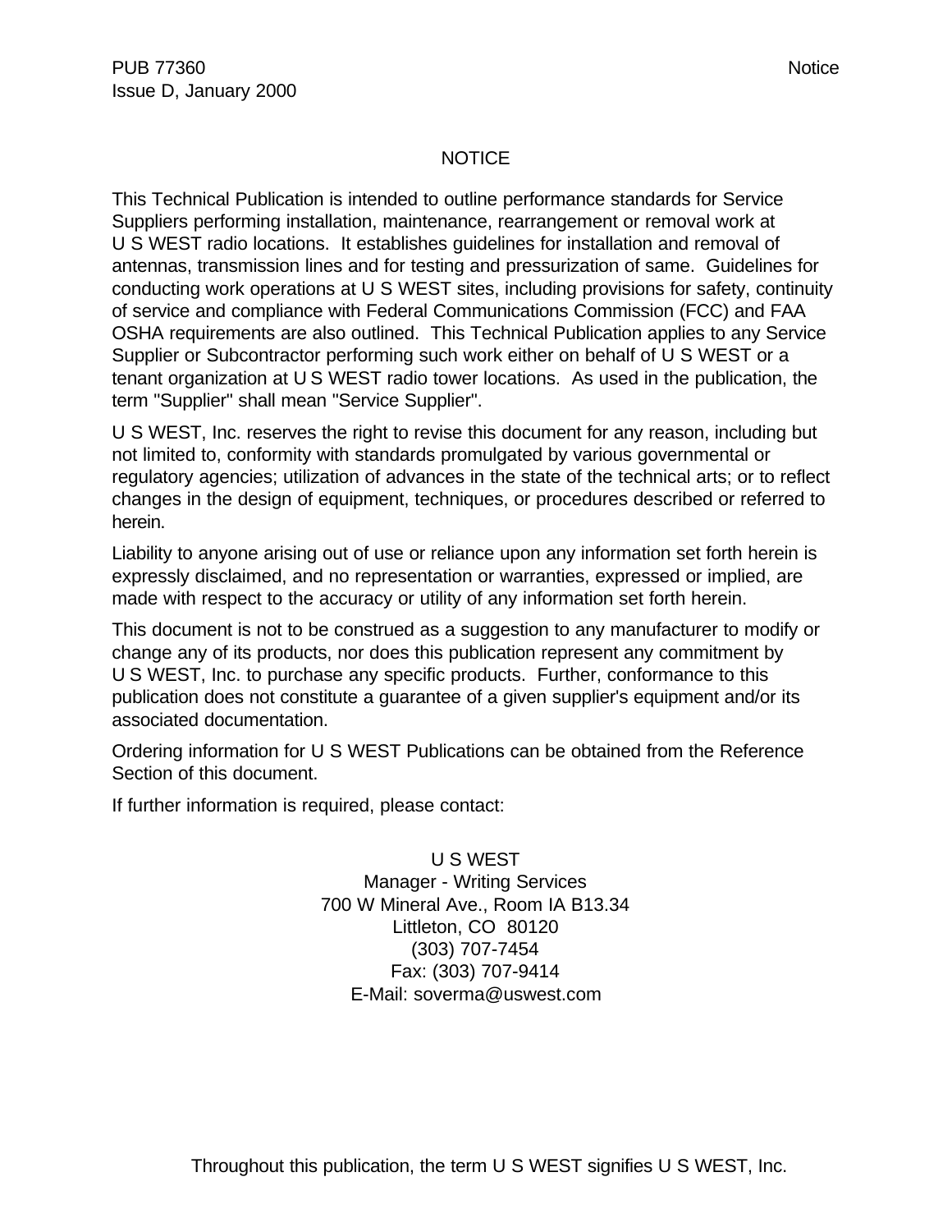# NOTICE

This Technical Publication is intended to outline performance standards for Service Suppliers performing installation, maintenance, rearrangement or removal work at U S WEST radio locations. It establishes guidelines for installation and removal of antennas, transmission lines and for testing and pressurization of same. Guidelines for conducting work operations at U S WEST sites, including provisions for safety, continuity of service and compliance with Federal Communications Commission (FCC) and FAA OSHA requirements are also outlined. This Technical Publication applies to any Service Supplier or Subcontractor performing such work either on behalf of U S WEST or a tenant organization at U S WEST radio tower locations. As used in the publication, the term "Supplier" shall mean "Service Supplier".

U S WEST, Inc. reserves the right to revise this document for any reason, including but not limited to, conformity with standards promulgated by various governmental or regulatory agencies; utilization of advances in the state of the technical arts; or to reflect changes in the design of equipment, techniques, or procedures described or referred to herein.

Liability to anyone arising out of use or reliance upon any information set forth herein is expressly disclaimed, and no representation or warranties, expressed or implied, are made with respect to the accuracy or utility of any information set forth herein.

This document is not to be construed as a suggestion to any manufacturer to modify or change any of its products, nor does this publication represent any commitment by U S WEST, Inc. to purchase any specific products. Further, conformance to this publication does not constitute a guarantee of a given supplier's equipment and/or its associated documentation.

Ordering information for U S WEST Publications can be obtained from the Reference Section of this document.

If further information is required, please contact:

U S WEST
Manager - Writing Services
700 W Mineral Ave., Room IA B13.34
Littleton, CO 80120
(303) 707-7454
Fax: (303) 707-9414
E-Mail: soverma@uswest.com

Throughout this publication, the term U S WEST signifies U S WEST, Inc.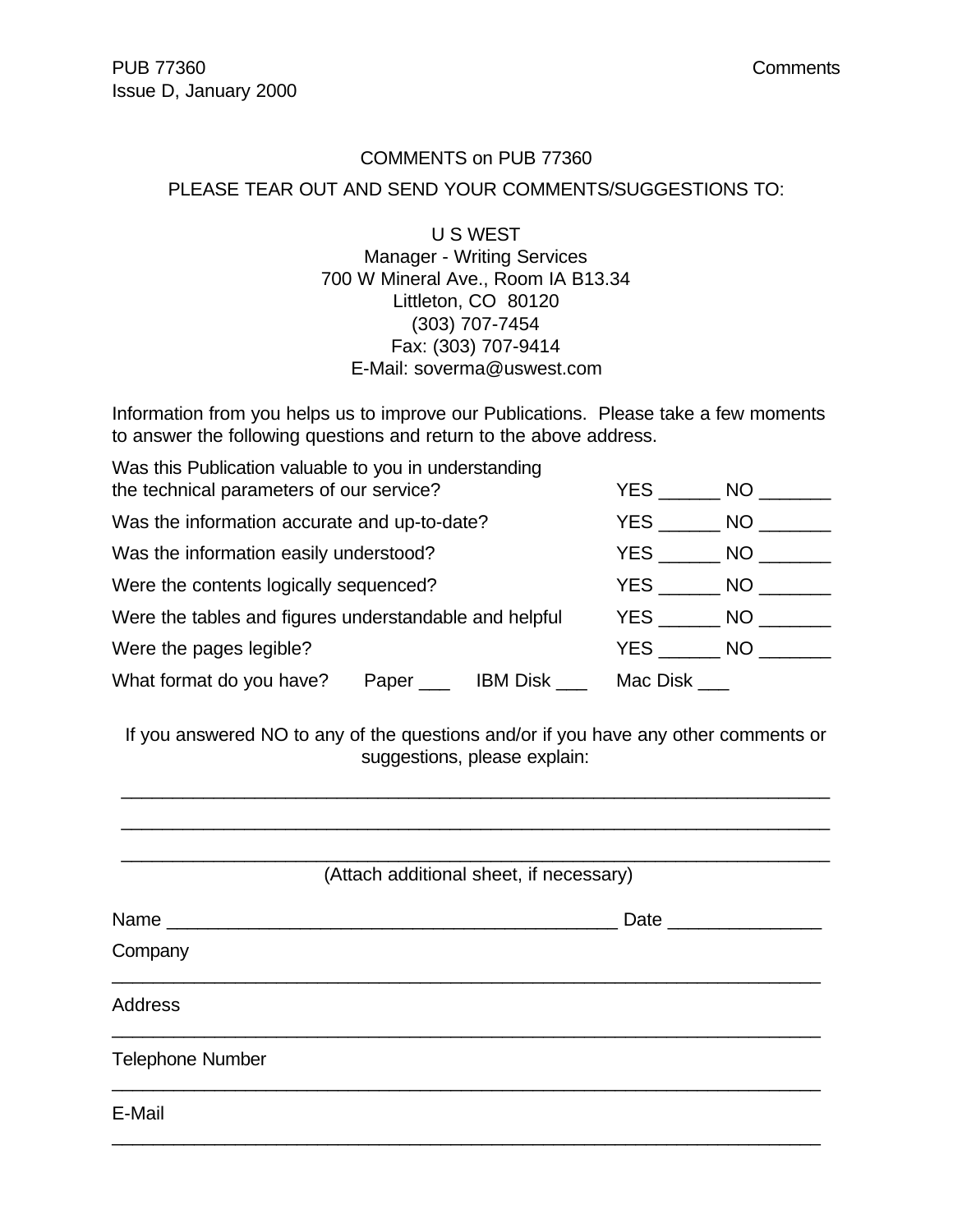# COMMENTS on PUB 77360

PLEASE TEAR OUT AND SEND YOUR COMMENTS/SUGGESTIONS TO:

U S WEST
Manager - Writing Services
700 W Mineral Ave., Room IA B13.34
Littleton, CO 80120
(303) 707-7454
Fax: (303) 707-9414
E-Mail: soverma@uswest.com

Information from you helps us to improve our Publications. Please take a few moments to answer the following questions and return to the above address.

Was this Publication valuable to you in understanding the technical parameters of our service? YES ______ NO _______

Was the information accurate and up-to-date? YES ______ NO _______

Was the information easily understood? YES ______ NO _______

Were the contents logically sequenced? YES ______ NO _______

Were the tables and figures understandable and helpful YES ______ NO _______

Were the pages legible? YES ______ NO _______

What format do you have? Paper ___ IBM Disk ___ Mac Disk ___

If you answered NO to any of the questions and/or if you have any other comments or suggestions, please explain:

______________________________________________________________________

______________________________________________________________________

______________________________________________________________________

(Attach additional sheet, if necessary)

Name _____________________________________________ Date _______________

Company

______________________________________________________________________

Address

______________________________________________________________________

Telephone Number

______________________________________________________________________

E-Mail

______________________________________________________________________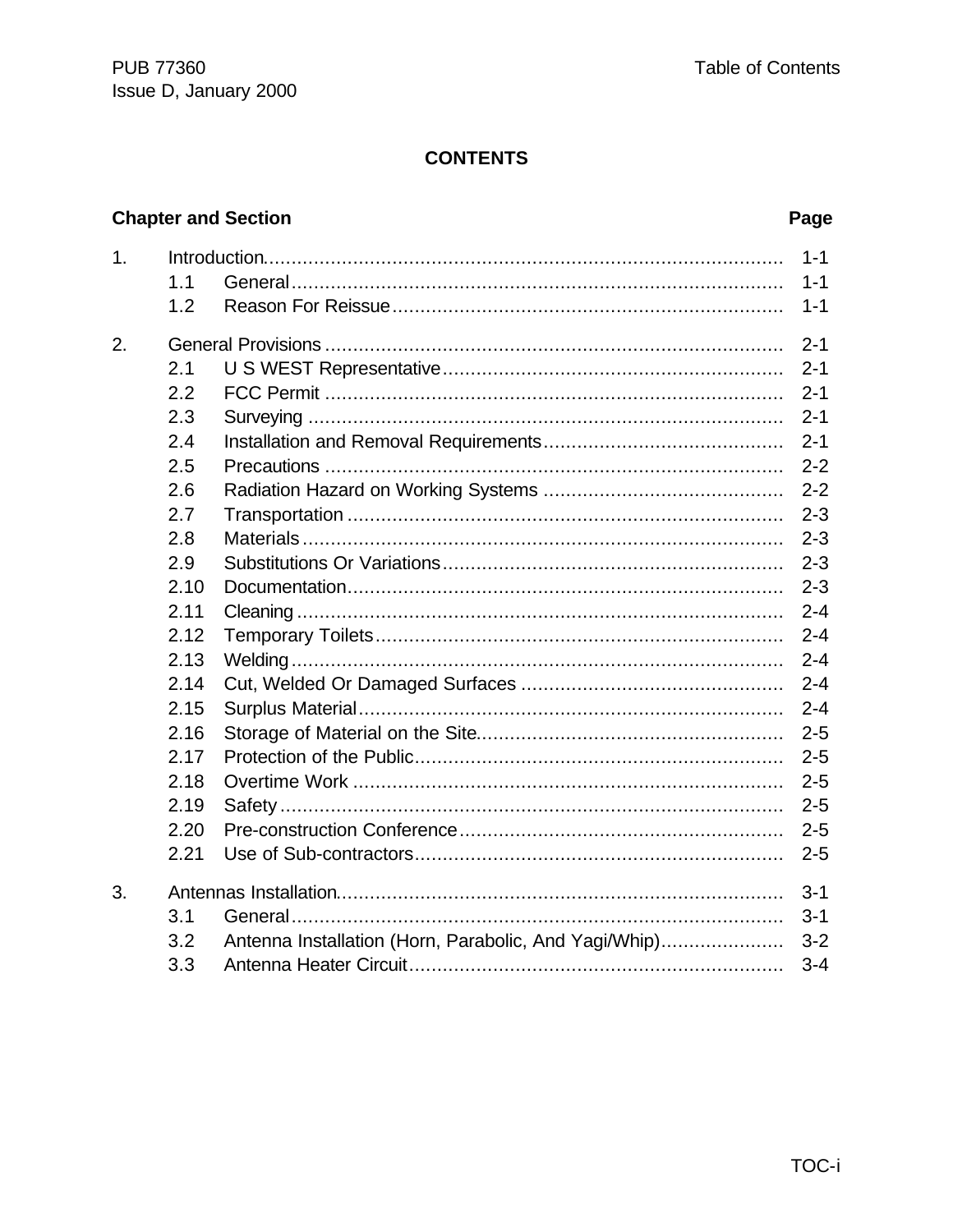# CONTENTS

| Chapter and Section | | | Page |
|---|---|---|---|
| 1. | Introduction | | 1-1 |
| | 1.1 | General | 1-1 |
| | 1.2 | Reason For Reissue | 1-1 |
| 2. | General Provisions | | 2-1 |
| | 2.1 | U S WEST Representative | 2-1 |
| | 2.2 | FCC Permit | 2-1 |
| | 2.3 | Surveying | 2-1 |
| | 2.4 | Installation and Removal Requirements | 2-1 |
| | 2.5 | Precautions | 2-2 |
| | 2.6 | Radiation Hazard on Working Systems | 2-2 |
| | 2.7 | Transportation | 2-3 |
| | 2.8 | Materials | 2-3 |
| | 2.9 | Substitutions Or Variations | 2-3 |
| | 2.10 | Documentation | 2-3 |
| | 2.11 | Cleaning | 2-4 |
| | 2.12 | Temporary Toilets | 2-4 |
| | 2.13 | Welding | 2-4 |
| | 2.14 | Cut, Welded Or Damaged Surfaces | 2-4 |
| | 2.15 | Surplus Material | 2-4 |
| | 2.16 | Storage of Material on the Site | 2-5 |
| | 2.17 | Protection of the Public | 2-5 |
| | 2.18 | Overtime Work | 2-5 |
| | 2.19 | Safety | 2-5 |
| | 2.20 | Pre-construction Conference | 2-5 |
| | 2.21 | Use of Sub-contractors | 2-5 |
| 3. | Antennas Installation | | 3-1 |
| | 3.1 | General | 3-1 |
| | 3.2 | Antenna Installation (Horn, Parabolic, And Yagi/Whip) | 3-2 |
| | 3.3 | Antenna Heater Circuit | 3-4 |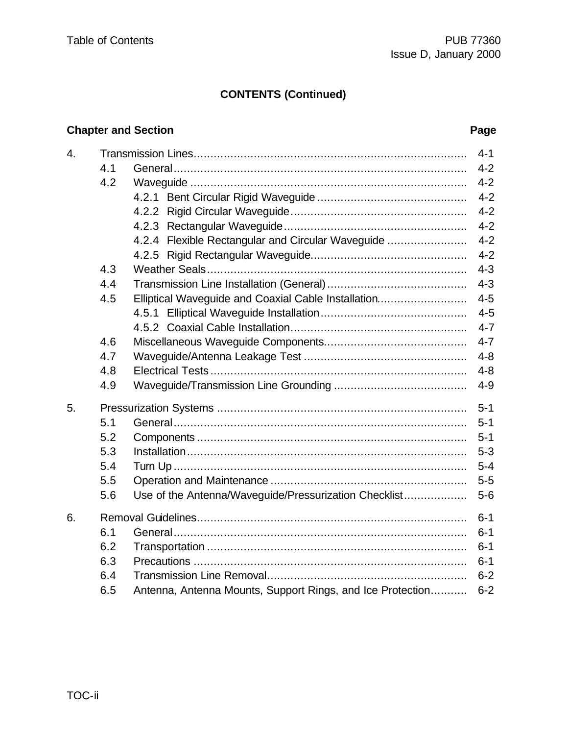## CONTENTS (Continued)

| Chapter and Section | | | Page |
|---|---|---|---|
| 4. | Transmission Lines | | 4-1 |
| | 4.1 | General | 4-2 |
| | 4.2 | Waveguide | 4-2 |
| | | 4.2.1 Bent Circular Rigid Waveguide | 4-2 |
| | | 4.2.2 Rigid Circular Waveguide | 4-2 |
| | | 4.2.3 Rectangular Waveguide | 4-2 |
| | | 4.2.4 Flexible Rectangular and Circular Waveguide | 4-2 |
| | | 4.2.5 Rigid Rectangular Waveguide | 4-2 |
| | 4.3 | Weather Seals | 4-3 |
| | 4.4 | Transmission Line Installation (General) | 4-3 |
| | 4.5 | Elliptical Waveguide and Coaxial Cable Installation | 4-5 |
| | | 4.5.1 Elliptical Waveguide Installation | 4-5 |
| | | 4.5.2 Coaxial Cable Installation | 4-7 |
| | 4.6 | Miscellaneous Waveguide Components | 4-7 |
| | 4.7 | Waveguide/Antenna Leakage Test | 4-8 |
| | 4.8 | Electrical Tests | 4-8 |
| | 4.9 | Waveguide/Transmission Line Grounding | 4-9 |
| 5. | Pressurization Systems | | 5-1 |
| | 5.1 | General | 5-1 |
| | 5.2 | Components | 5-1 |
| | 5.3 | Installation | 5-3 |
| | 5.4 | Turn Up | 5-4 |
| | 5.5 | Operation and Maintenance | 5-5 |
| | 5.6 | Use of the Antenna/Waveguide/Pressurization Checklist | 5-6 |
| 6. | Removal Guidelines | | 6-1 |
| | 6.1 | General | 6-1 |
| | 6.2 | Transportation | 6-1 |
| | 6.3 | Precautions | 6-1 |
| | 6.4 | Transmission Line Removal | 6-2 |
| | 6.5 | Antenna, Antenna Mounts, Support Rings, and Ice Protection | 6-2 |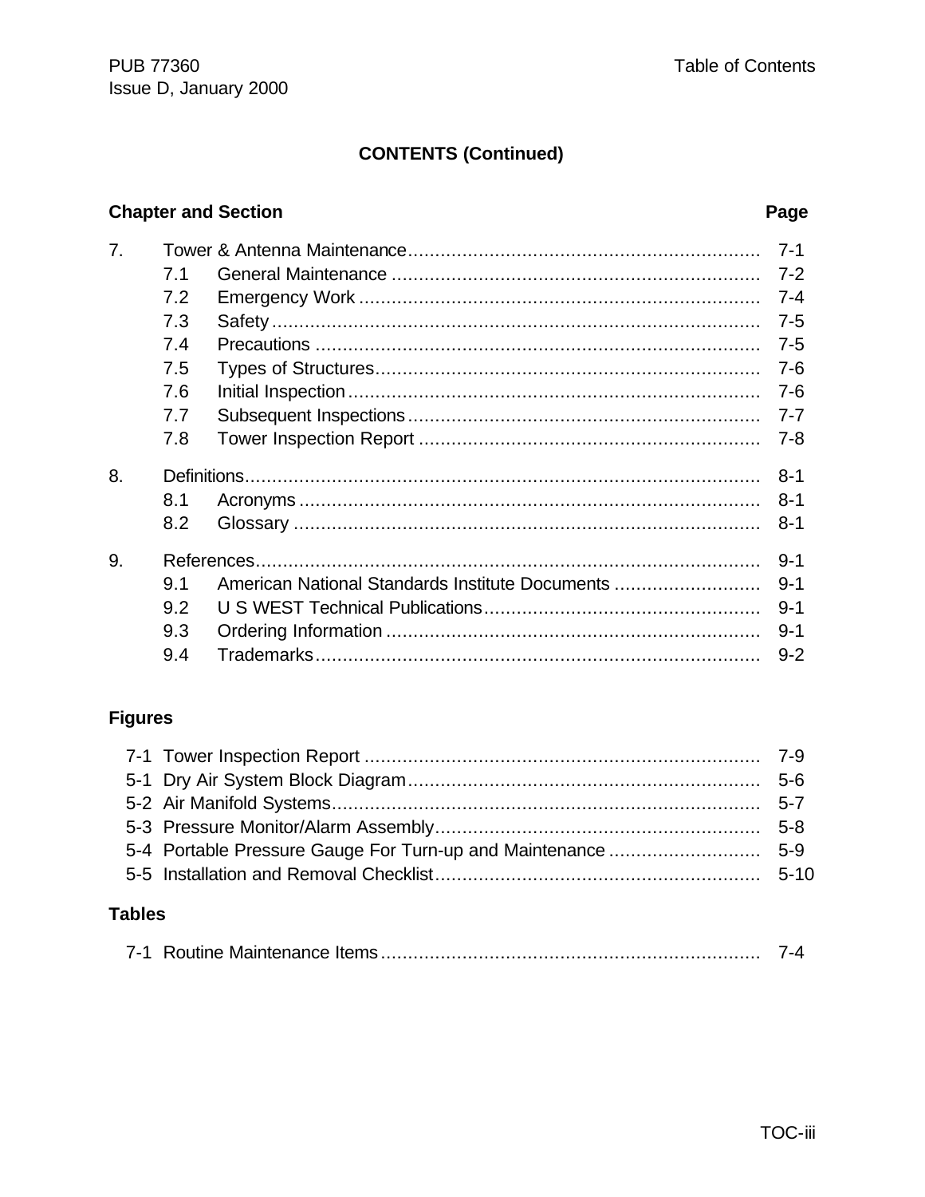## CONTENTS (Continued)

| Chapter and Section | | Page |
|---|---|---|
| 7. | Tower & Antenna Maintenance | 7-1 |
| 7.1 | General Maintenance | 7-2 |
| 7.2 | Emergency Work | 7-4 |
| 7.3 | Safety | 7-5 |
| 7.4 | Precautions | 7-5 |
| 7.5 | Types of Structures | 7-6 |
| 7.6 | Initial Inspection | 7-6 |
| 7.7 | Subsequent Inspections | 7-7 |
| 7.8 | Tower Inspection Report | 7-8 |
| 8. | Definitions | 8-1 |
| 8.1 | Acronyms | 8-1 |
| 8.2 | Glossary | 8-1 |
| 9. | References | 9-1 |
| 9.1 | American National Standards Institute Documents | 9-1 |
| 9.2 | U S WEST Technical Publications | 9-1 |
| 9.3 | Ordering Information | 9-1 |
| 9.4 | Trademarks | 9-2 |

### Figures

| | | |
|---|---|---|
| 7-1 | Tower Inspection Report | 7-9 |
| 5-1 | Dry Air System Block Diagram | 5-6 |
| 5-2 | Air Manifold Systems | 5-7 |
| 5-3 | Pressure Monitor/Alarm Assembly | 5-8 |
| 5-4 | Portable Pressure Gauge For Turn-up and Maintenance | 5-9 |
| 5-5 | Installation and Removal Checklist | 5-10 |

### Tables

| | | |
|---|---|---|
| 7-1 | Routine Maintenance Items | 7-4 |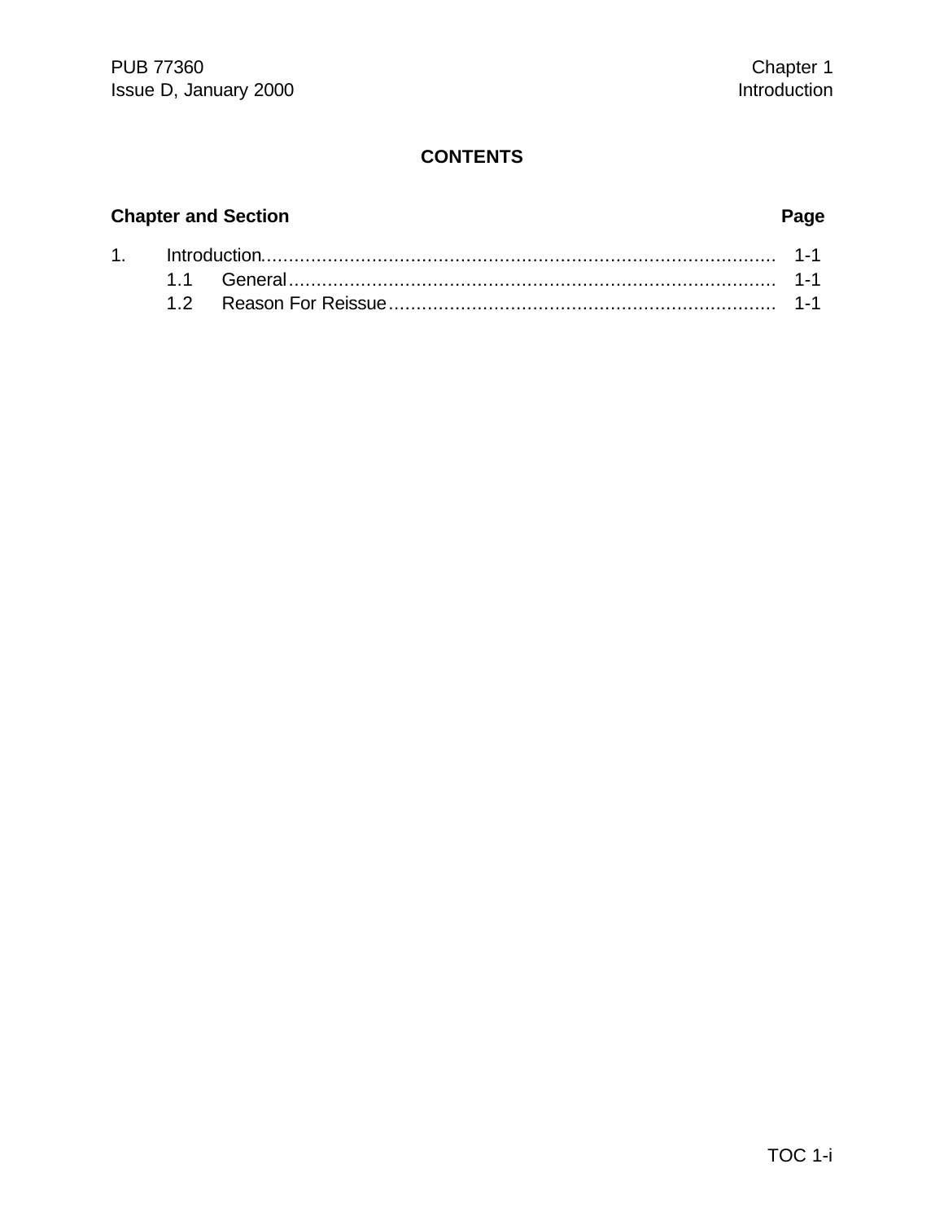## CONTENTS

| Chapter and Section | Page |
|---|---|
| 1. Introduction | 1-1 |
| 1.1 General | 1-1 |
| 1.2 Reason For Reissue | 1-1 |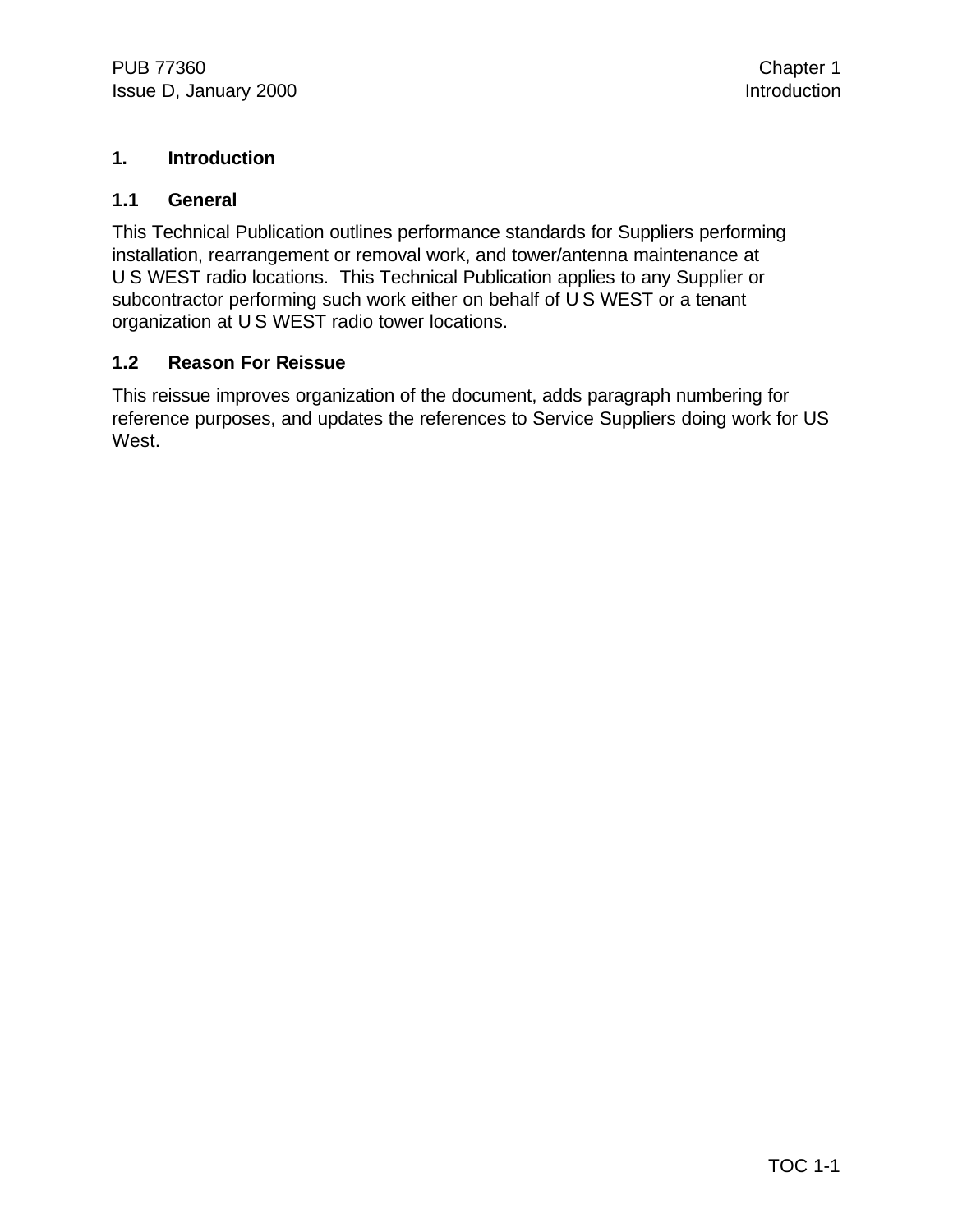# 1. Introduction

## 1.1 General

This Technical Publication outlines performance standards for Suppliers performing installation, rearrangement or removal work, and tower/antenna maintenance at U S WEST radio locations. This Technical Publication applies to any Supplier or subcontractor performing such work either on behalf of U S WEST or a tenant organization at U S WEST radio tower locations.

## 1.2 Reason For Reissue

This reissue improves organization of the document, adds paragraph numbering for reference purposes, and updates the references to Service Suppliers doing work for US West.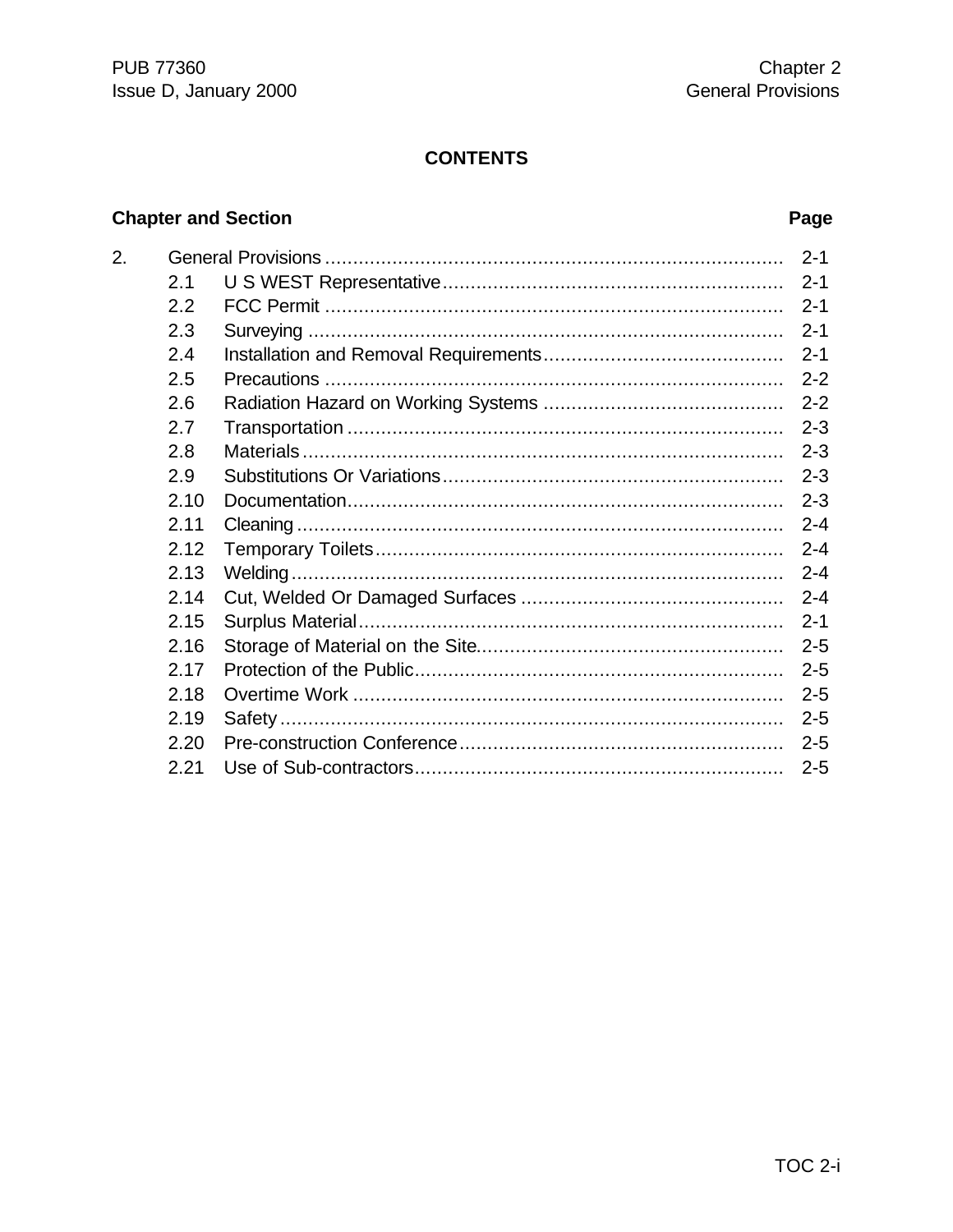## CONTENTS

| Chapter and Section | | Page |
|---|---|---|
| 2. | General Provisions | 2-1 |
| 2.1 | U S WEST Representative | 2-1 |
| 2.2 | FCC Permit | 2-1 |
| 2.3 | Surveying | 2-1 |
| 2.4 | Installation and Removal Requirements | 2-1 |
| 2.5 | Precautions | 2-2 |
| 2.6 | Radiation Hazard on Working Systems | 2-2 |
| 2.7 | Transportation | 2-3 |
| 2.8 | Materials | 2-3 |
| 2.9 | Substitutions Or Variations | 2-3 |
| 2.10 | Documentation | 2-3 |
| 2.11 | Cleaning | 2-4 |
| 2.12 | Temporary Toilets | 2-4 |
| 2.13 | Welding | 2-4 |
| 2.14 | Cut, Welded Or Damaged Surfaces | 2-4 |
| 2.15 | Surplus Material | 2-1 |
| 2.16 | Storage of Material on the Site | 2-5 |
| 2.17 | Protection of the Public | 2-5 |
| 2.18 | Overtime Work | 2-5 |
| 2.19 | Safety | 2-5 |
| 2.20 | Pre-construction Conference | 2-5 |
| 2.21 | Use of Sub-contractors | 2-5 |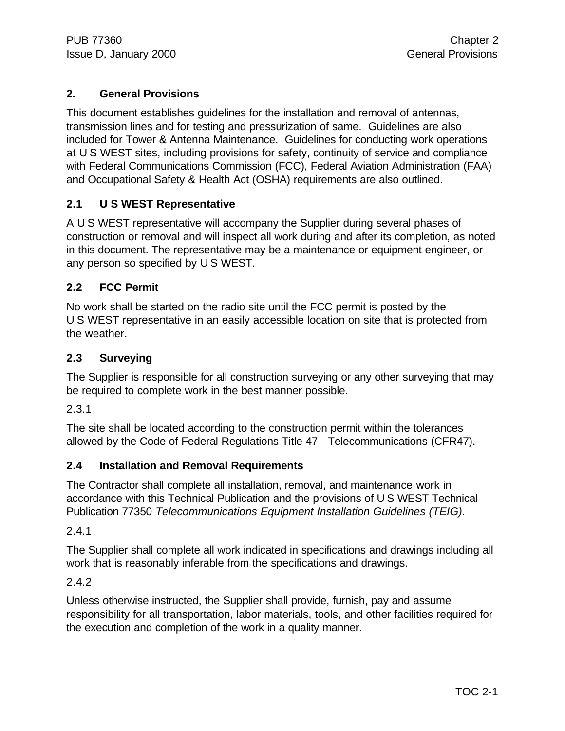## 2. General Provisions

This document establishes guidelines for the installation and removal of antennas, transmission lines and for testing and pressurization of same. Guidelines are also included for Tower & Antenna Maintenance. Guidelines for conducting work operations at U S WEST sites, including provisions for safety, continuity of service and compliance with Federal Communications Commission (FCC), Federal Aviation Administration (FAA) and Occupational Safety & Health Act (OSHA) requirements are also outlined.

### 2.1 U S WEST Representative

A U S WEST representative will accompany the Supplier during several phases of construction or removal and will inspect all work during and after its completion, as noted in this document. The representative may be a maintenance or equipment engineer, or any person so specified by U S WEST.

### 2.2 FCC Permit

No work shall be started on the radio site until the FCC permit is posted by the U S WEST representative in an easily accessible location on site that is protected from the weather.

### 2.3 Surveying

The Supplier is responsible for all construction surveying or any other surveying that may be required to complete work in the best manner possible.

2.3.1

The site shall be located according to the construction permit within the tolerances allowed by the Code of Federal Regulations Title 47 - Telecommunications (CFR47).

### 2.4 Installation and Removal Requirements

The Contractor shall complete all installation, removal, and maintenance work in accordance with this Technical Publication and the provisions of U S WEST Technical Publication 77350 *Telecommunications Equipment Installation Guidelines (TEIG)*.

2.4.1

The Supplier shall complete all work indicated in specifications and drawings including all work that is reasonably inferable from the specifications and drawings.

2.4.2

Unless otherwise instructed, the Supplier shall provide, furnish, pay and assume responsibility for all transportation, labor materials, tools, and other facilities required for the execution and completion of the work in a quality manner.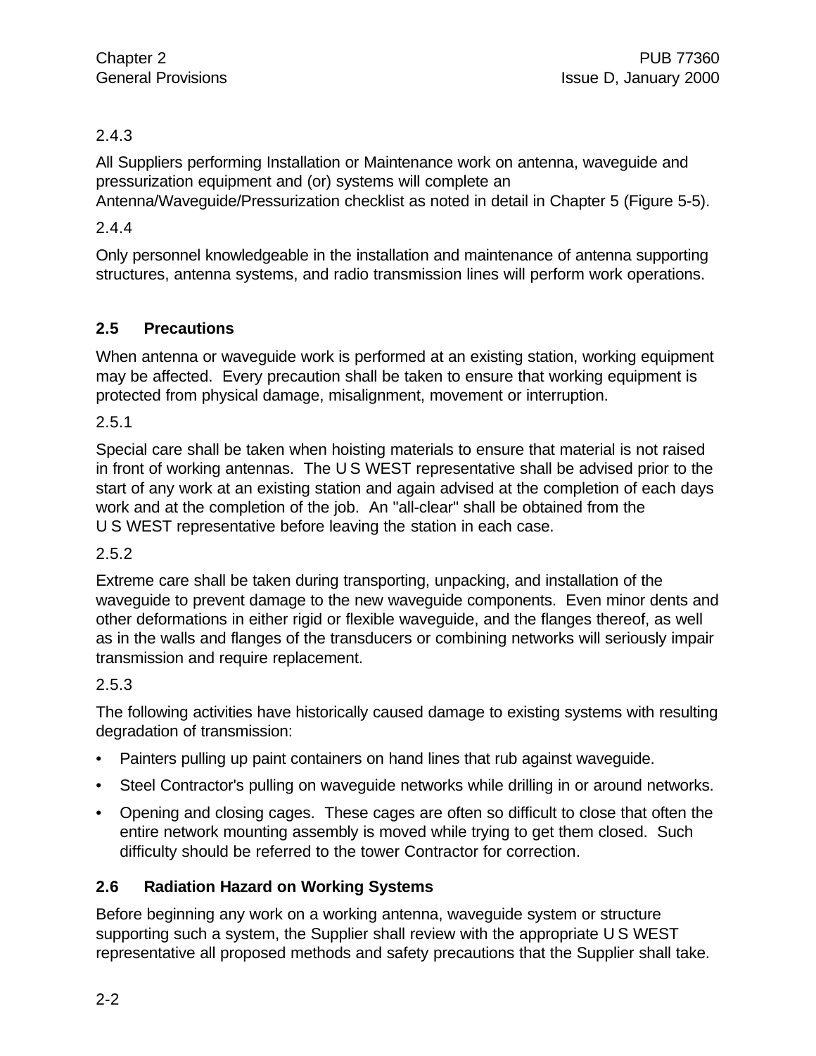2.4.3

All Suppliers performing Installation or Maintenance work on antenna, waveguide and pressurization equipment and (or) systems will complete an Antenna/Waveguide/Pressurization checklist as noted in detail in Chapter 5 (Figure 5-5).

2.4.4

Only personnel knowledgeable in the installation and maintenance of antenna supporting structures, antenna systems, and radio transmission lines will perform work operations.

## 2.5 Precautions

When antenna or waveguide work is performed at an existing station, working equipment may be affected. Every precaution shall be taken to ensure that working equipment is protected from physical damage, misalignment, movement or interruption.

2.5.1

Special care shall be taken when hoisting materials to ensure that material is not raised in front of working antennas. The U S WEST representative shall be advised prior to the start of any work at an existing station and again advised at the completion of each days work and at the completion of the job. An "all-clear" shall be obtained from the U S WEST representative before leaving the station in each case.

2.5.2

Extreme care shall be taken during transporting, unpacking, and installation of the waveguide to prevent damage to the new waveguide components. Even minor dents and other deformations in either rigid or flexible waveguide, and the flanges thereof, as well as in the walls and flanges of the transducers or combining networks will seriously impair transmission and require replacement.

2.5.3

The following activities have historically caused damage to existing systems with resulting degradation of transmission:

- Painters pulling up paint containers on hand lines that rub against waveguide.
- Steel Contractor's pulling on waveguide networks while drilling in or around networks.
- Opening and closing cages. These cages are often so difficult to close that often the entire network mounting assembly is moved while trying to get them closed. Such difficulty should be referred to the tower Contractor for correction.

## 2.6 Radiation Hazard on Working Systems

Before beginning any work on a working antenna, waveguide system or structure supporting such a system, the Supplier shall review with the appropriate U S WEST representative all proposed methods and safety precautions that the Supplier shall take.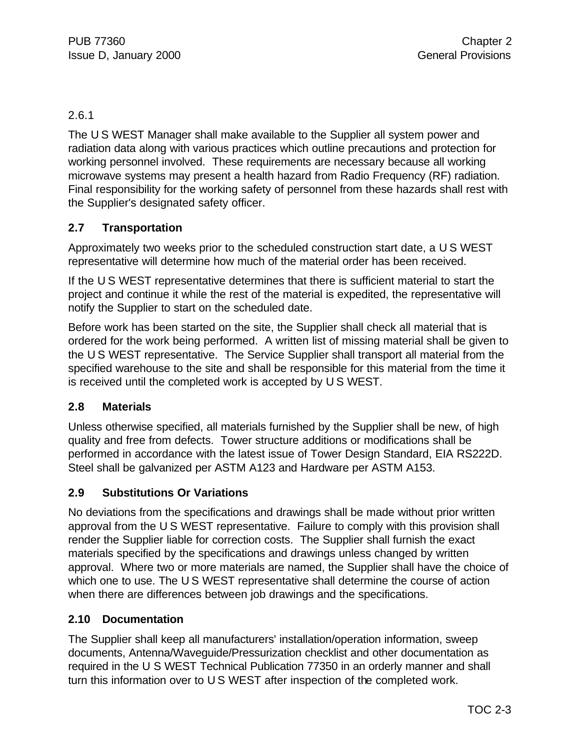2.6.1

The U S WEST Manager shall make available to the Supplier all system power and radiation data along with various practices which outline precautions and protection for working personnel involved. These requirements are necessary because all working microwave systems may present a health hazard from Radio Frequency (RF) radiation. Final responsibility for the working safety of personnel from these hazards shall rest with the Supplier's designated safety officer.

## 2.7 Transportation

Approximately two weeks prior to the scheduled construction start date, a U S WEST representative will determine how much of the material order has been received.

If the U S WEST representative determines that there is sufficient material to start the project and continue it while the rest of the material is expedited, the representative will notify the Supplier to start on the scheduled date.

Before work has been started on the site, the Supplier shall check all material that is ordered for the work being performed. A written list of missing material shall be given to the U S WEST representative. The Service Supplier shall transport all material from the specified warehouse to the site and shall be responsible for this material from the time it is received until the completed work is accepted by U S WEST.

## 2.8 Materials

Unless otherwise specified, all materials furnished by the Supplier shall be new, of high quality and free from defects. Tower structure additions or modifications shall be performed in accordance with the latest issue of Tower Design Standard, EIA RS222D. Steel shall be galvanized per ASTM A123 and Hardware per ASTM A153.

## 2.9 Substitutions Or Variations

No deviations from the specifications and drawings shall be made without prior written approval from the U S WEST representative. Failure to comply with this provision shall render the Supplier liable for correction costs. The Supplier shall furnish the exact materials specified by the specifications and drawings unless changed by written approval. Where two or more materials are named, the Supplier shall have the choice of which one to use. The U S WEST representative shall determine the course of action when there are differences between job drawings and the specifications.

## 2.10 Documentation

The Supplier shall keep all manufacturers' installation/operation information, sweep documents, Antenna/Waveguide/Pressurization checklist and other documentation as required in the U S WEST Technical Publication 77350 in an orderly manner and shall turn this information over to U S WEST after inspection of the completed work.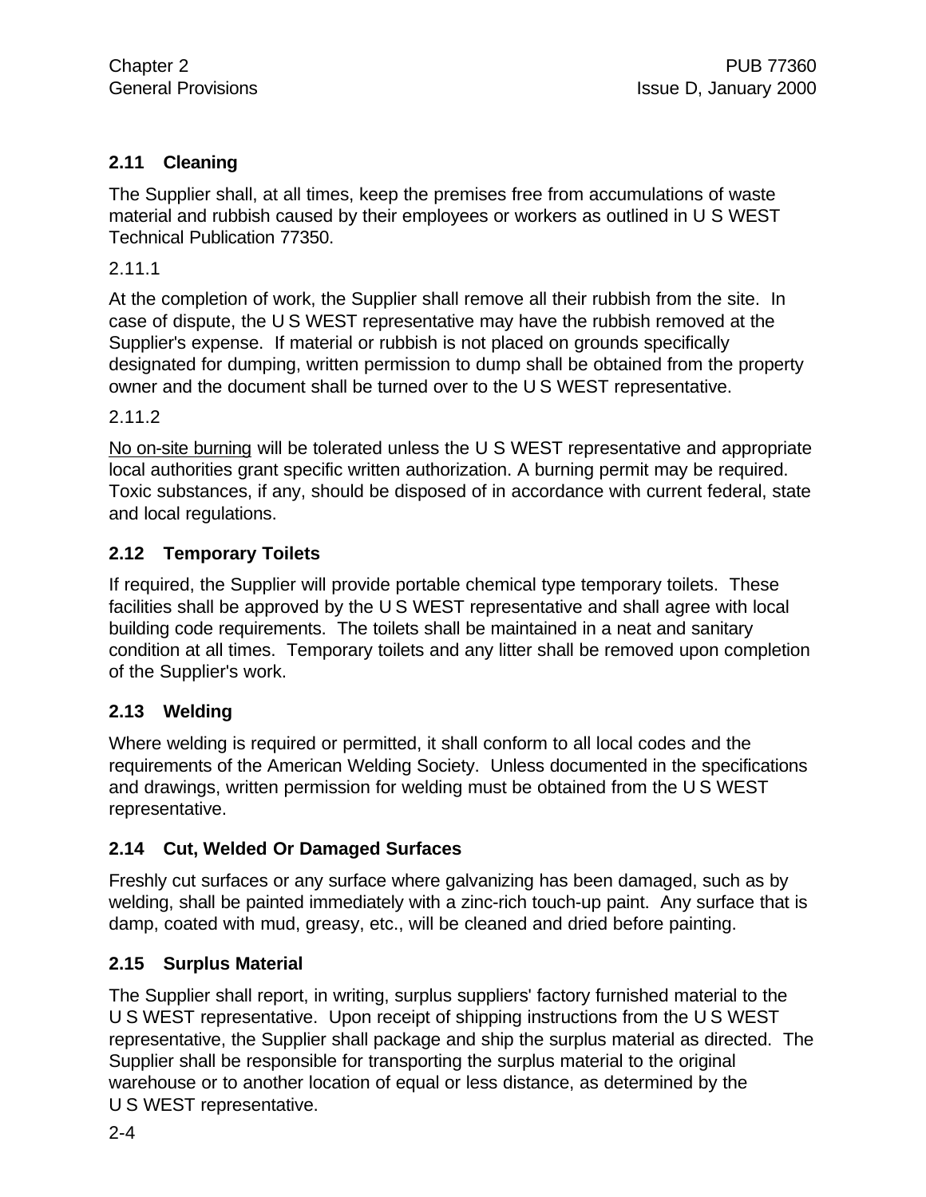## 2.11 Cleaning

The Supplier shall, at all times, keep the premises free from accumulations of waste material and rubbish caused by their employees or workers as outlined in U S WEST Technical Publication 77350.

2.11.1

At the completion of work, the Supplier shall remove all their rubbish from the site. In case of dispute, the U S WEST representative may have the rubbish removed at the Supplier's expense. If material or rubbish is not placed on grounds specifically designated for dumping, written permission to dump shall be obtained from the property owner and the document shall be turned over to the U S WEST representative.

2.11.2

<u>No on-site burning</u> will be tolerated unless the U S WEST representative and appropriate local authorities grant specific written authorization. A burning permit may be required. Toxic substances, if any, should be disposed of in accordance with current federal, state and local regulations.

## 2.12 Temporary Toilets

If required, the Supplier will provide portable chemical type temporary toilets. These facilities shall be approved by the U S WEST representative and shall agree with local building code requirements. The toilets shall be maintained in a neat and sanitary condition at all times. Temporary toilets and any litter shall be removed upon completion of the Supplier's work.

## 2.13 Welding

Where welding is required or permitted, it shall conform to all local codes and the requirements of the American Welding Society. Unless documented in the specifications and drawings, written permission for welding must be obtained from the U S WEST representative.

## 2.14 Cut, Welded Or Damaged Surfaces

Freshly cut surfaces or any surface where galvanizing has been damaged, such as by welding, shall be painted immediately with a zinc-rich touch-up paint. Any surface that is damp, coated with mud, greasy, etc., will be cleaned and dried before painting.

## 2.15 Surplus Material

The Supplier shall report, in writing, surplus suppliers' factory furnished material to the U S WEST representative. Upon receipt of shipping instructions from the U S WEST representative, the Supplier shall package and ship the surplus material as directed. The Supplier shall be responsible for transporting the surplus material to the original warehouse or to another location of equal or less distance, as determined by the U S WEST representative.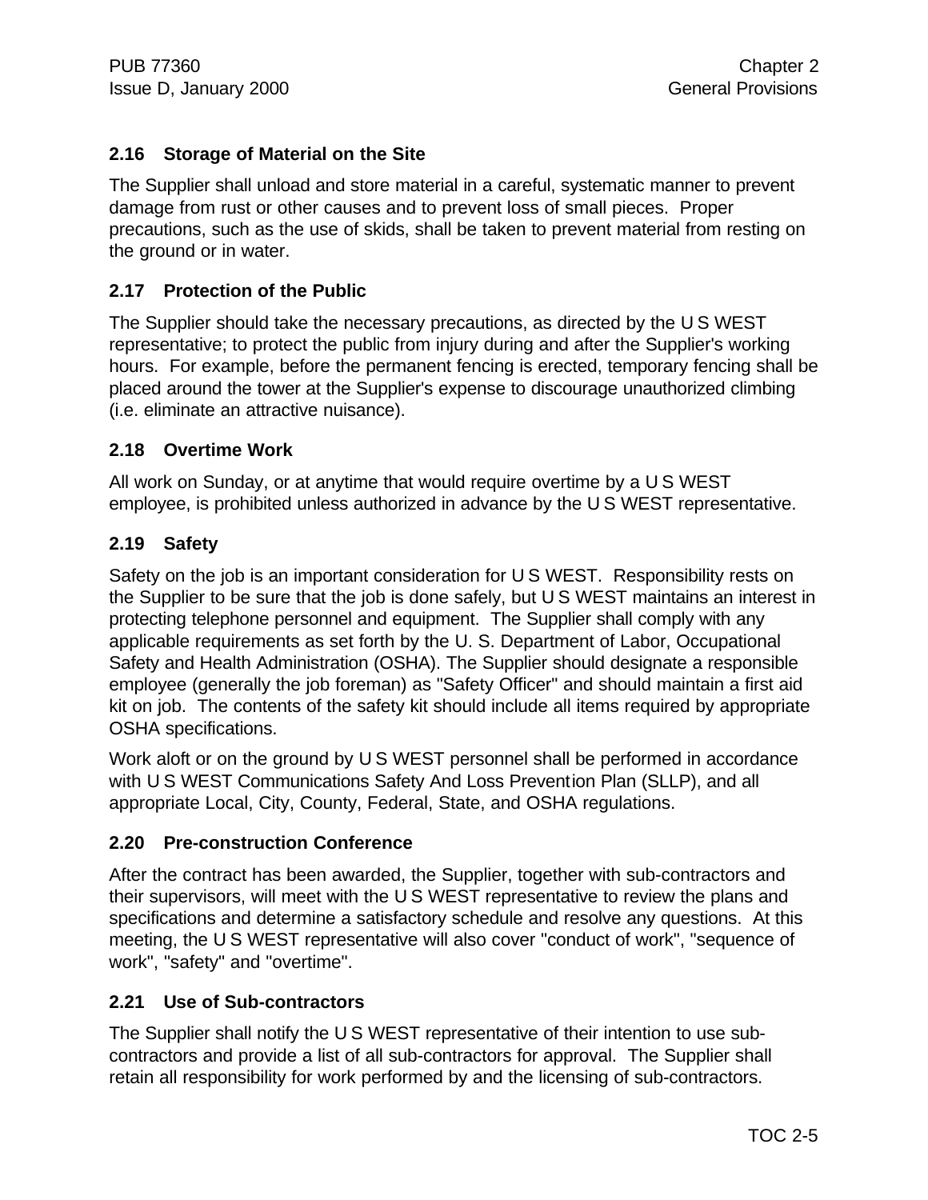### 2.16 Storage of Material on the Site

The Supplier shall unload and store material in a careful, systematic manner to prevent damage from rust or other causes and to prevent loss of small pieces. Proper precautions, such as the use of skids, shall be taken to prevent material from resting on the ground or in water.

### 2.17 Protection of the Public

The Supplier should take the necessary precautions, as directed by the U S WEST representative; to protect the public from injury during and after the Supplier's working hours. For example, before the permanent fencing is erected, temporary fencing shall be placed around the tower at the Supplier's expense to discourage unauthorized climbing (i.e. eliminate an attractive nuisance).

### 2.18 Overtime Work

All work on Sunday, or at anytime that would require overtime by a U S WEST employee, is prohibited unless authorized in advance by the U S WEST representative.

### 2.19 Safety

Safety on the job is an important consideration for U S WEST. Responsibility rests on the Supplier to be sure that the job is done safely, but U S WEST maintains an interest in protecting telephone personnel and equipment. The Supplier shall comply with any applicable requirements as set forth by the U. S. Department of Labor, Occupational Safety and Health Administration (OSHA). The Supplier should designate a responsible employee (generally the job foreman) as "Safety Officer" and should maintain a first aid kit on job. The contents of the safety kit should include all items required by appropriate OSHA specifications.

Work aloft or on the ground by U S WEST personnel shall be performed in accordance with U S WEST Communications Safety And Loss Prevention Plan (SLLP), and all appropriate Local, City, County, Federal, State, and OSHA regulations.

### 2.20 Pre-construction Conference

After the contract has been awarded, the Supplier, together with sub-contractors and their supervisors, will meet with the U S WEST representative to review the plans and specifications and determine a satisfactory schedule and resolve any questions. At this meeting, the U S WEST representative will also cover "conduct of work", "sequence of work", "safety" and "overtime".

### 2.21 Use of Sub-contractors

The Supplier shall notify the U S WEST representative of their intention to use sub-contractors and provide a list of all sub-contractors for approval. The Supplier shall retain all responsibility for work performed by and the licensing of sub-contractors.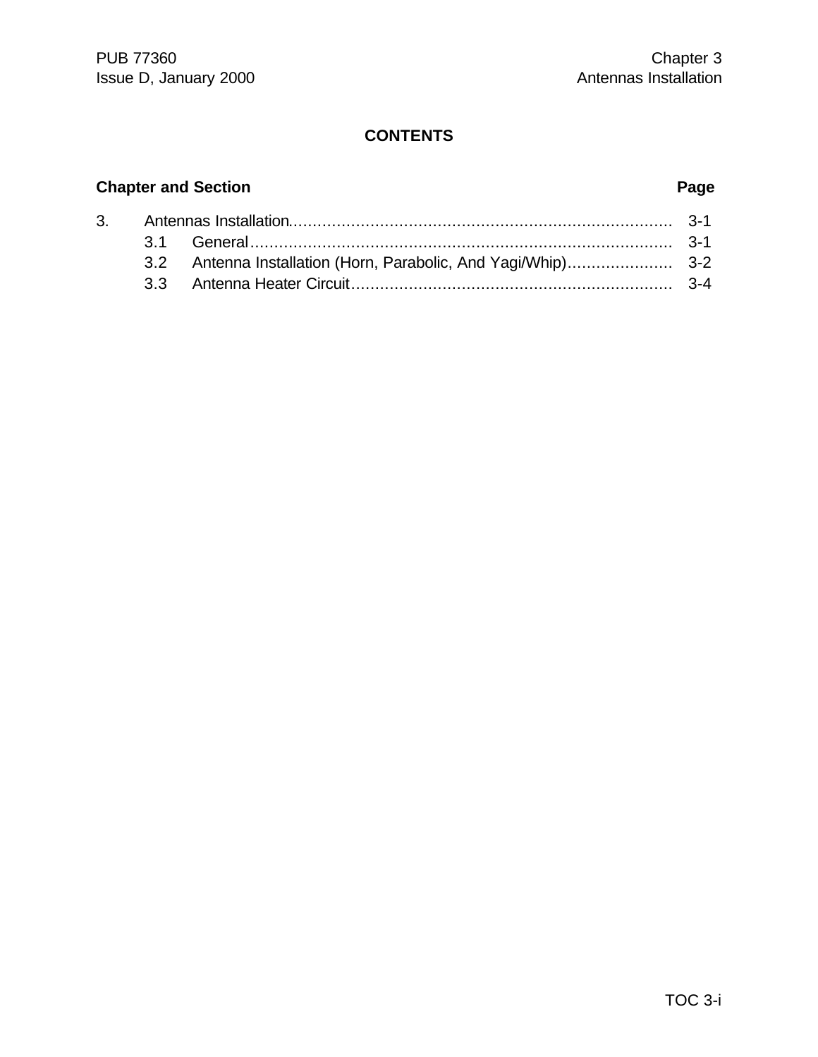## CONTENTS

| Chapter and Section | | Page |
|---|---|---|
| 3. | Antennas Installation | 3-1 |
| 3.1 | General | 3-1 |
| 3.2 | Antenna Installation (Horn, Parabolic, And Yagi/Whip) | 3-2 |
| 3.3 | Antenna Heater Circuit | 3-4 |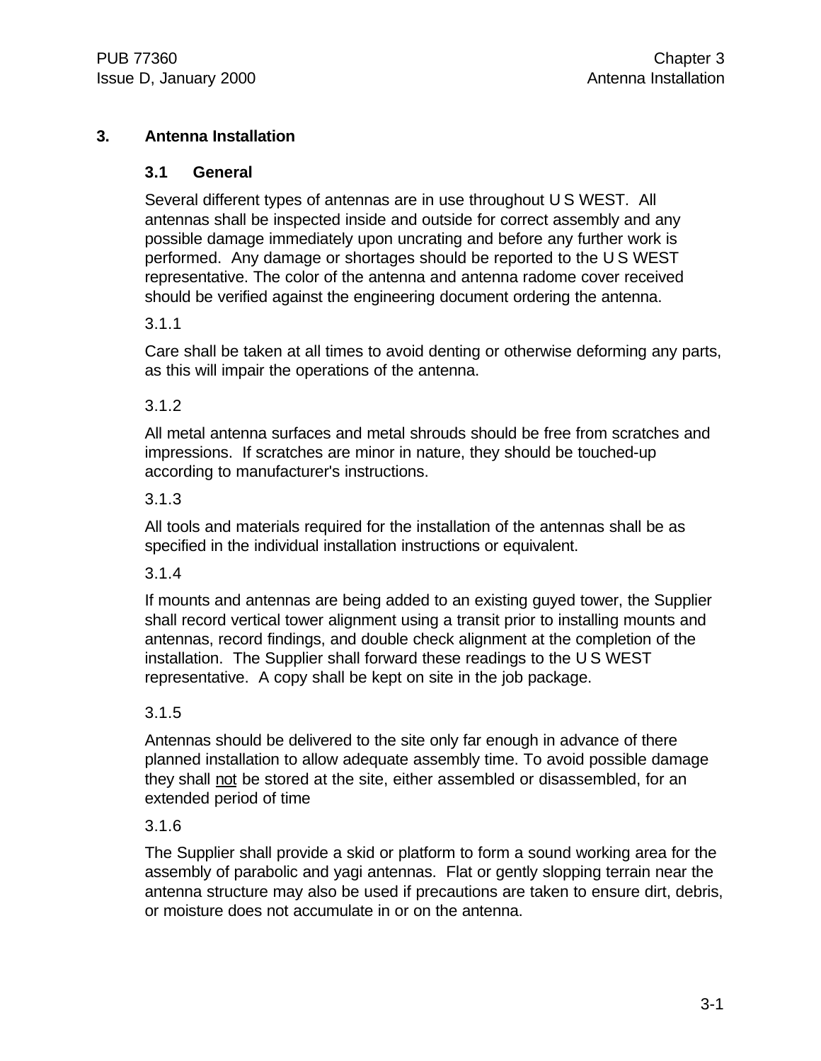# 3. Antenna Installation

## 3.1 General

Several different types of antennas are in use throughout U S WEST. All antennas shall be inspected inside and outside for correct assembly and any possible damage immediately upon uncrating and before any further work is performed. Any damage or shortages should be reported to the U S WEST representative. The color of the antenna and antenna radome cover received should be verified against the engineering document ordering the antenna.

3.1.1

Care shall be taken at all times to avoid denting or otherwise deforming any parts, as this will impair the operations of the antenna.

3.1.2

All metal antenna surfaces and metal shrouds should be free from scratches and impressions. If scratches are minor in nature, they should be touched-up according to manufacturer's instructions.

3.1.3

All tools and materials required for the installation of the antennas shall be as specified in the individual installation instructions or equivalent.

3.1.4

If mounts and antennas are being added to an existing guyed tower, the Supplier shall record vertical tower alignment using a transit prior to installing mounts and antennas, record findings, and double check alignment at the completion of the installation. The Supplier shall forward these readings to the U S WEST representative. A copy shall be kept on site in the job package.

3.1.5

Antennas should be delivered to the site only far enough in advance of there planned installation to allow adequate assembly time. To avoid possible damage they shall not be stored at the site, either assembled or disassembled, for an extended period of time

3.1.6

The Supplier shall provide a skid or platform to form a sound working area for the assembly of parabolic and yagi antennas. Flat or gently slopping terrain near the antenna structure may also be used if precautions are taken to ensure dirt, debris, or moisture does not accumulate in or on the antenna.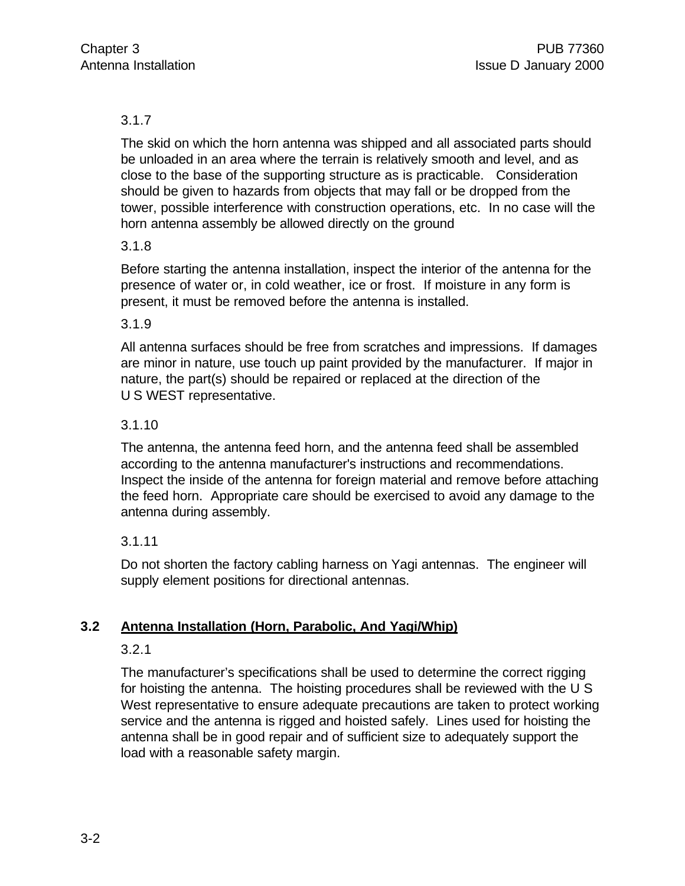3.1.7

The skid on which the horn antenna was shipped and all associated parts should be unloaded in an area where the terrain is relatively smooth and level, and as close to the base of the supporting structure as is practicable. Consideration should be given to hazards from objects that may fall or be dropped from the tower, possible interference with construction operations, etc. In no case will the horn antenna assembly be allowed directly on the ground

3.1.8

Before starting the antenna installation, inspect the interior of the antenna for the presence of water or, in cold weather, ice or frost. If moisture in any form is present, it must be removed before the antenna is installed.

3.1.9

All antenna surfaces should be free from scratches and impressions. If damages are minor in nature, use touch up paint provided by the manufacturer. If major in nature, the part(s) should be repaired or replaced at the direction of the U S WEST representative.

3.1.10

The antenna, the antenna feed horn, and the antenna feed shall be assembled according to the antenna manufacturer's instructions and recommendations. Inspect the inside of the antenna for foreign material and remove before attaching the feed horn. Appropriate care should be exercised to avoid any damage to the antenna during assembly.

3.1.11

Do not shorten the factory cabling harness on Yagi antennas. The engineer will supply element positions for directional antennas.

## 3.2 Antenna Installation (Horn, Parabolic, And Yagi/Whip)

3.2.1

The manufacturer's specifications shall be used to determine the correct rigging for hoisting the antenna. The hoisting procedures shall be reviewed with the U S West representative to ensure adequate precautions are taken to protect working service and the antenna is rigged and hoisted safely. Lines used for hoisting the antenna shall be in good repair and of sufficient size to adequately support the load with a reasonable safety margin.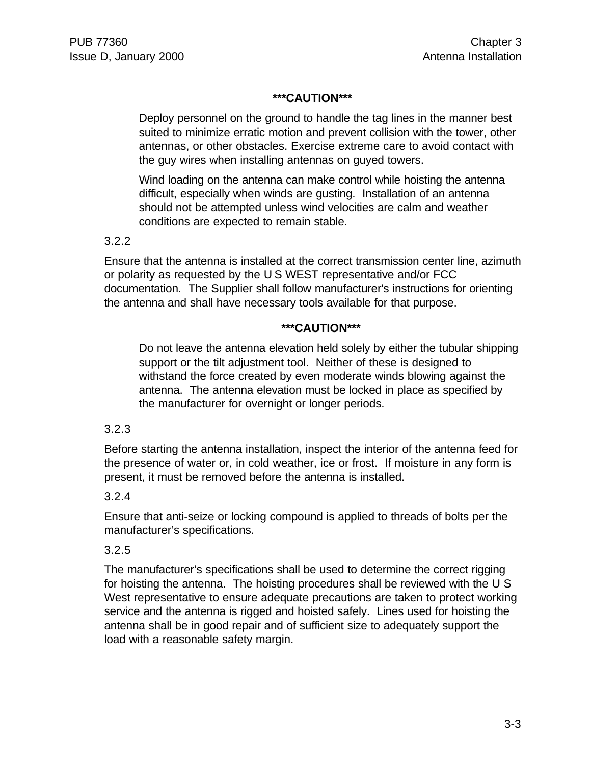**\*\*\*CAUTION\*\*\***

> Deploy personnel on the ground to handle the tag lines in the manner best suited to minimize erratic motion and prevent collision with the tower, other antennas, or other obstacles. Exercise extreme care to avoid contact with the guy wires when installing antennas on guyed towers.
>
> Wind loading on the antenna can make control while hoisting the antenna difficult, especially when winds are gusting. Installation of an antenna should not be attempted unless wind velocities are calm and weather conditions are expected to remain stable.

3.2.2

Ensure that the antenna is installed at the correct transmission center line, azimuth or polarity as requested by the U S WEST representative and/or FCC documentation. The Supplier shall follow manufacturer's instructions for orienting the antenna and shall have necessary tools available for that purpose.

**\*\*\*CAUTION\*\*\***

> Do not leave the antenna elevation held solely by either the tubular shipping support or the tilt adjustment tool. Neither of these is designed to withstand the force created by even moderate winds blowing against the antenna. The antenna elevation must be locked in place as specified by the manufacturer for overnight or longer periods.

3.2.3

Before starting the antenna installation, inspect the interior of the antenna feed for the presence of water or, in cold weather, ice or frost. If moisture in any form is present, it must be removed before the antenna is installed.

3.2.4

Ensure that anti-seize or locking compound is applied to threads of bolts per the manufacturer's specifications.

3.2.5

The manufacturer's specifications shall be used to determine the correct rigging for hoisting the antenna. The hoisting procedures shall be reviewed with the U S West representative to ensure adequate precautions are taken to protect working service and the antenna is rigged and hoisted safely. Lines used for hoisting the antenna shall be in good repair and of sufficient size to adequately support the load with a reasonable safety margin.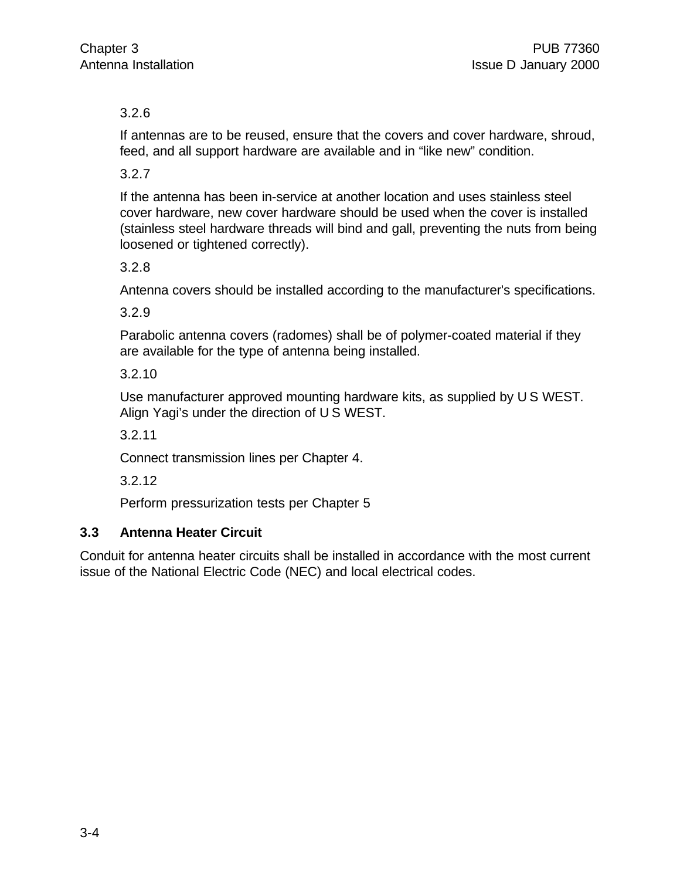3.2.6

If antennas are to be reused, ensure that the covers and cover hardware, shroud, feed, and all support hardware are available and in “like new” condition.

3.2.7

If the antenna has been in-service at another location and uses stainless steel cover hardware, new cover hardware should be used when the cover is installed (stainless steel hardware threads will bind and gall, preventing the nuts from being loosened or tightened correctly).

3.2.8

Antenna covers should be installed according to the manufacturer's specifications.

3.2.9

Parabolic antenna covers (radomes) shall be of polymer-coated material if they are available for the type of antenna being installed.

3.2.10

Use manufacturer approved mounting hardware kits, as supplied by U S WEST. Align Yagi’s under the direction of U S WEST.

3.2.11

Connect transmission lines per Chapter 4.

3.2.12

Perform pressurization tests per Chapter 5

## 3.3 Antenna Heater Circuit

Conduit for antenna heater circuits shall be installed in accordance with the most current issue of the National Electric Code (NEC) and local electrical codes.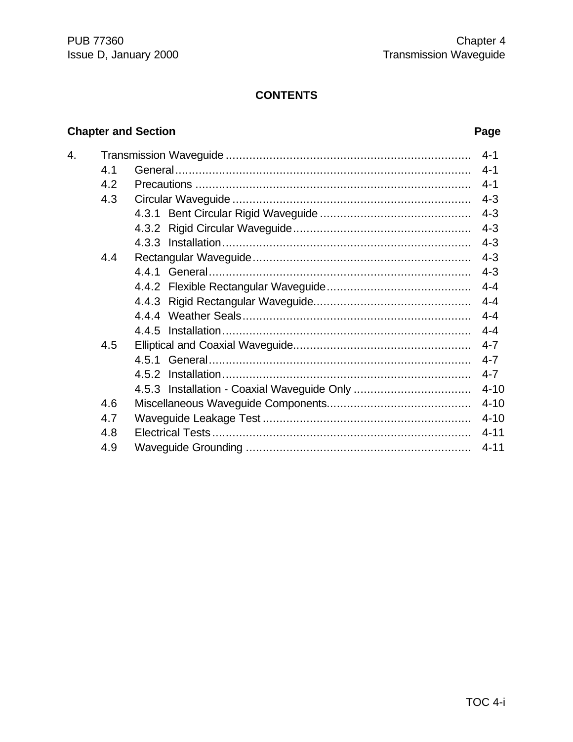## CONTENTS

| Chapter and Section | | | Page |
|---|---|---|---|
| 4. | Transmission Waveguide | | 4-1 |
| | 4.1 | General | 4-1 |
| | 4.2 | Precautions | 4-1 |
| | 4.3 | Circular Waveguide | 4-3 |
| | | 4.3.1 Bent Circular Rigid Waveguide | 4-3 |
| | | 4.3.2 Rigid Circular Waveguide | 4-3 |
| | | 4.3.3 Installation | 4-3 |
| | 4.4 | Rectangular Waveguide | 4-3 |
| | | 4.4.1 General | 4-3 |
| | | 4.4.2 Flexible Rectangular Waveguide | 4-4 |
| | | 4.4.3 Rigid Rectangular Waveguide | 4-4 |
| | | 4.4.4 Weather Seals | 4-4 |
| | | 4.4.5 Installation | 4-4 |
| | 4.5 | Elliptical and Coaxial Waveguide | 4-7 |
| | | 4.5.1 General | 4-7 |
| | | 4.5.2 Installation | 4-7 |
| | | 4.5.3 Installation - Coaxial Waveguide Only | 4-10 |
| | 4.6 | Miscellaneous Waveguide Components | 4-10 |
| | 4.7 | Waveguide Leakage Test | 4-10 |
| | 4.8 | Electrical Tests | 4-11 |
| | 4.9 | Waveguide Grounding | 4-11 |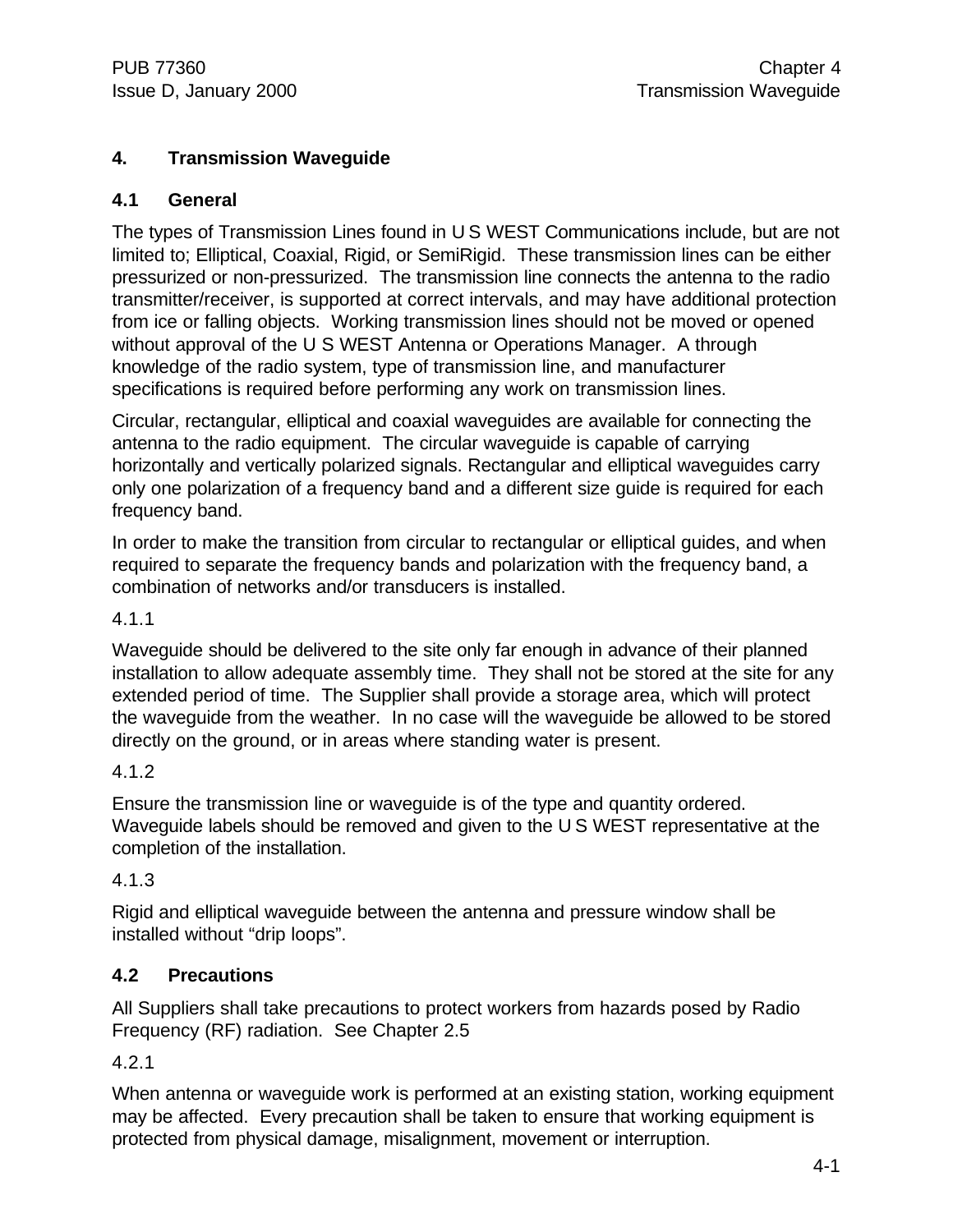# 4. Transmission Waveguide

## 4.1 General

The types of Transmission Lines found in U S WEST Communications include, but are not limited to; Elliptical, Coaxial, Rigid, or SemiRigid. These transmission lines can be either pressurized or non-pressurized. The transmission line connects the antenna to the radio transmitter/receiver, is supported at correct intervals, and may have additional protection from ice or falling objects. Working transmission lines should not be moved or opened without approval of the U S WEST Antenna or Operations Manager. A through knowledge of the radio system, type of transmission line, and manufacturer specifications is required before performing any work on transmission lines.

Circular, rectangular, elliptical and coaxial waveguides are available for connecting the antenna to the radio equipment. The circular waveguide is capable of carrying horizontally and vertically polarized signals. Rectangular and elliptical waveguides carry only one polarization of a frequency band and a different size guide is required for each frequency band.

In order to make the transition from circular to rectangular or elliptical guides, and when required to separate the frequency bands and polarization with the frequency band, a combination of networks and/or transducers is installed.

4.1.1

Waveguide should be delivered to the site only far enough in advance of their planned installation to allow adequate assembly time. They shall not be stored at the site for any extended period of time. The Supplier shall provide a storage area, which will protect the waveguide from the weather. In no case will the waveguide be allowed to be stored directly on the ground, or in areas where standing water is present.

4.1.2

Ensure the transmission line or waveguide is of the type and quantity ordered. Waveguide labels should be removed and given to the U S WEST representative at the completion of the installation.

4.1.3

Rigid and elliptical waveguide between the antenna and pressure window shall be installed without "drip loops".

## 4.2 Precautions

All Suppliers shall take precautions to protect workers from hazards posed by Radio Frequency (RF) radiation. See Chapter 2.5

4.2.1

When antenna or waveguide work is performed at an existing station, working equipment may be affected. Every precaution shall be taken to ensure that working equipment is protected from physical damage, misalignment, movement or interruption.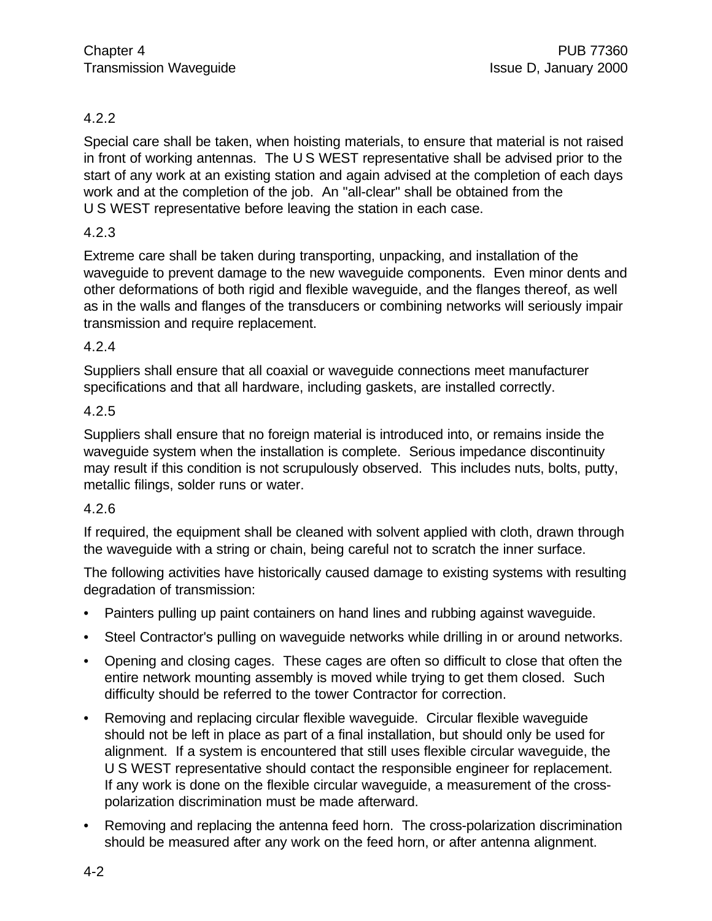4.2.2

Special care shall be taken, when hoisting materials, to ensure that material is not raised in front of working antennas. The U S WEST representative shall be advised prior to the start of any work at an existing station and again advised at the completion of each days work and at the completion of the job. An "all-clear" shall be obtained from the U S WEST representative before leaving the station in each case.

4.2.3

Extreme care shall be taken during transporting, unpacking, and installation of the waveguide to prevent damage to the new waveguide components. Even minor dents and other deformations of both rigid and flexible waveguide, and the flanges thereof, as well as in the walls and flanges of the transducers or combining networks will seriously impair transmission and require replacement.

4.2.4

Suppliers shall ensure that all coaxial or waveguide connections meet manufacturer specifications and that all hardware, including gaskets, are installed correctly.

4.2.5

Suppliers shall ensure that no foreign material is introduced into, or remains inside the waveguide system when the installation is complete. Serious impedance discontinuity may result if this condition is not scrupulously observed. This includes nuts, bolts, putty, metallic filings, solder runs or water.

4.2.6

If required, the equipment shall be cleaned with solvent applied with cloth, drawn through the waveguide with a string or chain, being careful not to scratch the inner surface.

The following activities have historically caused damage to existing systems with resulting degradation of transmission:

- Painters pulling up paint containers on hand lines and rubbing against waveguide.
- Steel Contractor's pulling on waveguide networks while drilling in or around networks.
- Opening and closing cages. These cages are often so difficult to close that often the entire network mounting assembly is moved while trying to get them closed. Such difficulty should be referred to the tower Contractor for correction.
- Removing and replacing circular flexible waveguide. Circular flexible waveguide should not be left in place as part of a final installation, but should only be used for alignment. If a system is encountered that still uses flexible circular waveguide, the U S WEST representative should contact the responsible engineer for replacement. If any work is done on the flexible circular waveguide, a measurement of the cross-polarization discrimination must be made afterward.
- Removing and replacing the antenna feed horn. The cross-polarization discrimination should be measured after any work on the feed horn, or after antenna alignment.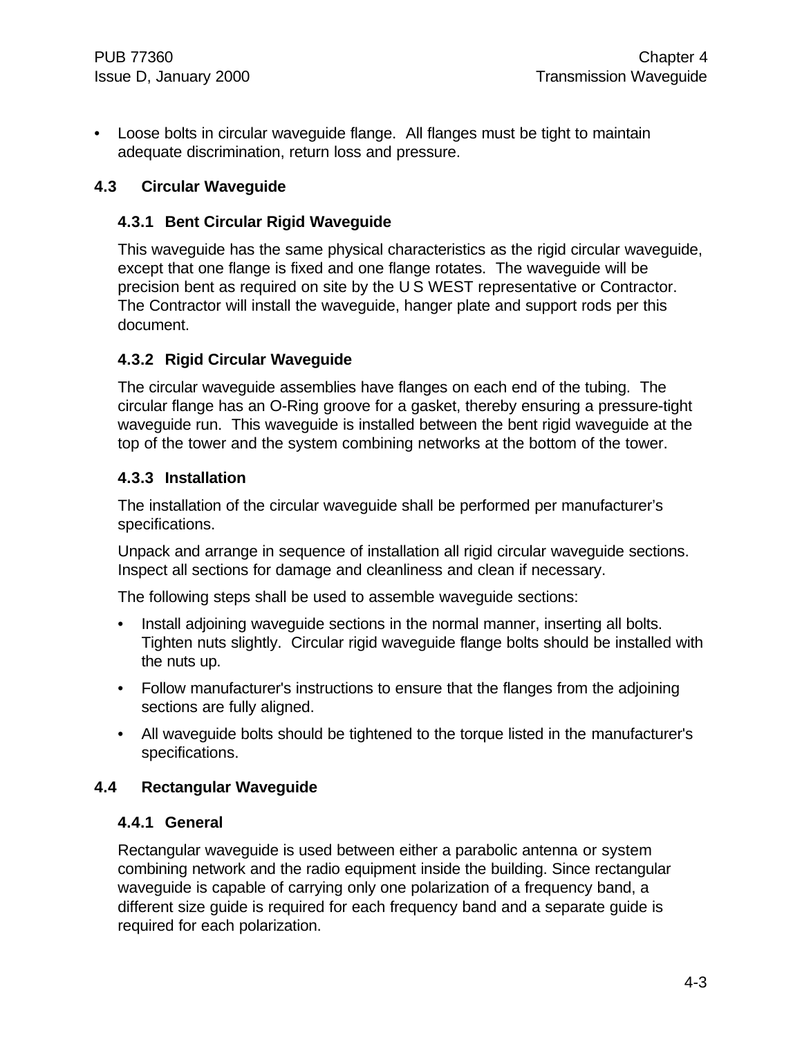- Loose bolts in circular waveguide flange. All flanges must be tight to maintain adequate discrimination, return loss and pressure.

## 4.3 Circular Waveguide

### 4.3.1 Bent Circular Rigid Waveguide

This waveguide has the same physical characteristics as the rigid circular waveguide, except that one flange is fixed and one flange rotates. The waveguide will be precision bent as required on site by the U S WEST representative or Contractor. The Contractor will install the waveguide, hanger plate and support rods per this document.

### 4.3.2 Rigid Circular Waveguide

The circular waveguide assemblies have flanges on each end of the tubing. The circular flange has an O-Ring groove for a gasket, thereby ensuring a pressure-tight waveguide run. This waveguide is installed between the bent rigid waveguide at the top of the tower and the system combining networks at the bottom of the tower.

### 4.3.3 Installation

The installation of the circular waveguide shall be performed per manufacturer's specifications.

Unpack and arrange in sequence of installation all rigid circular waveguide sections. Inspect all sections for damage and cleanliness and clean if necessary.

The following steps shall be used to assemble waveguide sections:

- Install adjoining waveguide sections in the normal manner, inserting all bolts. Tighten nuts slightly. Circular rigid waveguide flange bolts should be installed with the nuts up.
- Follow manufacturer's instructions to ensure that the flanges from the adjoining sections are fully aligned.
- All waveguide bolts should be tightened to the torque listed in the manufacturer's specifications.

## 4.4 Rectangular Waveguide

### 4.4.1 General

Rectangular waveguide is used between either a parabolic antenna or system combining network and the radio equipment inside the building. Since rectangular waveguide is capable of carrying only one polarization of a frequency band, a different size guide is required for each frequency band and a separate guide is required for each polarization.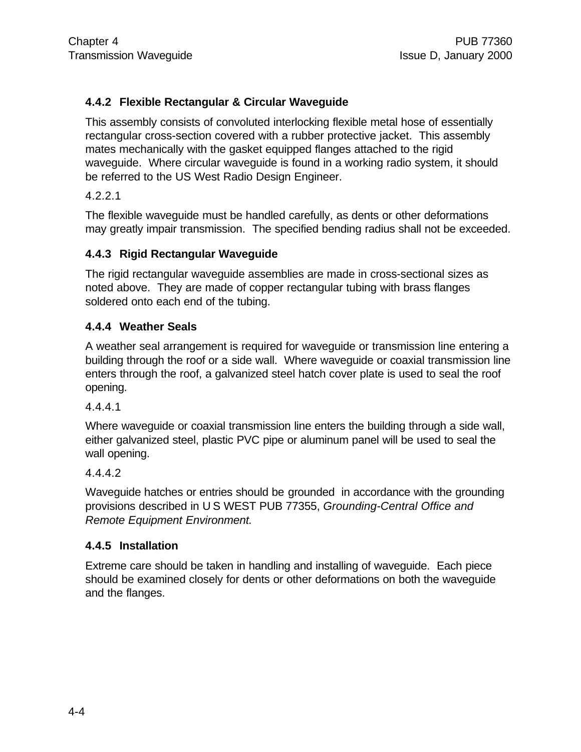### 4.4.2 Flexible Rectangular & Circular Waveguide

This assembly consists of convoluted interlocking flexible metal hose of essentially rectangular cross-section covered with a rubber protective jacket. This assembly mates mechanically with the gasket equipped flanges attached to the rigid waveguide. Where circular waveguide is found in a working radio system, it should be referred to the US West Radio Design Engineer.

4.2.2.1

The flexible waveguide must be handled carefully, as dents or other deformations may greatly impair transmission. The specified bending radius shall not be exceeded.

### 4.4.3 Rigid Rectangular Waveguide

The rigid rectangular waveguide assemblies are made in cross-sectional sizes as noted above. They are made of copper rectangular tubing with brass flanges soldered onto each end of the tubing.

### 4.4.4 Weather Seals

A weather seal arrangement is required for waveguide or transmission line entering a building through the roof or a side wall. Where waveguide or coaxial transmission line enters through the roof, a galvanized steel hatch cover plate is used to seal the roof opening.

4.4.4.1

Where waveguide or coaxial transmission line enters the building through a side wall, either galvanized steel, plastic PVC pipe or aluminum panel will be used to seal the wall opening.

4.4.4.2

Waveguide hatches or entries should be grounded in accordance with the grounding provisions described in U S WEST PUB 77355, *Grounding-Central Office and Remote Equipment Environment.*

### 4.4.5 Installation

Extreme care should be taken in handling and installing of waveguide. Each piece should be examined closely for dents or other deformations on both the waveguide and the flanges.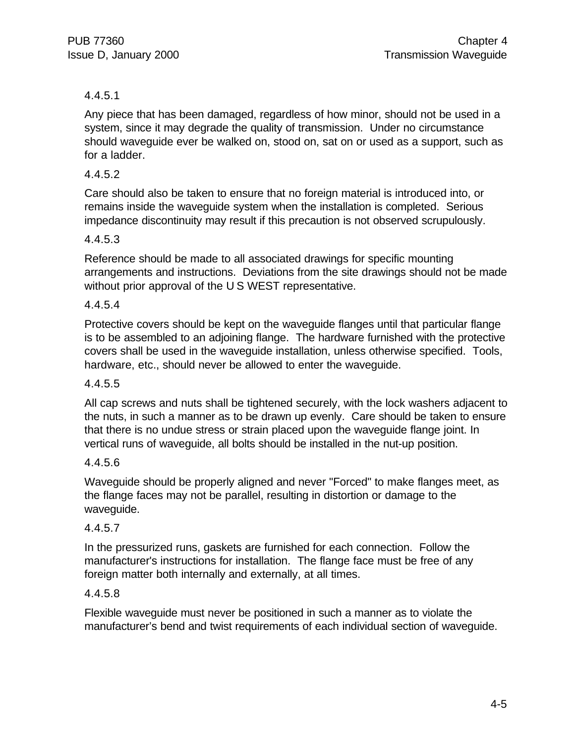4.4.5.1

Any piece that has been damaged, regardless of how minor, should not be used in a system, since it may degrade the quality of transmission. Under no circumstance should waveguide ever be walked on, stood on, sat on or used as a support, such as for a ladder.

4.4.5.2

Care should also be taken to ensure that no foreign material is introduced into, or remains inside the waveguide system when the installation is completed. Serious impedance discontinuity may result if this precaution is not observed scrupulously.

4.4.5.3

Reference should be made to all associated drawings for specific mounting arrangements and instructions. Deviations from the site drawings should not be made without prior approval of the U S WEST representative.

4.4.5.4

Protective covers should be kept on the waveguide flanges until that particular flange is to be assembled to an adjoining flange. The hardware furnished with the protective covers shall be used in the waveguide installation, unless otherwise specified. Tools, hardware, etc., should never be allowed to enter the waveguide.

4.4.5.5

All cap screws and nuts shall be tightened securely, with the lock washers adjacent to the nuts, in such a manner as to be drawn up evenly. Care should be taken to ensure that there is no undue stress or strain placed upon the waveguide flange joint. In vertical runs of waveguide, all bolts should be installed in the nut-up position.

4.4.5.6

Waveguide should be properly aligned and never "Forced" to make flanges meet, as the flange faces may not be parallel, resulting in distortion or damage to the waveguide.

4.4.5.7

In the pressurized runs, gaskets are furnished for each connection. Follow the manufacturer's instructions for installation. The flange face must be free of any foreign matter both internally and externally, at all times.

4.4.5.8

Flexible waveguide must never be positioned in such a manner as to violate the manufacturer's bend and twist requirements of each individual section of waveguide.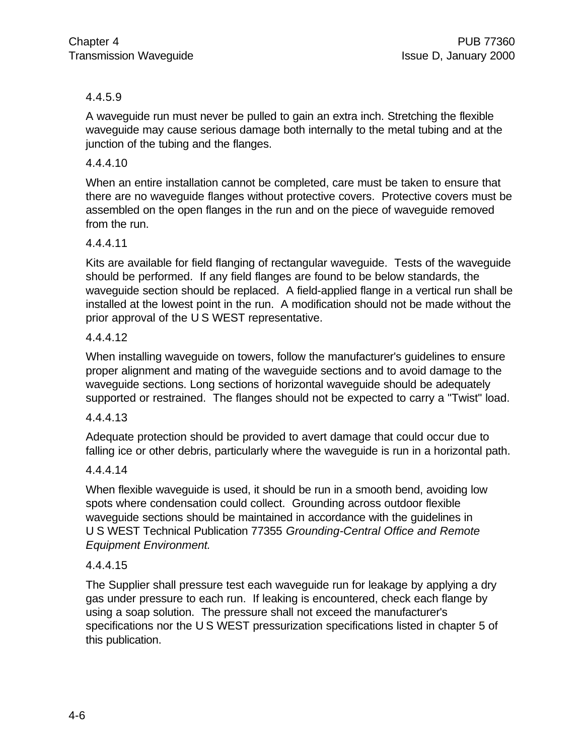4.4.5.9

A waveguide run must never be pulled to gain an extra inch. Stretching the flexible waveguide may cause serious damage both internally to the metal tubing and at the junction of the tubing and the flanges.

4.4.4.10

When an entire installation cannot be completed, care must be taken to ensure that there are no waveguide flanges without protective covers.  Protective covers must be assembled on the open flanges in the run and on the piece of waveguide removed from the run.

4.4.4.11

Kits are available for field flanging of rectangular waveguide.  Tests of the waveguide should be performed.  If any field flanges are found to be below standards, the waveguide section should be replaced.  A field-applied flange in a vertical run shall be installed at the lowest point in the run.  A modification should not be made without the prior approval of the U S WEST representative.

4.4.4.12

When installing waveguide on towers, follow the manufacturer's guidelines to ensure proper alignment and mating of the waveguide sections and to avoid damage to the waveguide sections. Long sections of horizontal waveguide should be adequately supported or restrained.  The flanges should not be expected to carry a "Twist" load.

4.4.4.13

Adequate protection should be provided to avert damage that could occur due to falling ice or other debris, particularly where the waveguide is run in a horizontal path.

4.4.4.14

When flexible waveguide is used, it should be run in a smooth bend, avoiding low spots where condensation could collect.  Grounding across outdoor flexible waveguide sections should be maintained in accordance with the guidelines in U S WEST Technical Publication 77355 *Grounding-Central Office and Remote Equipment Environment.*

4.4.4.15

The Supplier shall pressure test each waveguide run for leakage by applying a dry gas under pressure to each run.  If leaking is encountered, check each flange by using a soap solution.  The pressure shall not exceed the manufacturer's specifications nor the U S WEST pressurization specifications listed in chapter 5 of this publication.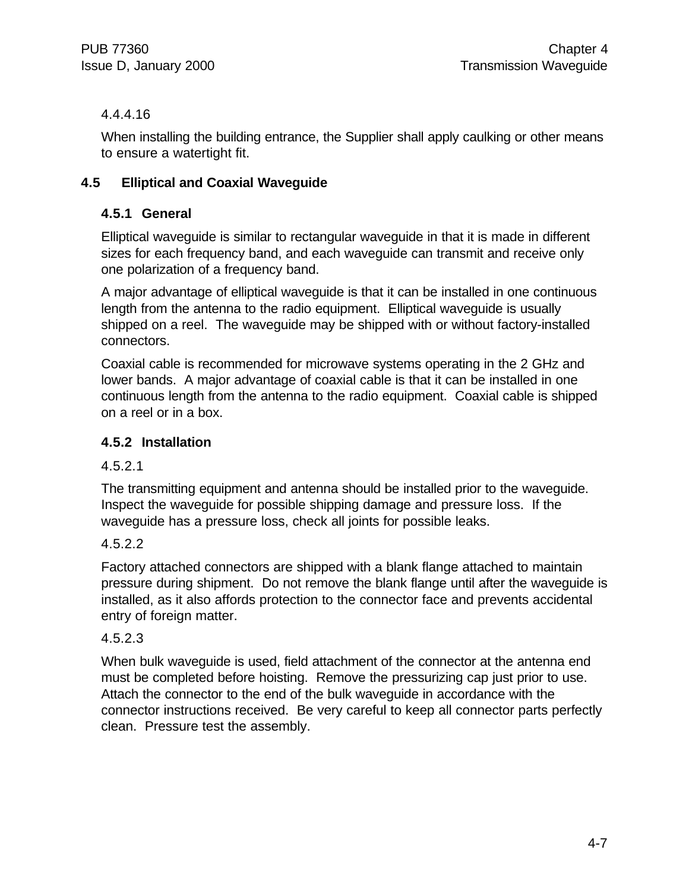4.4.4.16

When installing the building entrance, the Supplier shall apply caulking or other means to ensure a watertight fit.

## 4.5 Elliptical and Coaxial Waveguide

### 4.5.1 General

Elliptical waveguide is similar to rectangular waveguide in that it is made in different sizes for each frequency band, and each waveguide can transmit and receive only one polarization of a frequency band.

A major advantage of elliptical waveguide is that it can be installed in one continuous length from the antenna to the radio equipment. Elliptical waveguide is usually shipped on a reel. The waveguide may be shipped with or without factory-installed connectors.

Coaxial cable is recommended for microwave systems operating in the 2 GHz and lower bands. A major advantage of coaxial cable is that it can be installed in one continuous length from the antenna to the radio equipment. Coaxial cable is shipped on a reel or in a box.

### 4.5.2 Installation

4.5.2.1

The transmitting equipment and antenna should be installed prior to the waveguide. Inspect the waveguide for possible shipping damage and pressure loss. If the waveguide has a pressure loss, check all joints for possible leaks.

4.5.2.2

Factory attached connectors are shipped with a blank flange attached to maintain pressure during shipment. Do not remove the blank flange until after the waveguide is installed, as it also affords protection to the connector face and prevents accidental entry of foreign matter.

4.5.2.3

When bulk waveguide is used, field attachment of the connector at the antenna end must be completed before hoisting. Remove the pressurizing cap just prior to use. Attach the connector to the end of the bulk waveguide in accordance with the connector instructions received. Be very careful to keep all connector parts perfectly clean. Pressure test the assembly.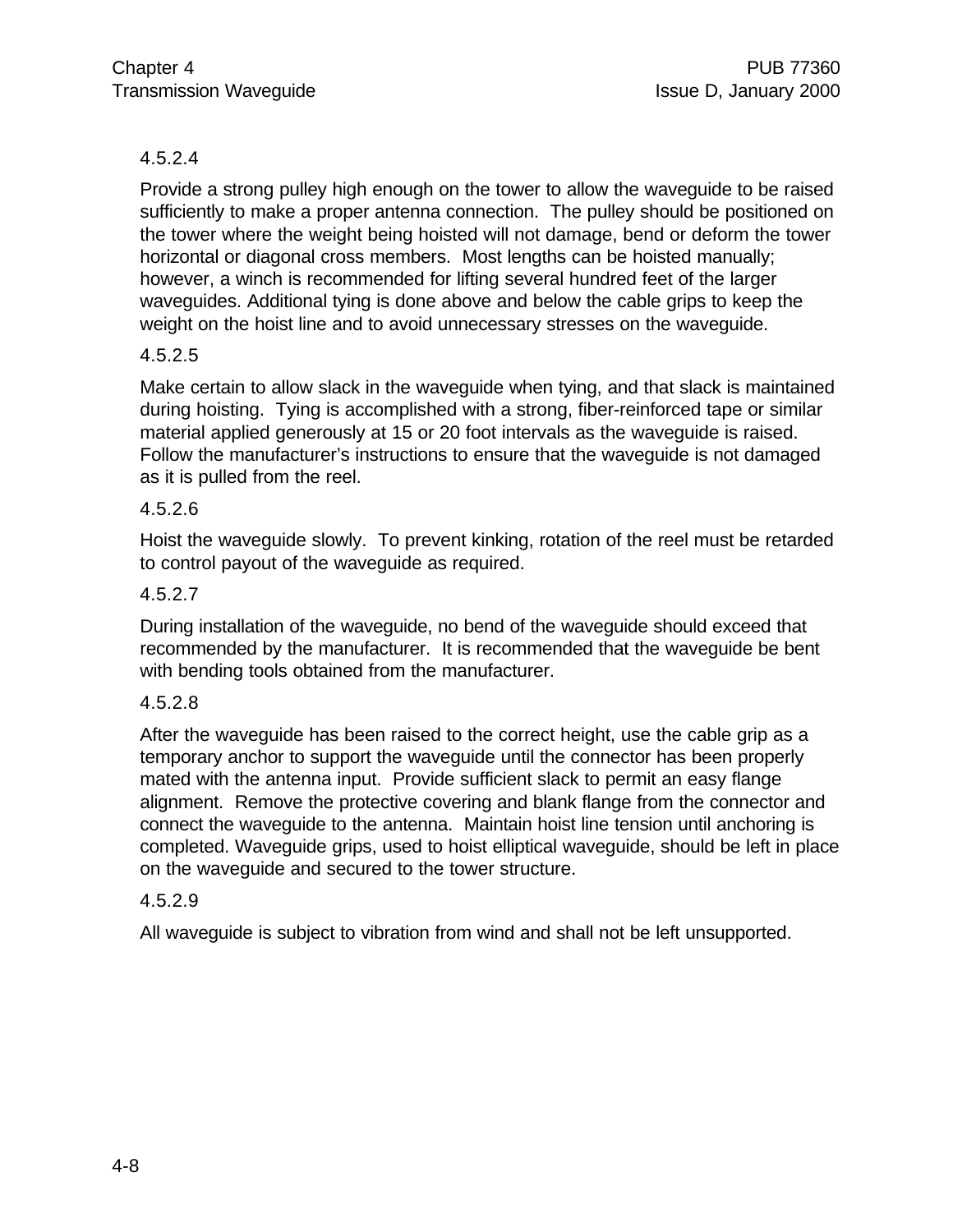4.5.2.4

Provide a strong pulley high enough on the tower to allow the waveguide to be raised sufficiently to make a proper antenna connection. The pulley should be positioned on the tower where the weight being hoisted will not damage, bend or deform the tower horizontal or diagonal cross members. Most lengths can be hoisted manually; however, a winch is recommended for lifting several hundred feet of the larger waveguides. Additional tying is done above and below the cable grips to keep the weight on the hoist line and to avoid unnecessary stresses on the waveguide.

4.5.2.5

Make certain to allow slack in the waveguide when tying, and that slack is maintained during hoisting. Tying is accomplished with a strong, fiber-reinforced tape or similar material applied generously at 15 or 20 foot intervals as the waveguide is raised. Follow the manufacturer's instructions to ensure that the waveguide is not damaged as it is pulled from the reel.

4.5.2.6

Hoist the waveguide slowly. To prevent kinking, rotation of the reel must be retarded to control payout of the waveguide as required.

4.5.2.7

During installation of the waveguide, no bend of the waveguide should exceed that recommended by the manufacturer. It is recommended that the waveguide be bent with bending tools obtained from the manufacturer.

4.5.2.8

After the waveguide has been raised to the correct height, use the cable grip as a temporary anchor to support the waveguide until the connector has been properly mated with the antenna input. Provide sufficient slack to permit an easy flange alignment. Remove the protective covering and blank flange from the connector and connect the waveguide to the antenna. Maintain hoist line tension until anchoring is completed. Waveguide grips, used to hoist elliptical waveguide, should be left in place on the waveguide and secured to the tower structure.

4.5.2.9

All waveguide is subject to vibration from wind and shall not be left unsupported.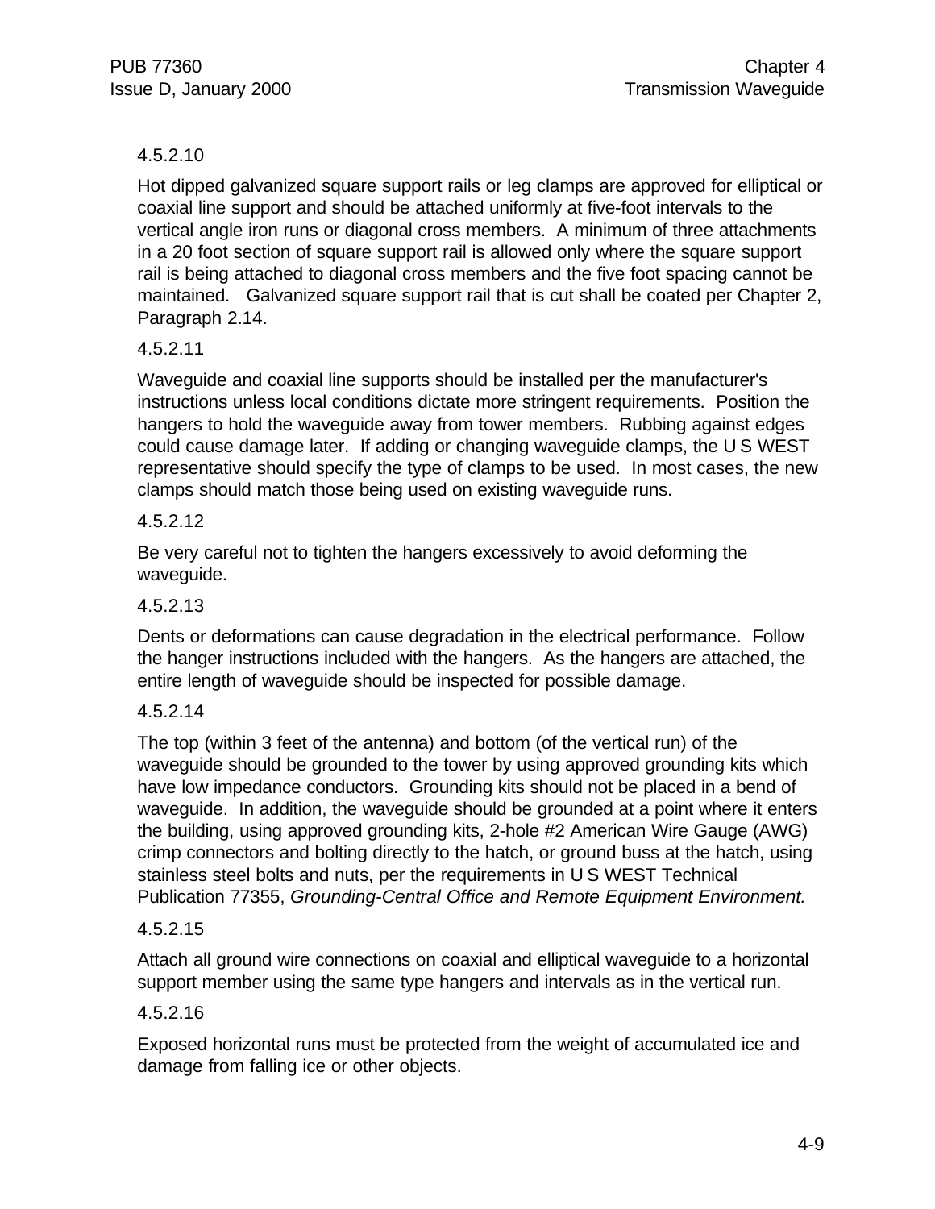4.5.2.10

Hot dipped galvanized square support rails or leg clamps are approved for elliptical or coaxial line support and should be attached uniformly at five-foot intervals to the vertical angle iron runs or diagonal cross members. A minimum of three attachments in a 20 foot section of square support rail is allowed only where the square support rail is being attached to diagonal cross members and the five foot spacing cannot be maintained. Galvanized square support rail that is cut shall be coated per Chapter 2, Paragraph 2.14.

4.5.2.11

Waveguide and coaxial line supports should be installed per the manufacturer's instructions unless local conditions dictate more stringent requirements. Position the hangers to hold the waveguide away from tower members. Rubbing against edges could cause damage later. If adding or changing waveguide clamps, the U S WEST representative should specify the type of clamps to be used. In most cases, the new clamps should match those being used on existing waveguide runs.

4.5.2.12

Be very careful not to tighten the hangers excessively to avoid deforming the waveguide.

4.5.2.13

Dents or deformations can cause degradation in the electrical performance. Follow the hanger instructions included with the hangers. As the hangers are attached, the entire length of waveguide should be inspected for possible damage.

4.5.2.14

The top (within 3 feet of the antenna) and bottom (of the vertical run) of the waveguide should be grounded to the tower by using approved grounding kits which have low impedance conductors. Grounding kits should not be placed in a bend of waveguide. In addition, the waveguide should be grounded at a point where it enters the building, using approved grounding kits, 2-hole #2 American Wire Gauge (AWG) crimp connectors and bolting directly to the hatch, or ground buss at the hatch, using stainless steel bolts and nuts, per the requirements in U S WEST Technical Publication 77355, *Grounding-Central Office and Remote Equipment Environment.*

4.5.2.15

Attach all ground wire connections on coaxial and elliptical waveguide to a horizontal support member using the same type hangers and intervals as in the vertical run.

4.5.2.16

Exposed horizontal runs must be protected from the weight of accumulated ice and damage from falling ice or other objects.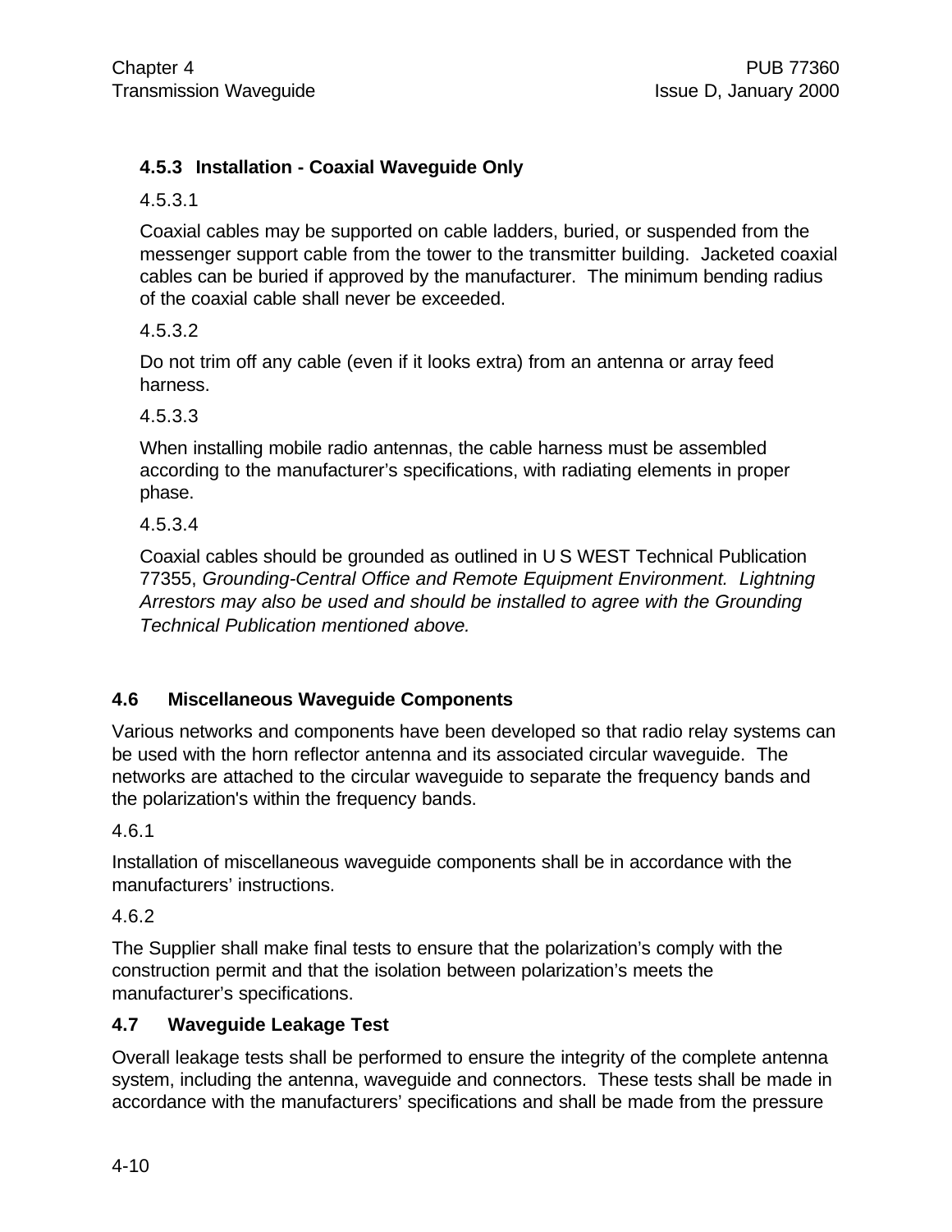### 4.5.3 Installation - Coaxial Waveguide Only

4.5.3.1

Coaxial cables may be supported on cable ladders, buried, or suspended from the messenger support cable from the tower to the transmitter building. Jacketed coaxial cables can be buried if approved by the manufacturer. The minimum bending radius of the coaxial cable shall never be exceeded.

4.5.3.2

Do not trim off any cable (even if it looks extra) from an antenna or array feed harness.

4.5.3.3

When installing mobile radio antennas, the cable harness must be assembled according to the manufacturer's specifications, with radiating elements in proper phase.

4.5.3.4

Coaxial cables should be grounded as outlined in U S WEST Technical Publication 77355, *Grounding-Central Office and Remote Equipment Environment. Lightning Arrestors may also be used and should be installed to agree with the Grounding Technical Publication mentioned above.*

## 4.6 Miscellaneous Waveguide Components

Various networks and components have been developed so that radio relay systems can be used with the horn reflector antenna and its associated circular waveguide. The networks are attached to the circular waveguide to separate the frequency bands and the polarization's within the frequency bands.

4.6.1

Installation of miscellaneous waveguide components shall be in accordance with the manufacturers' instructions.

4.6.2

The Supplier shall make final tests to ensure that the polarization's comply with the construction permit and that the isolation between polarization's meets the manufacturer's specifications.

## 4.7 Waveguide Leakage Test

Overall leakage tests shall be performed to ensure the integrity of the complete antenna system, including the antenna, waveguide and connectors. These tests shall be made in accordance with the manufacturers' specifications and shall be made from the pressure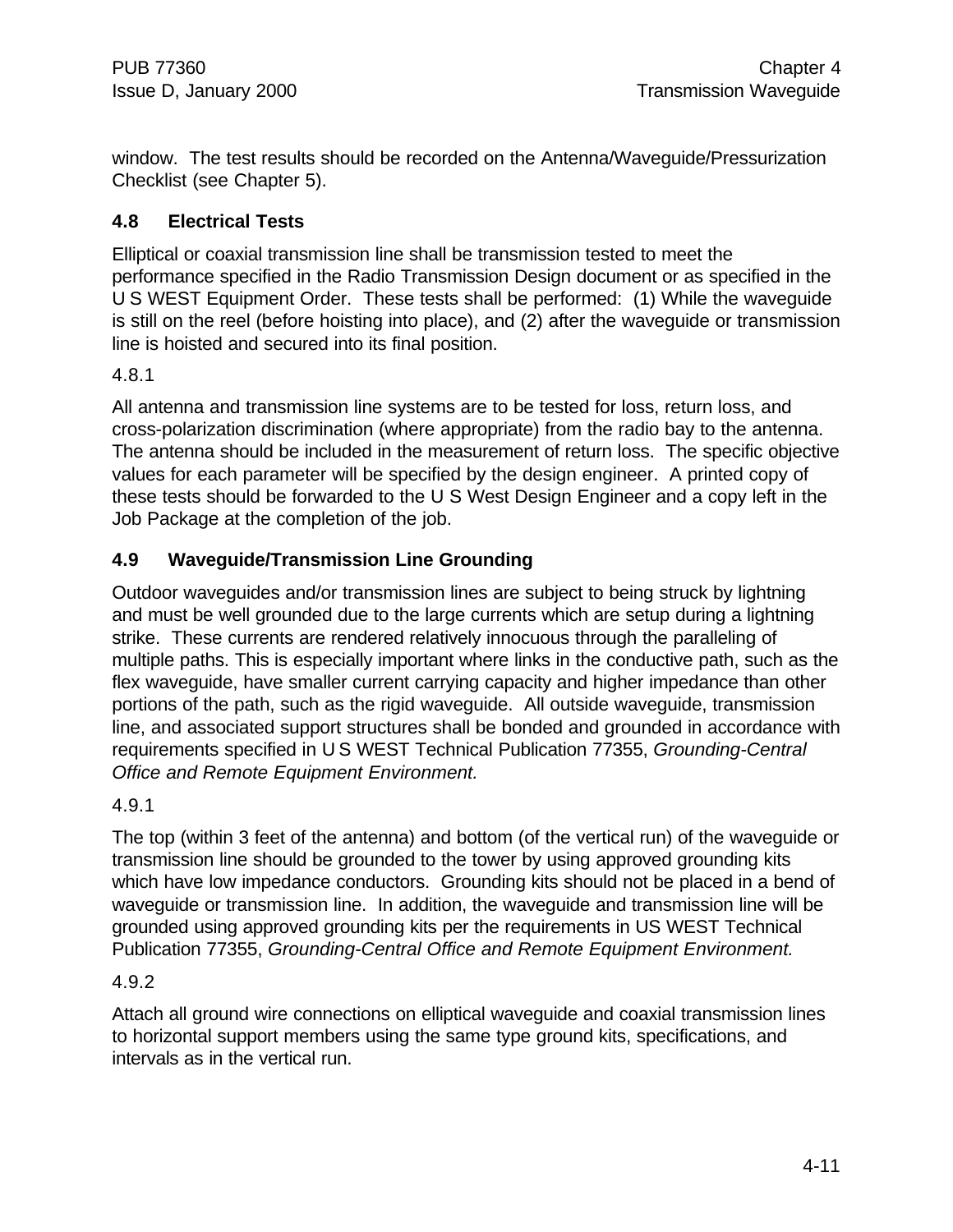window. The test results should be recorded on the Antenna/Waveguide/Pressurization Checklist (see Chapter 5).

## 4.8 Electrical Tests

Elliptical or coaxial transmission line shall be transmission tested to meet the performance specified in the Radio Transmission Design document or as specified in the U S WEST Equipment Order. These tests shall be performed: (1) While the waveguide is still on the reel (before hoisting into place), and (2) after the waveguide or transmission line is hoisted and secured into its final position.

4.8.1

All antenna and transmission line systems are to be tested for loss, return loss, and cross-polarization discrimination (where appropriate) from the radio bay to the antenna. The antenna should be included in the measurement of return loss. The specific objective values for each parameter will be specified by the design engineer. A printed copy of these tests should be forwarded to the U S West Design Engineer and a copy left in the Job Package at the completion of the job.

## 4.9 Waveguide/Transmission Line Grounding

Outdoor waveguides and/or transmission lines are subject to being struck by lightning and must be well grounded due to the large currents which are setup during a lightning strike. These currents are rendered relatively innocuous through the paralleling of multiple paths. This is especially important where links in the conductive path, such as the flex waveguide, have smaller current carrying capacity and higher impedance than other portions of the path, such as the rigid waveguide. All outside waveguide, transmission line, and associated support structures shall be bonded and grounded in accordance with requirements specified in U S WEST Technical Publication 77355, *Grounding-Central Office and Remote Equipment Environment.*

4.9.1

The top (within 3 feet of the antenna) and bottom (of the vertical run) of the waveguide or transmission line should be grounded to the tower by using approved grounding kits which have low impedance conductors. Grounding kits should not be placed in a bend of waveguide or transmission line. In addition, the waveguide and transmission line will be grounded using approved grounding kits per the requirements in US WEST Technical Publication 77355, *Grounding-Central Office and Remote Equipment Environment.*

4.9.2

Attach all ground wire connections on elliptical waveguide and coaxial transmission lines to horizontal support members using the same type ground kits, specifications, and intervals as in the vertical run.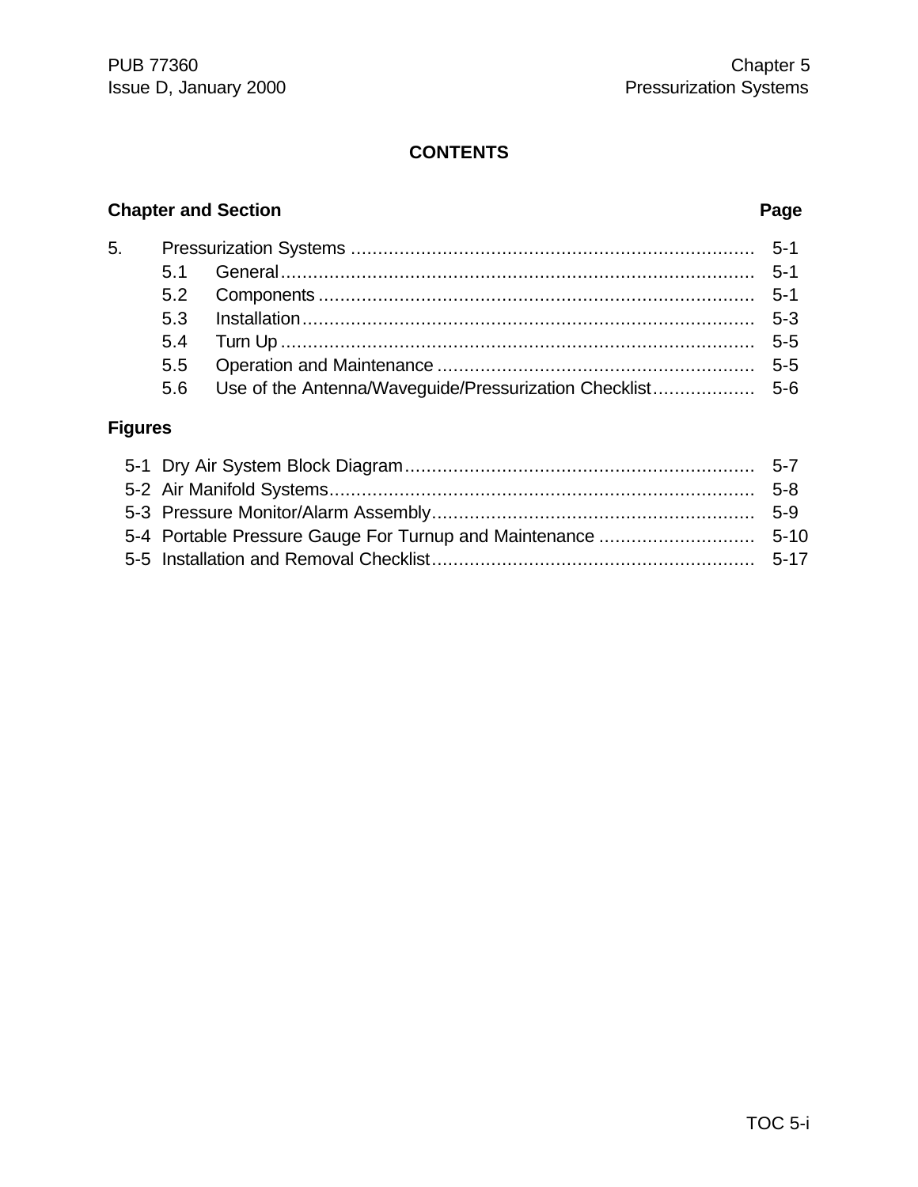# CONTENTS

| Chapter and Section | | Page |
|---|---|---|
| 5. | Pressurization Systems | 5-1 |
| 5.1 | General | 5-1 |
| 5.2 | Components | 5-1 |
| 5.3 | Installation | 5-3 |
| 5.4 | Turn Up | 5-5 |
| 5.5 | Operation and Maintenance | 5-5 |
| 5.6 | Use of the Antenna/Waveguide/Pressurization Checklist | 5-6 |

**Figures**

| | | |
|---|---|---|
| 5-1 | Dry Air System Block Diagram | 5-7 |
| 5-2 | Air Manifold Systems | 5-8 |
| 5-3 | Pressure Monitor/Alarm Assembly | 5-9 |
| 5-4 | Portable Pressure Gauge For Turnup and Maintenance | 5-10 |
| 5-5 | Installation and Removal Checklist | 5-17 |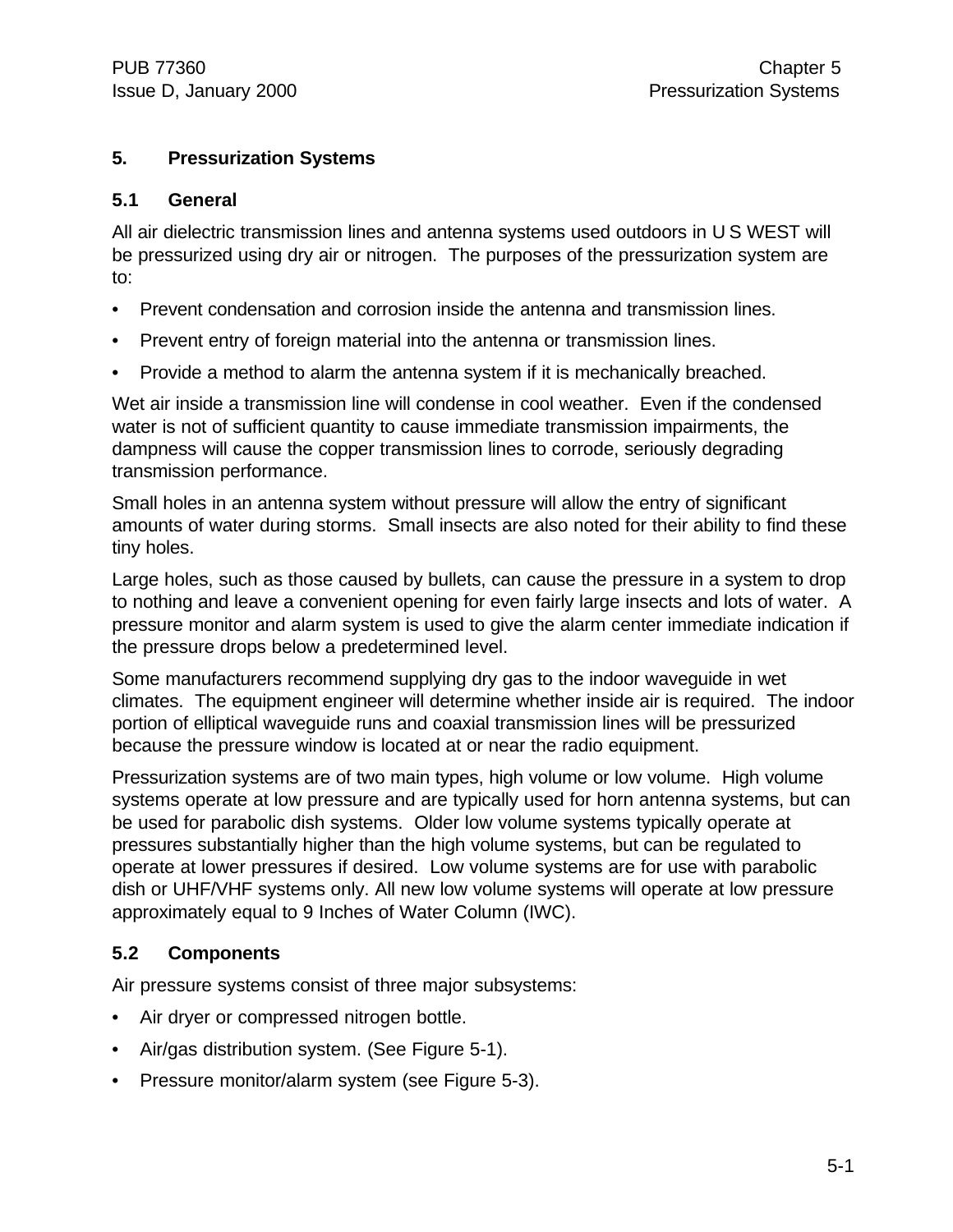# 5. Pressurization Systems

## 5.1 General

All air dielectric transmission lines and antenna systems used outdoors in U S WEST will be pressurized using dry air or nitrogen. The purposes of the pressurization system are to:

- Prevent condensation and corrosion inside the antenna and transmission lines.
- Prevent entry of foreign material into the antenna or transmission lines.
- Provide a method to alarm the antenna system if it is mechanically breached.

Wet air inside a transmission line will condense in cool weather. Even if the condensed water is not of sufficient quantity to cause immediate transmission impairments, the dampness will cause the copper transmission lines to corrode, seriously degrading transmission performance.

Small holes in an antenna system without pressure will allow the entry of significant amounts of water during storms. Small insects are also noted for their ability to find these tiny holes.

Large holes, such as those caused by bullets, can cause the pressure in a system to drop to nothing and leave a convenient opening for even fairly large insects and lots of water. A pressure monitor and alarm system is used to give the alarm center immediate indication if the pressure drops below a predetermined level.

Some manufacturers recommend supplying dry gas to the indoor waveguide in wet climates. The equipment engineer will determine whether inside air is required. The indoor portion of elliptical waveguide runs and coaxial transmission lines will be pressurized because the pressure window is located at or near the radio equipment.

Pressurization systems are of two main types, high volume or low volume. High volume systems operate at low pressure and are typically used for horn antenna systems, but can be used for parabolic dish systems. Older low volume systems typically operate at pressures substantially higher than the high volume systems, but can be regulated to operate at lower pressures if desired. Low volume systems are for use with parabolic dish or UHF/VHF systems only. All new low volume systems will operate at low pressure approximately equal to 9 Inches of Water Column (IWC).

## 5.2 Components

Air pressure systems consist of three major subsystems:

- Air dryer or compressed nitrogen bottle.
- Air/gas distribution system. (See Figure 5-1).
- Pressure monitor/alarm system (see Figure 5-3).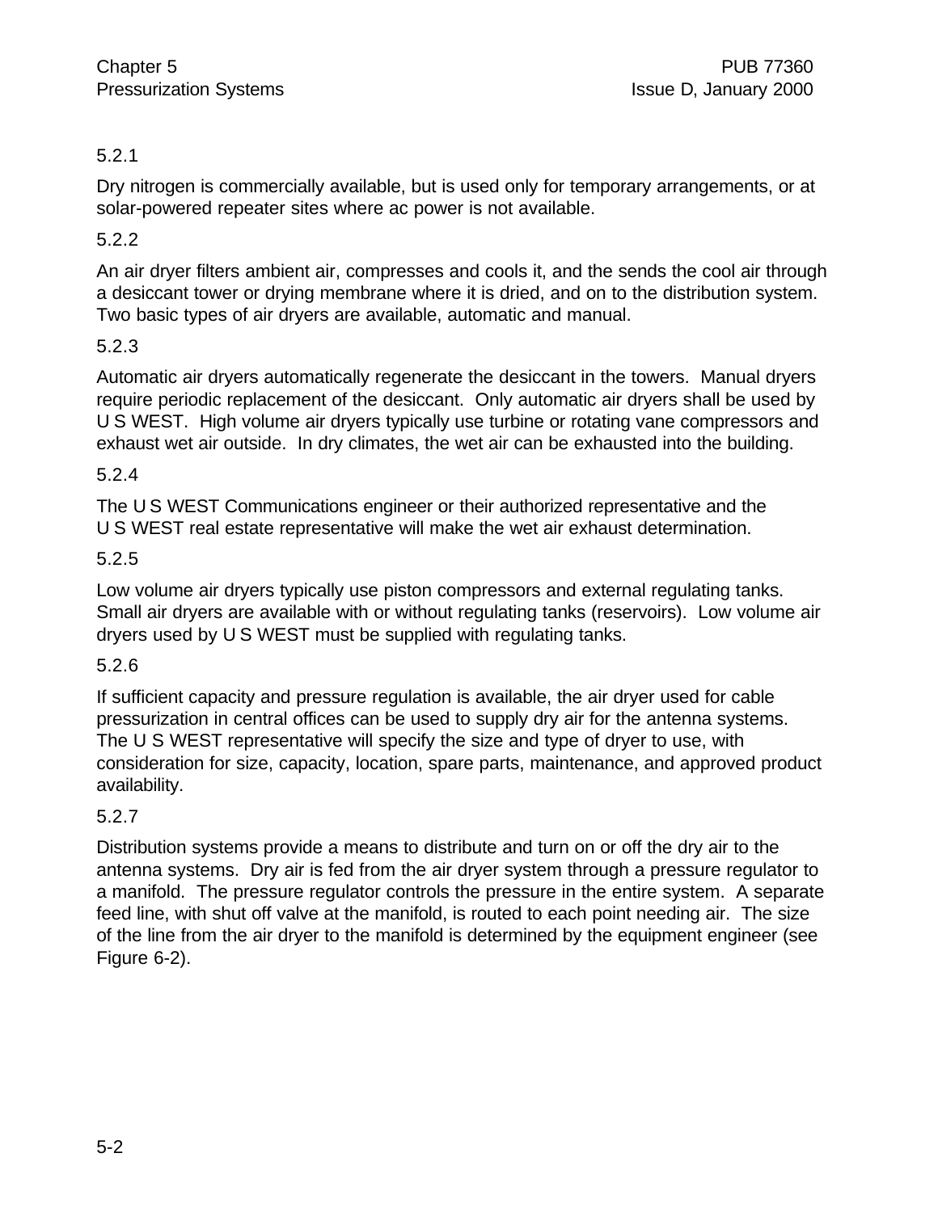5.2.1

Dry nitrogen is commercially available, but is used only for temporary arrangements, or at solar-powered repeater sites where ac power is not available.

5.2.2

An air dryer filters ambient air, compresses and cools it, and the sends the cool air through a desiccant tower or drying membrane where it is dried, and on to the distribution system. Two basic types of air dryers are available, automatic and manual.

5.2.3

Automatic air dryers automatically regenerate the desiccant in the towers. Manual dryers require periodic replacement of the desiccant. Only automatic air dryers shall be used by U S WEST. High volume air dryers typically use turbine or rotating vane compressors and exhaust wet air outside. In dry climates, the wet air can be exhausted into the building.

5.2.4

The U S WEST Communications engineer or their authorized representative and the U S WEST real estate representative will make the wet air exhaust determination.

5.2.5

Low volume air dryers typically use piston compressors and external regulating tanks. Small air dryers are available with or without regulating tanks (reservoirs). Low volume air dryers used by U S WEST must be supplied with regulating tanks.

5.2.6

If sufficient capacity and pressure regulation is available, the air dryer used for cable pressurization in central offices can be used to supply dry air for the antenna systems. The U S WEST representative will specify the size and type of dryer to use, with consideration for size, capacity, location, spare parts, maintenance, and approved product availability.

5.2.7

Distribution systems provide a means to distribute and turn on or off the dry air to the antenna systems. Dry air is fed from the air dryer system through a pressure regulator to a manifold. The pressure regulator controls the pressure in the entire system. A separate feed line, with shut off valve at the manifold, is routed to each point needing air. The size of the line from the air dryer to the manifold is determined by the equipment engineer (see Figure 6-2).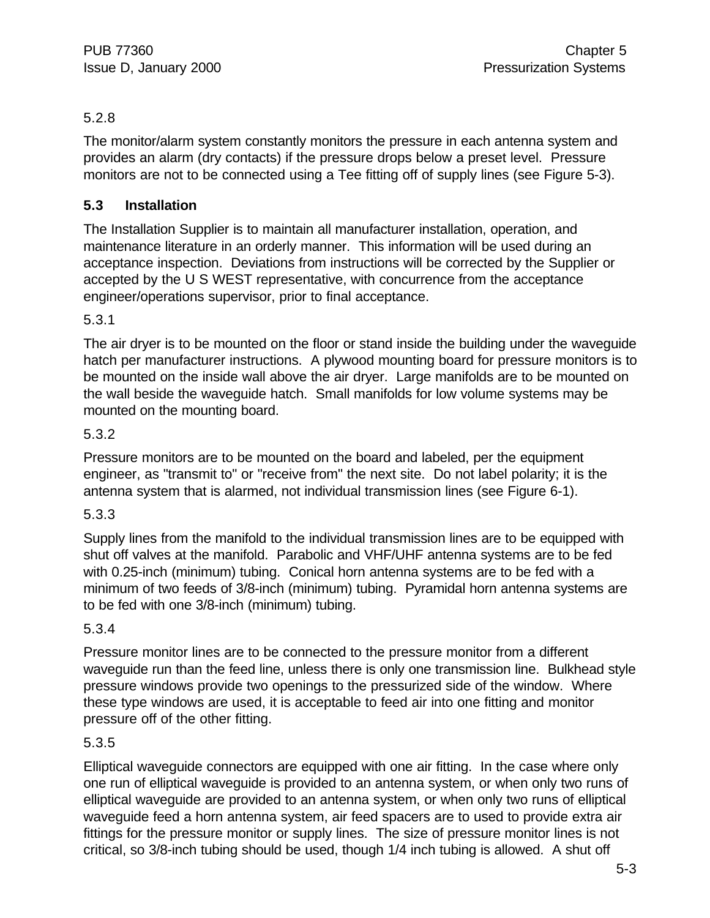5.2.8

The monitor/alarm system constantly monitors the pressure in each antenna system and provides an alarm (dry contacts) if the pressure drops below a preset level. Pressure monitors are not to be connected using a Tee fitting off of supply lines (see Figure 5-3).

## 5.3 Installation

The Installation Supplier is to maintain all manufacturer installation, operation, and maintenance literature in an orderly manner. This information will be used during an acceptance inspection. Deviations from instructions will be corrected by the Supplier or accepted by the U S WEST representative, with concurrence from the acceptance engineer/operations supervisor, prior to final acceptance.

5.3.1

The air dryer is to be mounted on the floor or stand inside the building under the waveguide hatch per manufacturer instructions. A plywood mounting board for pressure monitors is to be mounted on the inside wall above the air dryer. Large manifolds are to be mounted on the wall beside the waveguide hatch. Small manifolds for low volume systems may be mounted on the mounting board.

5.3.2

Pressure monitors are to be mounted on the board and labeled, per the equipment engineer, as "transmit to" or "receive from" the next site. Do not label polarity; it is the antenna system that is alarmed, not individual transmission lines (see Figure 6-1).

5.3.3

Supply lines from the manifold to the individual transmission lines are to be equipped with shut off valves at the manifold. Parabolic and VHF/UHF antenna systems are to be fed with 0.25-inch (minimum) tubing. Conical horn antenna systems are to be fed with a minimum of two feeds of 3/8-inch (minimum) tubing. Pyramidal horn antenna systems are to be fed with one 3/8-inch (minimum) tubing.

5.3.4

Pressure monitor lines are to be connected to the pressure monitor from a different waveguide run than the feed line, unless there is only one transmission line. Bulkhead style pressure windows provide two openings to the pressurized side of the window. Where these type windows are used, it is acceptable to feed air into one fitting and monitor pressure off of the other fitting.

5.3.5

Elliptical waveguide connectors are equipped with one air fitting. In the case where only one run of elliptical waveguide is provided to an antenna system, or when only two runs of elliptical waveguide are provided to an antenna system, or when only two runs of elliptical waveguide feed a horn antenna system, air feed spacers are to used to provide extra air fittings for the pressure monitor or supply lines. The size of pressure monitor lines is not critical, so 3/8-inch tubing should be used, though 1/4 inch tubing is allowed. A shut off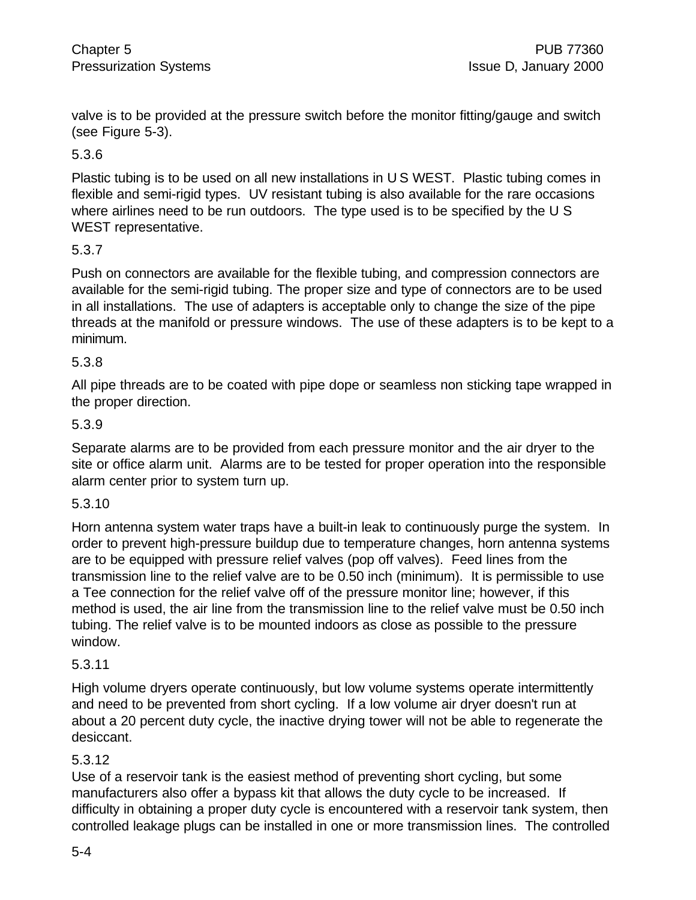valve is to be provided at the pressure switch before the monitor fitting/gauge and switch (see Figure 5-3).

5.3.6

Plastic tubing is to be used on all new installations in U S WEST. Plastic tubing comes in flexible and semi-rigid types. UV resistant tubing is also available for the rare occasions where airlines need to be run outdoors. The type used is to be specified by the U S WEST representative.

5.3.7

Push on connectors are available for the flexible tubing, and compression connectors are available for the semi-rigid tubing. The proper size and type of connectors are to be used in all installations. The use of adapters is acceptable only to change the size of the pipe threads at the manifold or pressure windows. The use of these adapters is to be kept to a minimum.

5.3.8

All pipe threads are to be coated with pipe dope or seamless non sticking tape wrapped in the proper direction.

5.3.9

Separate alarms are to be provided from each pressure monitor and the air dryer to the site or office alarm unit. Alarms are to be tested for proper operation into the responsible alarm center prior to system turn up.

5.3.10

Horn antenna system water traps have a built-in leak to continuously purge the system. In order to prevent high-pressure buildup due to temperature changes, horn antenna systems are to be equipped with pressure relief valves (pop off valves). Feed lines from the transmission line to the relief valve are to be 0.50 inch (minimum). It is permissible to use a Tee connection for the relief valve off of the pressure monitor line; however, if this method is used, the air line from the transmission line to the relief valve must be 0.50 inch tubing. The relief valve is to be mounted indoors as close as possible to the pressure window.

5.3.11

High volume dryers operate continuously, but low volume systems operate intermittently and need to be prevented from short cycling. If a low volume air dryer doesn't run at about a 20 percent duty cycle, the inactive drying tower will not be able to regenerate the desiccant.

5.3.12

Use of a reservoir tank is the easiest method of preventing short cycling, but some manufacturers also offer a bypass kit that allows the duty cycle to be increased. If difficulty in obtaining a proper duty cycle is encountered with a reservoir tank system, then controlled leakage plugs can be installed in one or more transmission lines. The controlled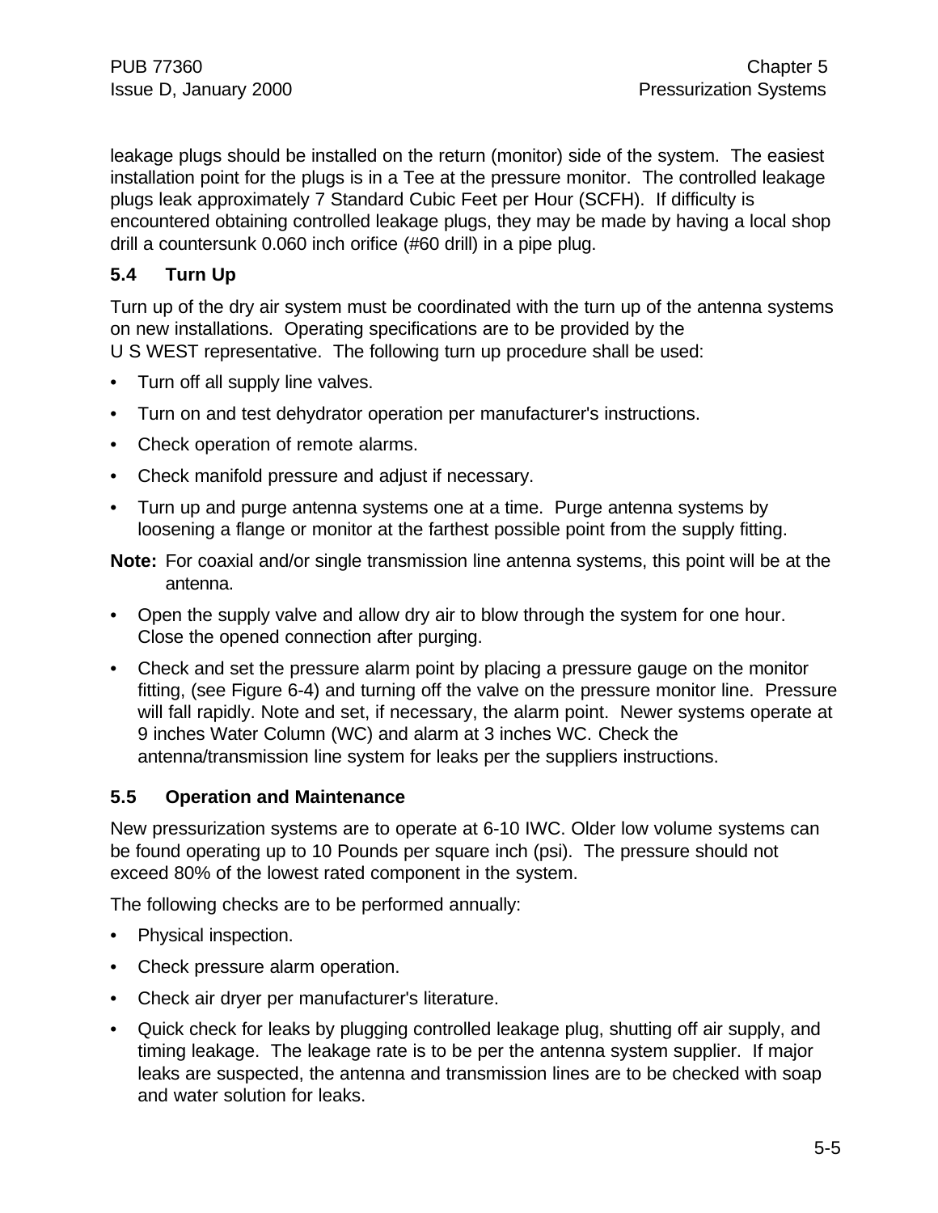leakage plugs should be installed on the return (monitor) side of the system. The easiest installation point for the plugs is in a Tee at the pressure monitor. The controlled leakage plugs leak approximately 7 Standard Cubic Feet per Hour (SCFH). If difficulty is encountered obtaining controlled leakage plugs, they may be made by having a local shop drill a countersunk 0.060 inch orifice (#60 drill) in a pipe plug.

### 5.4 Turn Up

Turn up of the dry air system must be coordinated with the turn up of the antenna systems on new installations. Operating specifications are to be provided by the U S WEST representative. The following turn up procedure shall be used:

- Turn off all supply line valves.
- Turn on and test dehydrator operation per manufacturer's instructions.
- Check operation of remote alarms.
- Check manifold pressure and adjust if necessary.
- Turn up and purge antenna systems one at a time. Purge antenna systems by loosening a flange or monitor at the farthest possible point from the supply fitting.

**Note:** For coaxial and/or single transmission line antenna systems, this point will be at the antenna.

- Open the supply valve and allow dry air to blow through the system for one hour. Close the opened connection after purging.
- Check and set the pressure alarm point by placing a pressure gauge on the monitor fitting, (see Figure 6-4) and turning off the valve on the pressure monitor line. Pressure will fall rapidly. Note and set, if necessary, the alarm point. Newer systems operate at 9 inches Water Column (WC) and alarm at 3 inches WC. Check the antenna/transmission line system for leaks per the suppliers instructions.

### 5.5 Operation and Maintenance

New pressurization systems are to operate at 6-10 IWC. Older low volume systems can be found operating up to 10 Pounds per square inch (psi). The pressure should not exceed 80% of the lowest rated component in the system.

The following checks are to be performed annually:

- Physical inspection.
- Check pressure alarm operation.
- Check air dryer per manufacturer's literature.
- Quick check for leaks by plugging controlled leakage plug, shutting off air supply, and timing leakage. The leakage rate is to be per the antenna system supplier. If major leaks are suspected, the antenna and transmission lines are to be checked with soap and water solution for leaks.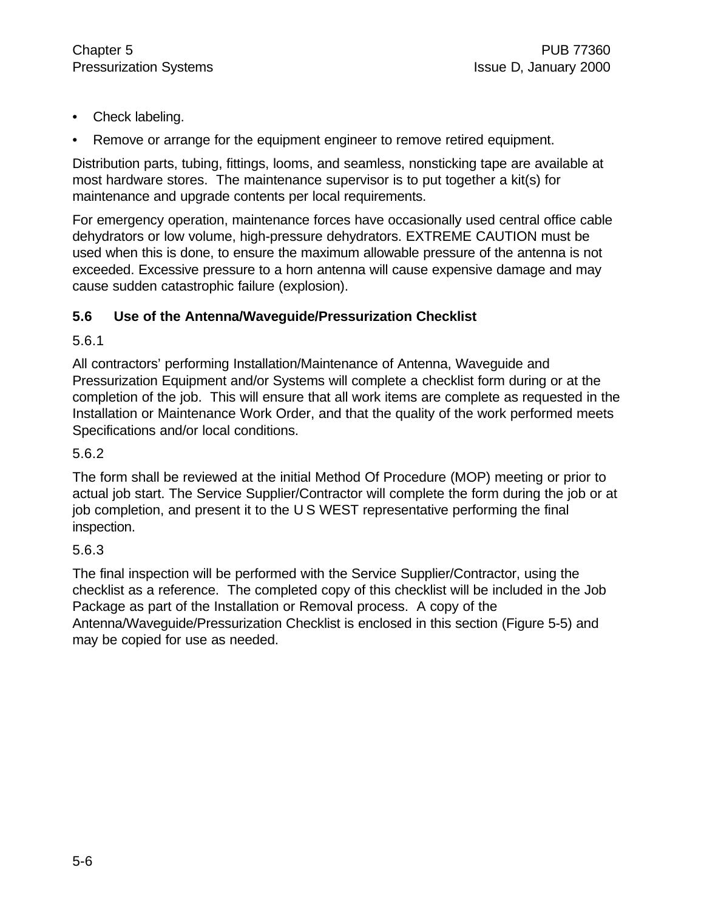- Check labeling.
- Remove or arrange for the equipment engineer to remove retired equipment.

Distribution parts, tubing, fittings, looms, and seamless, nonsticking tape are available at most hardware stores. The maintenance supervisor is to put together a kit(s) for maintenance and upgrade contents per local requirements.

For emergency operation, maintenance forces have occasionally used central office cable dehydrators or low volume, high-pressure dehydrators. EXTREME CAUTION must be used when this is done, to ensure the maximum allowable pressure of the antenna is not exceeded. Excessive pressure to a horn antenna will cause expensive damage and may cause sudden catastrophic failure (explosion).

## 5.6 Use of the Antenna/Waveguide/Pressurization Checklist

5.6.1

All contractors' performing Installation/Maintenance of Antenna, Waveguide and Pressurization Equipment and/or Systems will complete a checklist form during or at the completion of the job. This will ensure that all work items are complete as requested in the Installation or Maintenance Work Order, and that the quality of the work performed meets Specifications and/or local conditions.

5.6.2

The form shall be reviewed at the initial Method Of Procedure (MOP) meeting or prior to actual job start. The Service Supplier/Contractor will complete the form during the job or at job completion, and present it to the U S WEST representative performing the final inspection.

5.6.3

The final inspection will be performed with the Service Supplier/Contractor, using the checklist as a reference. The completed copy of this checklist will be included in the Job Package as part of the Installation or Removal process. A copy of the Antenna/Waveguide/Pressurization Checklist is enclosed in this section (Figure 5-5) and may be copied for use as needed.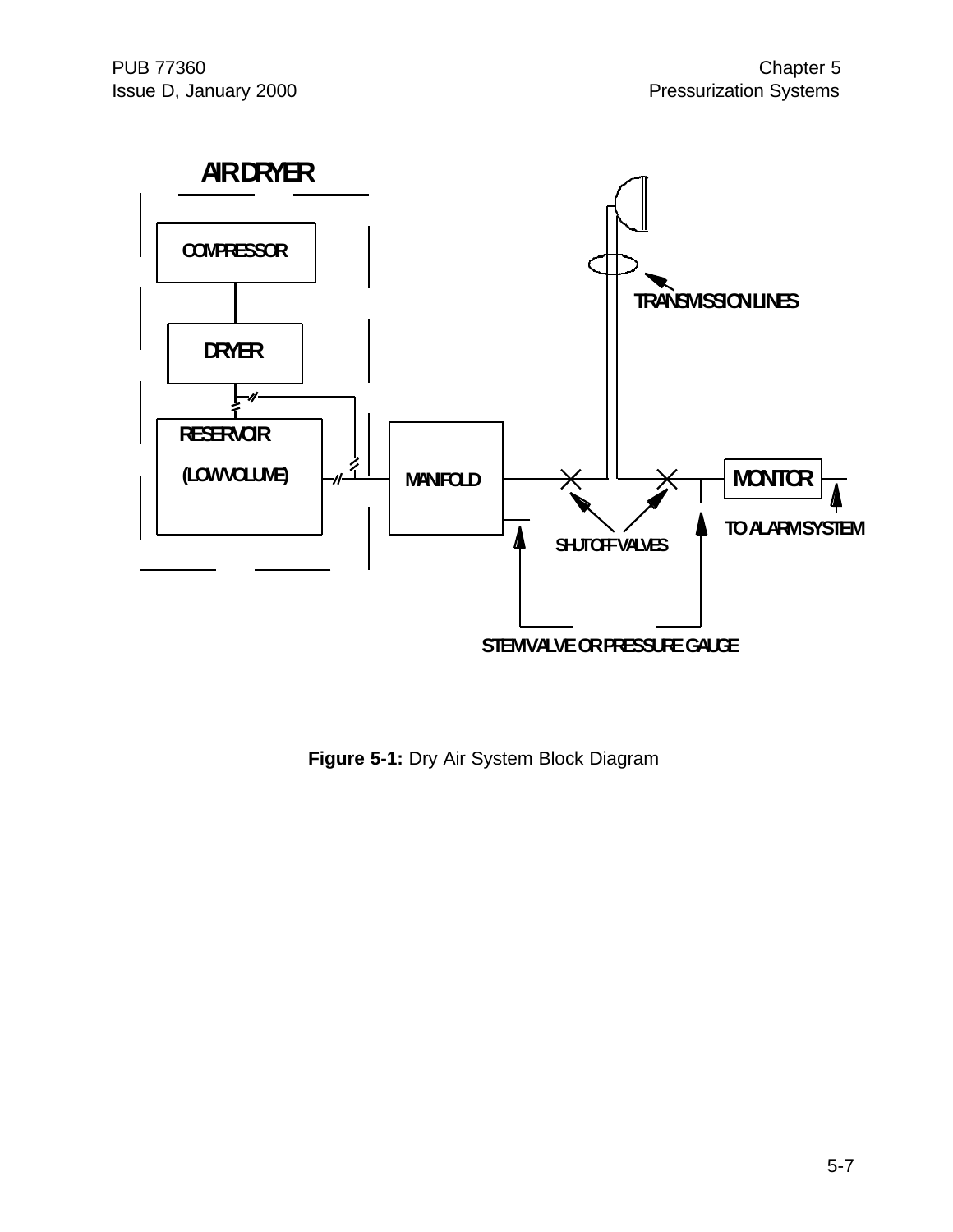AIR DRYER

COMPRESSOR

DRYER

RESERVOIR

(LOW VOLUME)

MANIFOLD

TRANSMISSION LINES

SHUTOFF VALVES

MONITOR

TO ALARM SYSTEM

STEM VALVE OR PRESSURE GAUGE

**Figure 5-1:** Dry Air System Block Diagram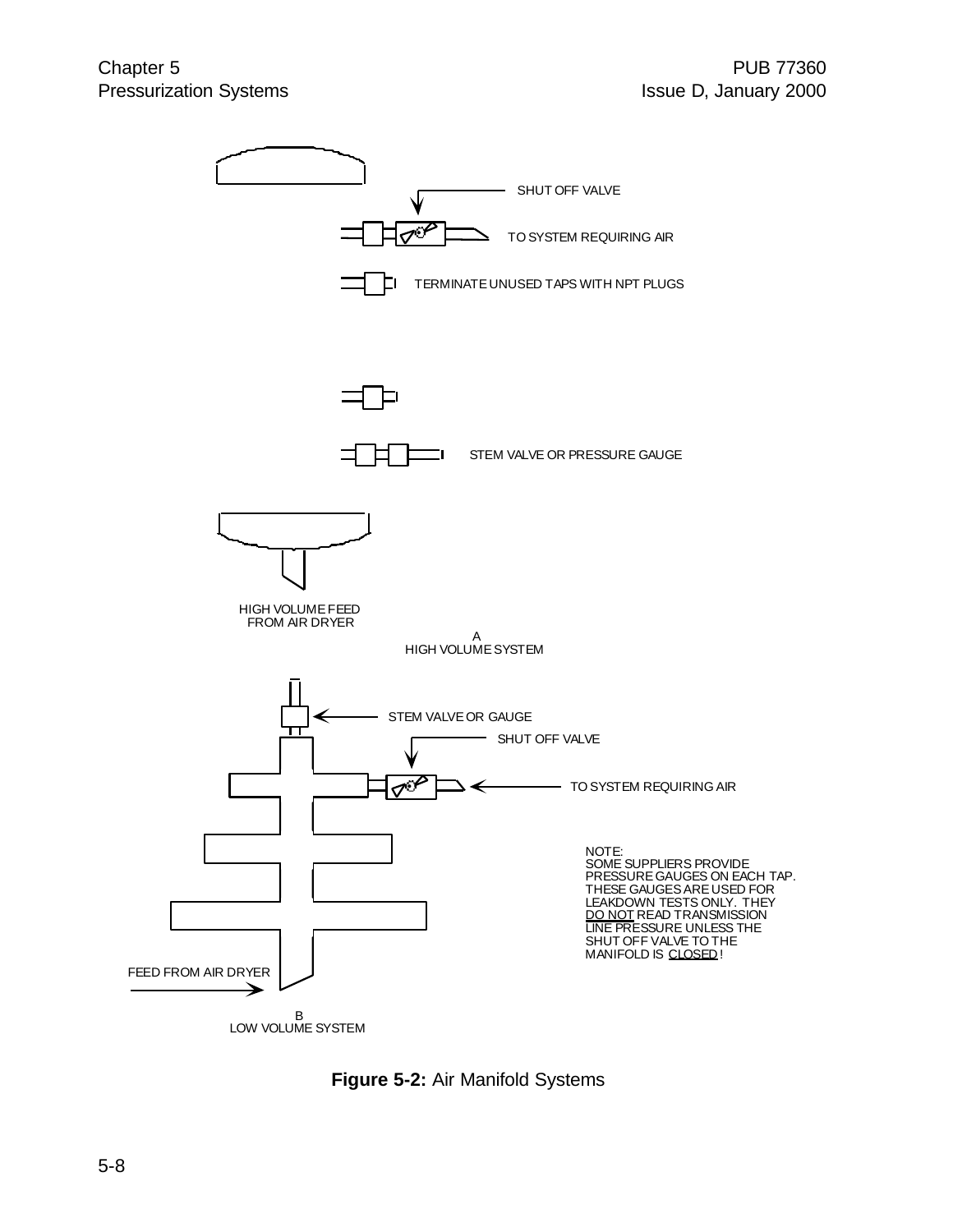SHUT OFF VALVE

TO SYSTEM REQUIRING AIR

TERMINATE UNUSED TAPS WITH NPT PLUGS

STEM VALVE OR PRESSURE GAUGE

HIGH VOLUME FEED FROM AIR DRYER

A
HIGH VOLUME SYSTEM

STEM VALVE OR GAUGE

SHUT OFF VALVE

TO SYSTEM REQUIRING AIR

NOTE:
SOME SUPPLIERS PROVIDE PRESSURE GAUGES ON EACH TAP. THESE GAUGES ARE USED FOR LEAKDOWN TESTS ONLY. THEY DO NOT READ TRANSMISSION LINE PRESSURE UNLESS THE SHUT OFF VALVE TO THE MANIFOLD IS CLOSED!

FEED FROM AIR DRYER

B
LOW VOLUME SYSTEM

**Figure 5-2:** Air Manifold Systems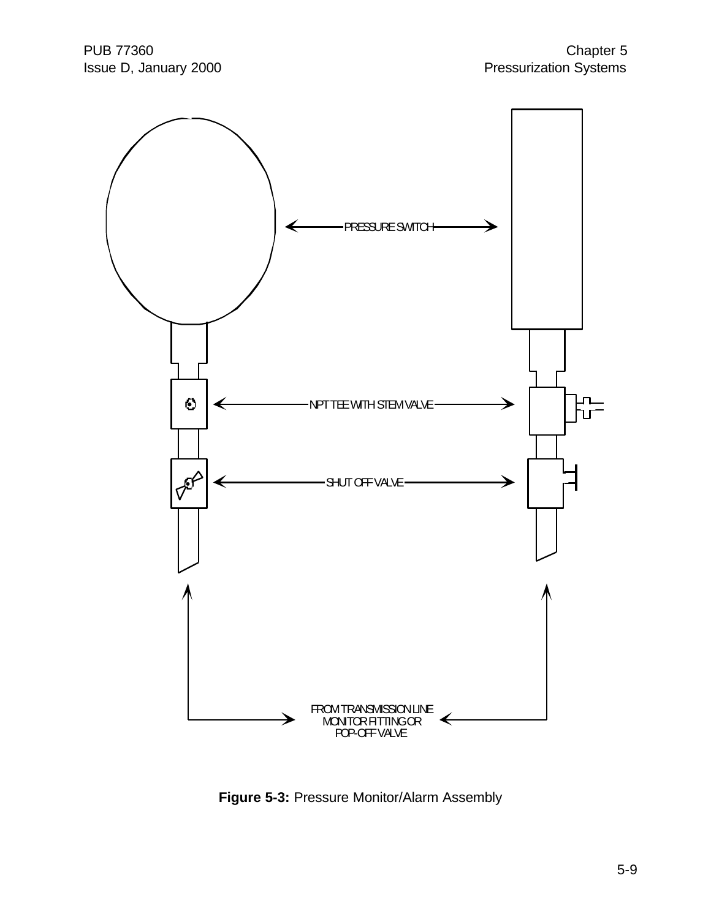PRESSURE SWITCH

NPT TEE WITH STEM VALVE

SHUT OFF VALVE

FROM TRANSMISSION LINE MONITOR FITTING OR POP-OFF VALVE

**Figure 5-3:** Pressure Monitor/Alarm Assembly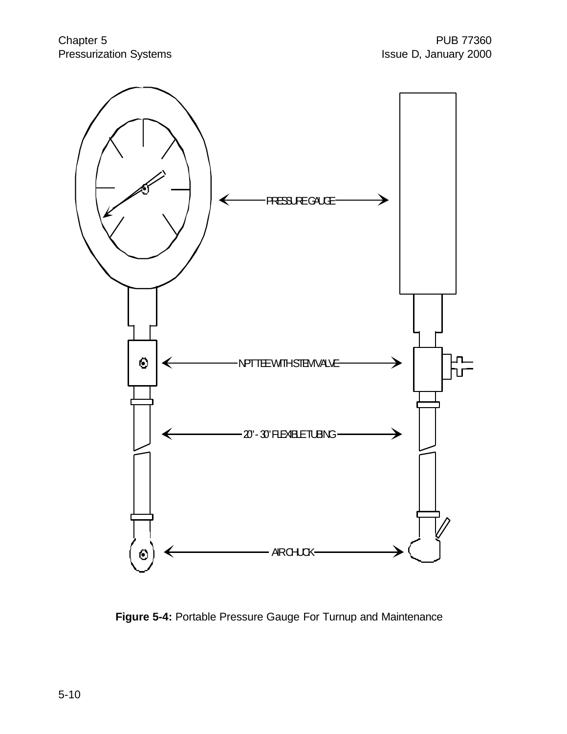PRESSURE GAUGE

NPT TEE WITH STEM VALVE

20' - 30' FLEXIBLE TUBING

AIR CHUCK

**Figure 5-4:** Portable Pressure Gauge For Turnup and Maintenance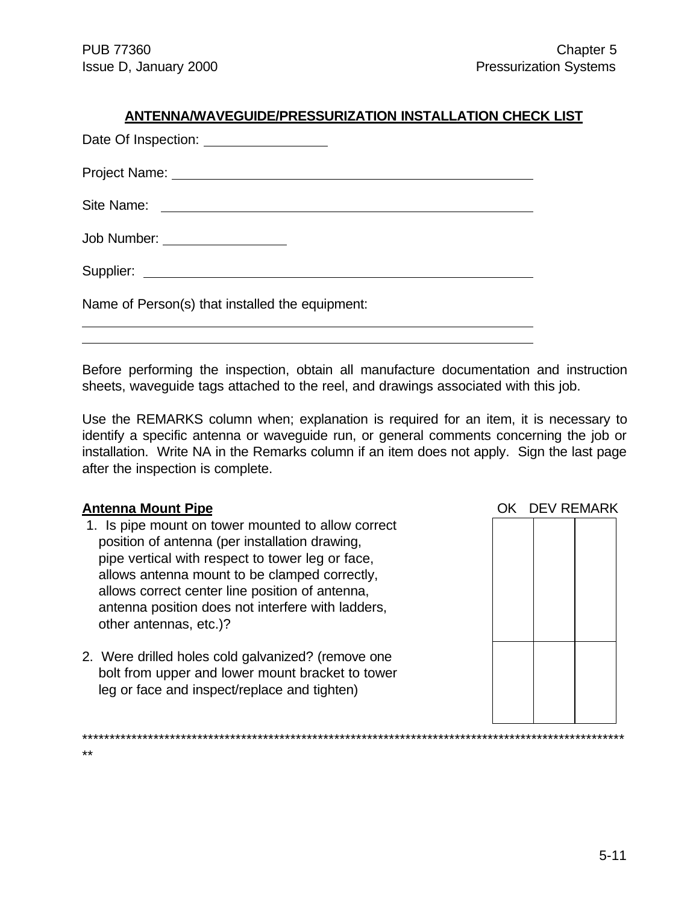## ANTENNA/WAVEGUIDE/PRESSURIZATION INSTALLATION CHECK LIST

Date Of Inspection: ________________

Project Name: ________________________________________________

Site Name: ________________________________________________

Job Number: ________________

Supplier: ________________________________________________

Name of Person(s) that installed the equipment:

________________________________________________

________________________________________________

Before performing the inspection, obtain all manufacture documentation and instruction sheets, waveguide tags attached to the reel, and drawings associated with this job.

Use the REMARKS column when; explanation is required for an item, it is necessary to identify a specific antenna or waveguide run, or general comments concerning the job or installation. Write NA in the Remarks column if an item does not apply. Sign the last page after the inspection is complete.

| **Antenna Mount Pipe** | OK | DEV | REMARK |
|---|---|---|---|
| 1. Is pipe mount on tower mounted to allow correct position of antenna (per installation drawing, pipe vertical with respect to tower leg or face, allows antenna mount to be clamped correctly, allows correct center line position of antenna, antenna position does not interfere with ladders, other antennas, etc.)? | | | |
| 2. Were drilled holes cold galvanized? (remove one bolt from upper and lower mount bracket to tower leg or face and inspect/replace and tighten) | | | |

****************************************************************************************************************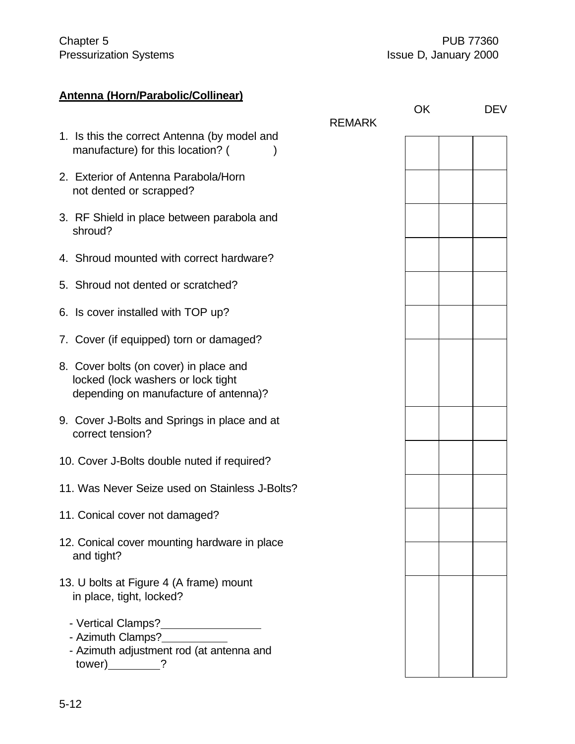**Antenna (Horn/Parabolic/Collinear)**

| | OK | DEV | REMARK |
|---|---|---|---|
| 1. Is this the correct Antenna (by model and manufacture) for this location? (          ) | | | |
| 2. Exterior of Antenna Parabola/Horn not dented or scrapped? | | | |
| 3. RF Shield in place between parabola and shroud? | | | |
| 4. Shroud mounted with correct hardware? | | | |
| 5. Shroud not dented or scratched? | | | |
| 6. Is cover installed with TOP up? | | | |
| 7. Cover (if equipped) torn or damaged? | | | |
| 8. Cover bolts (on cover) in place and locked (lock washers or lock tight depending on manufacture of antenna)? | | | |
| 9. Cover J-Bolts and Springs in place and at correct tension? | | | |
| 10. Cover J-Bolts double nuted if required? | | | |
| 11. Was Never Seize used on Stainless J-Bolts? | | | |
| 11. Conical cover not damaged? | | | |
| 12. Conical cover mounting hardware in place and tight? | | | |
| 13. U bolts at Figure 4 (A frame) mount in place, tight, locked?<br>- Vertical Clamps?________________<br>- Azimuth Clamps?___________<br>- Azimuth adjustment rod (at antenna and tower)_________? | | | |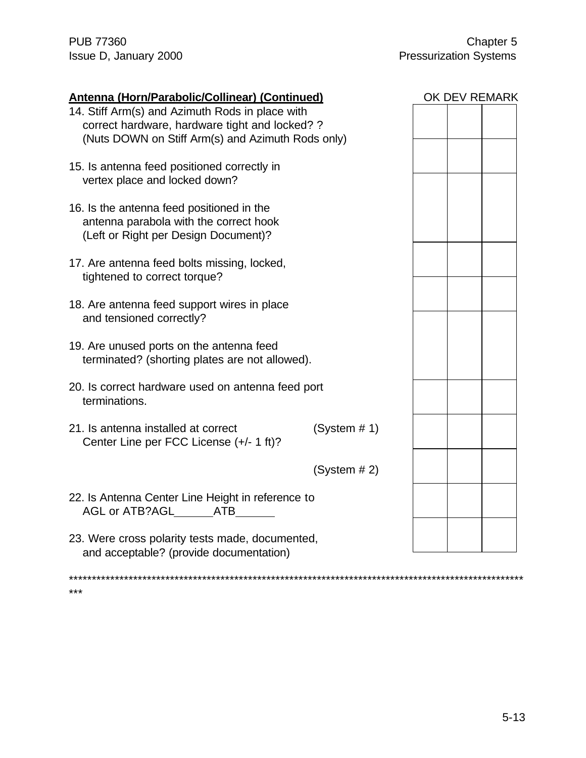**Antenna (Horn/Parabolic/Collinear) (Continued)**

| Item | OK | DEV | REMARK |
|---|---|---|---|
| 14. Stiff Arm(s) and Azimuth Rods in place with correct hardware, hardware tight and locked? ? (Nuts DOWN on Stiff Arm(s) and Azimuth Rods only) | | | |
| 15. Is antenna feed positioned correctly in vertex place and locked down? | | | |
| 16. Is the antenna feed positioned in the antenna parabola with the correct hook (Left or Right per Design Document)? | | | |
| 17. Are antenna feed bolts missing, locked, tightened to correct torque? | | | |
| 18. Are antenna feed support wires in place and tensioned correctly? | | | |
| 19. Are unused ports on the antenna feed terminated? (shorting plates are not allowed). | | | |
| 20. Is correct hardware used on antenna feed port terminations. | | | |
| 21. Is antenna installed at correct Center Line per FCC License (+/- 1 ft)? (System # 1) | | | |
| (System # 2) | | | |
| 22. Is Antenna Center Line Height in reference to AGL or ATB?AGL______ATB______ | | | |
| 23. Were cross polarity tests made, documented, and acceptable? (provide documentation) | | | |

*****************************************************************************************************
***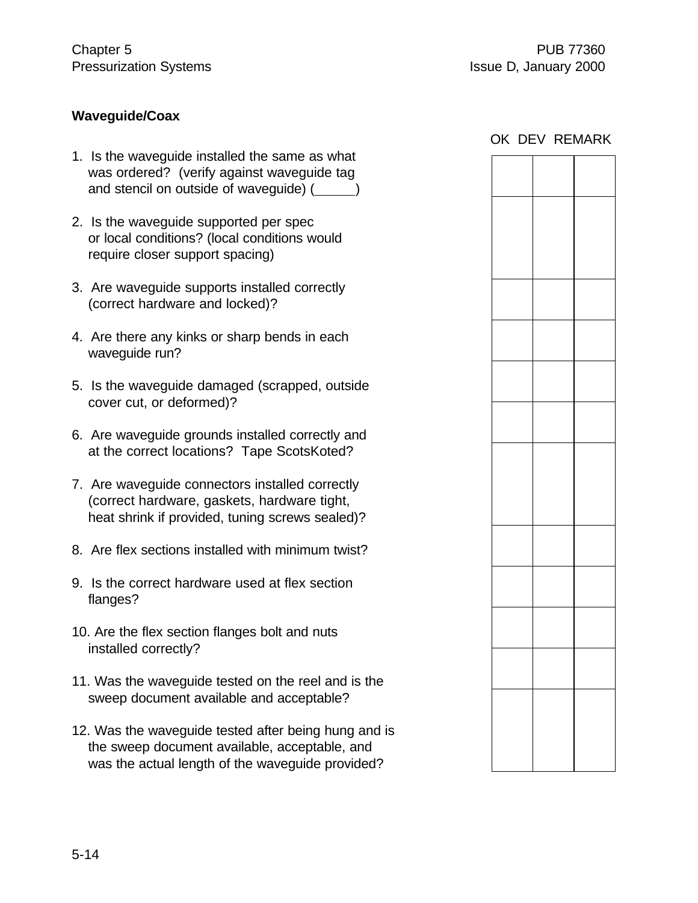### Waveguide/Coax

| Item | OK | DEV | REMARK |
|---|---|---|---|
| 1. Is the waveguide installed the same as what was ordered? (verify against waveguide tag and stencil on outside of waveguide) (______) | | | |
| 2. Is the waveguide supported per spec or local conditions? (local conditions would require closer support spacing) | | | |
| 3. Are waveguide supports installed correctly (correct hardware and locked)? | | | |
| 4. Are there any kinks or sharp bends in each waveguide run? | | | |
| 5. Is the waveguide damaged (scrapped, outside cover cut, or deformed)? | | | |
| 6. Are waveguide grounds installed correctly and at the correct locations? Tape ScotsKoted? | | | |
| 7. Are waveguide connectors installed correctly (correct hardware, gaskets, hardware tight, heat shrink if provided, tuning screws sealed)? | | | |
| 8. Are flex sections installed with minimum twist? | | | |
| 9. Is the correct hardware used at flex section flanges? | | | |
| 10. Are the flex section flanges bolt and nuts installed correctly? | | | |
| 11. Was the waveguide tested on the reel and is the sweep document available and acceptable? | | | |
| 12. Was the waveguide tested after being hung and is the sweep document available, acceptable, and was the actual length of the waveguide provided? | | | |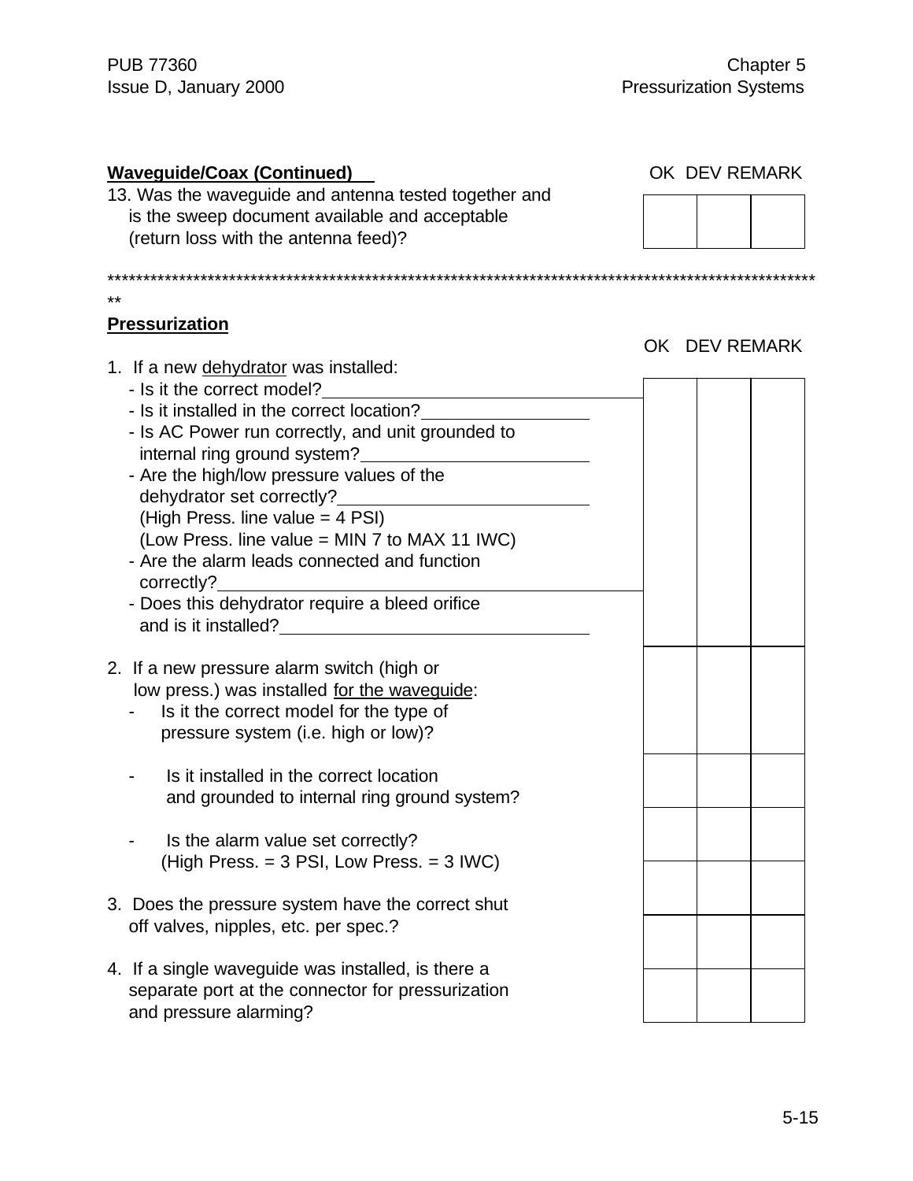**Waveguide/Coax (Continued)**

| | OK | DEV | REMARK |
|---|---|---|---|
| 13. Was the waveguide and antenna tested together and is the sweep document available and acceptable (return loss with the antenna feed)? | | | |

*****************************************************************************************************
**

**Pressurization**

| | OK | DEV | REMARK |
|---|---|---|---|
| 1. If a new dehydrator was installed:<br>- Is it the correct model?<br>- Is it installed in the correct location?<br>- Is AC Power run correctly, and unit grounded to internal ring ground system?<br>- Are the high/low pressure values of the dehydrator set correctly?<br>(High Press. line value = 4 PSI)<br>(Low Press. line value = MIN 7 to MAX 11 IWC)<br>- Are the alarm leads connected and function correctly?<br>- Does this dehydrator require a bleed orifice and is it installed? | | | |
| 2. If a new pressure alarm switch (high or low press.) was installed for the waveguide:<br>- Is it the correct model for the type of pressure system (i.e. high or low)? | | | |
| - Is it installed in the correct location and grounded to internal ring ground system? | | | |
| - Is the alarm value set correctly? (High Press. = 3 PSI, Low Press. = 3 IWC) | | | |
| | | | |
| 3. Does the pressure system have the correct shut off valves, nipples, etc. per spec.? | | | |
| 4. If a single waveguide was installed, is there a separate port at the connector for pressurization and pressure alarming? | | | |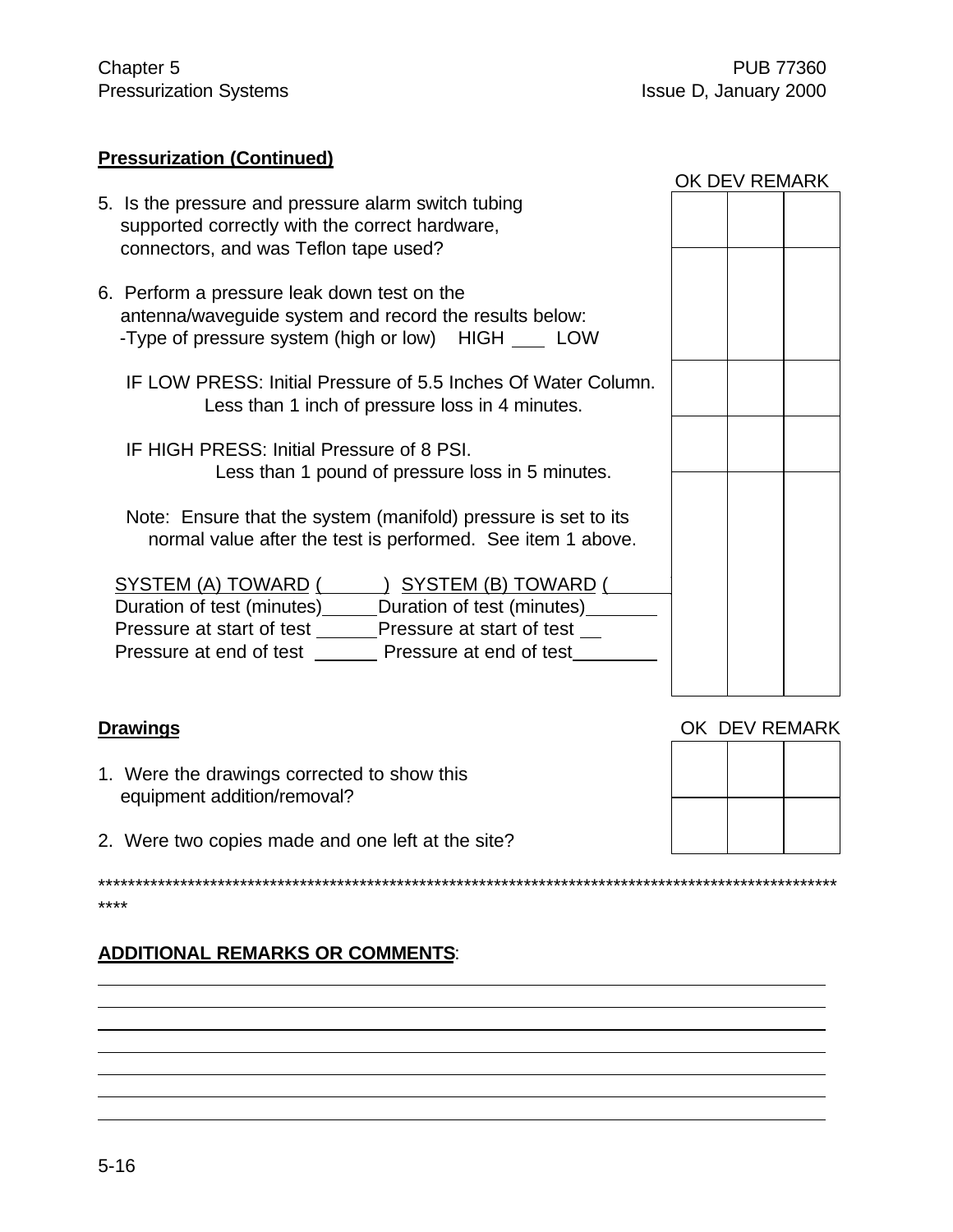**Pressurization (Continued)**

| | OK | DEV | REMARK |
|---|---|---|---|
| 5. Is the pressure and pressure alarm switch tubing supported correctly with the correct hardware, connectors, and was Teflon tape used? | | | |
| 6. Perform a pressure leak down test on the antenna/waveguide system and record the results below:<br>-Type of pressure system (high or low) HIGH ___ LOW | | | |
| IF LOW PRESS: Initial Pressure of 5.5 Inches Of Water Column. Less than 1 inch of pressure loss in 4 minutes. | | | |
| IF HIGH PRESS: Initial Pressure of 8 PSI. Less than 1 pound of pressure loss in 5 minutes. | | | |
| Note: Ensure that the system (manifold) pressure is set to its normal value after the test is performed. See item 1 above.<br><br>SYSTEM (A) TOWARD (______) SYSTEM (B) TOWARD (______)<br>Duration of test (minutes)_____ Duration of test (minutes)_______<br>Pressure at start of test ______ Pressure at start of test __<br>Pressure at end of test ______ Pressure at end of test________ | | | |

**Drawings**

| | OK | DEV | REMARK |
|---|---|---|---|
| 1. Were the drawings corrected to show this equipment addition/removal? | | | |
| 2. Were two copies made and one left at the site? | | | |

****************************************************************************************************

**ADDITIONAL REMARKS OR COMMENTS**:

______________________________________________________________________________

______________________________________________________________________________

______________________________________________________________________________

______________________________________________________________________________

______________________________________________________________________________

______________________________________________________________________________

______________________________________________________________________________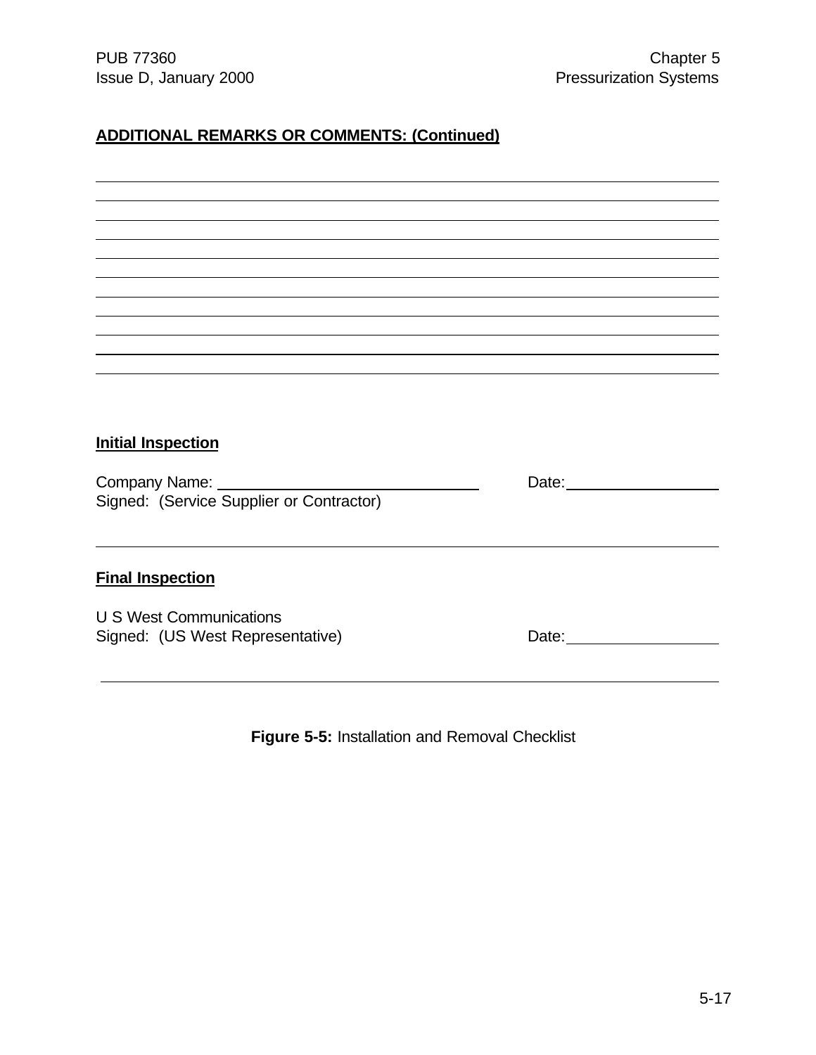**ADDITIONAL REMARKS OR COMMENTS: (Continued)**

\_\_\_\_\_\_\_\_\_\_\_\_\_\_\_\_\_\_\_\_\_\_\_\_\_\_\_\_\_\_\_\_\_\_\_\_\_\_\_\_\_\_\_\_\_\_\_\_\_\_\_\_\_\_\_\_\_\_\_\_\_\_\_\_\_\_\_\_\_\_

\_\_\_\_\_\_\_\_\_\_\_\_\_\_\_\_\_\_\_\_\_\_\_\_\_\_\_\_\_\_\_\_\_\_\_\_\_\_\_\_\_\_\_\_\_\_\_\_\_\_\_\_\_\_\_\_\_\_\_\_\_\_\_\_\_\_\_\_\_\_

\_\_\_\_\_\_\_\_\_\_\_\_\_\_\_\_\_\_\_\_\_\_\_\_\_\_\_\_\_\_\_\_\_\_\_\_\_\_\_\_\_\_\_\_\_\_\_\_\_\_\_\_\_\_\_\_\_\_\_\_\_\_\_\_\_\_\_\_\_\_

\_\_\_\_\_\_\_\_\_\_\_\_\_\_\_\_\_\_\_\_\_\_\_\_\_\_\_\_\_\_\_\_\_\_\_\_\_\_\_\_\_\_\_\_\_\_\_\_\_\_\_\_\_\_\_\_\_\_\_\_\_\_\_\_\_\_\_\_\_\_

\_\_\_\_\_\_\_\_\_\_\_\_\_\_\_\_\_\_\_\_\_\_\_\_\_\_\_\_\_\_\_\_\_\_\_\_\_\_\_\_\_\_\_\_\_\_\_\_\_\_\_\_\_\_\_\_\_\_\_\_\_\_\_\_\_\_\_\_\_\_

\_\_\_\_\_\_\_\_\_\_\_\_\_\_\_\_\_\_\_\_\_\_\_\_\_\_\_\_\_\_\_\_\_\_\_\_\_\_\_\_\_\_\_\_\_\_\_\_\_\_\_\_\_\_\_\_\_\_\_\_\_\_\_\_\_\_\_\_\_\_

\_\_\_\_\_\_\_\_\_\_\_\_\_\_\_\_\_\_\_\_\_\_\_\_\_\_\_\_\_\_\_\_\_\_\_\_\_\_\_\_\_\_\_\_\_\_\_\_\_\_\_\_\_\_\_\_\_\_\_\_\_\_\_\_\_\_\_\_\_\_

\_\_\_\_\_\_\_\_\_\_\_\_\_\_\_\_\_\_\_\_\_\_\_\_\_\_\_\_\_\_\_\_\_\_\_\_\_\_\_\_\_\_\_\_\_\_\_\_\_\_\_\_\_\_\_\_\_\_\_\_\_\_\_\_\_\_\_\_\_\_

\_\_\_\_\_\_\_\_\_\_\_\_\_\_\_\_\_\_\_\_\_\_\_\_\_\_\_\_\_\_\_\_\_\_\_\_\_\_\_\_\_\_\_\_\_\_\_\_\_\_\_\_\_\_\_\_\_\_\_\_\_\_\_\_\_\_\_\_\_\_

\_\_\_\_\_\_\_\_\_\_\_\_\_\_\_\_\_\_\_\_\_\_\_\_\_\_\_\_\_\_\_\_\_\_\_\_\_\_\_\_\_\_\_\_\_\_\_\_\_\_\_\_\_\_\_\_\_\_\_\_\_\_\_\_\_\_\_\_\_\_

\_\_\_\_\_\_\_\_\_\_\_\_\_\_\_\_\_\_\_\_\_\_\_\_\_\_\_\_\_\_\_\_\_\_\_\_\_\_\_\_\_\_\_\_\_\_\_\_\_\_\_\_\_\_\_\_\_\_\_\_\_\_\_\_\_\_\_\_\_\_

**Initial Inspection**

Company Name: \_\_\_\_\_\_\_\_\_\_\_\_\_\_\_\_\_\_\_\_\_\_\_\_\_\_\_\_\_\_ Date: \_\_\_\_\_\_\_\_\_\_\_\_\_\_\_\_
Signed: (Service Supplier or Contractor)

\_\_\_\_\_\_\_\_\_\_\_\_\_\_\_\_\_\_\_\_\_\_\_\_\_\_\_\_\_\_\_\_\_\_\_\_\_\_\_\_\_\_\_\_\_\_\_\_\_\_\_\_\_\_\_\_\_\_\_\_\_\_\_\_\_\_\_\_\_\_

**Final Inspection**

U S West Communications
Signed: (US West Representative) Date: \_\_\_\_\_\_\_\_\_\_\_\_\_\_\_\_

\_\_\_\_\_\_\_\_\_\_\_\_\_\_\_\_\_\_\_\_\_\_\_\_\_\_\_\_\_\_\_\_\_\_\_\_\_\_\_\_\_\_\_\_\_\_\_\_\_\_\_\_\_\_\_\_\_\_\_\_\_\_\_\_\_\_\_\_\_\_

**Figure 5-5:** Installation and Removal Checklist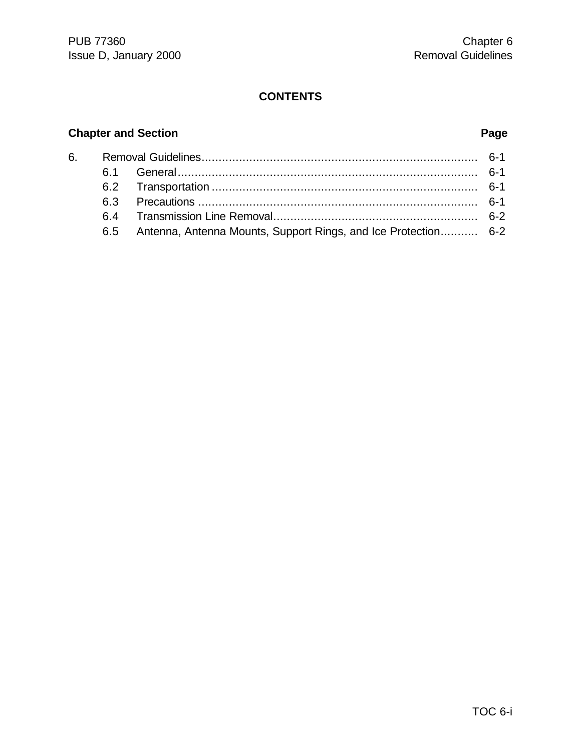## CONTENTS

| Chapter and Section | | Page |
|---|---|---|
| 6. | Removal Guidelines | 6-1 |
| 6.1 | General | 6-1 |
| 6.2 | Transportation | 6-1 |
| 6.3 | Precautions | 6-1 |
| 6.4 | Transmission Line Removal | 6-2 |
| 6.5 | Antenna, Antenna Mounts, Support Rings, and Ice Protection | 6-2 |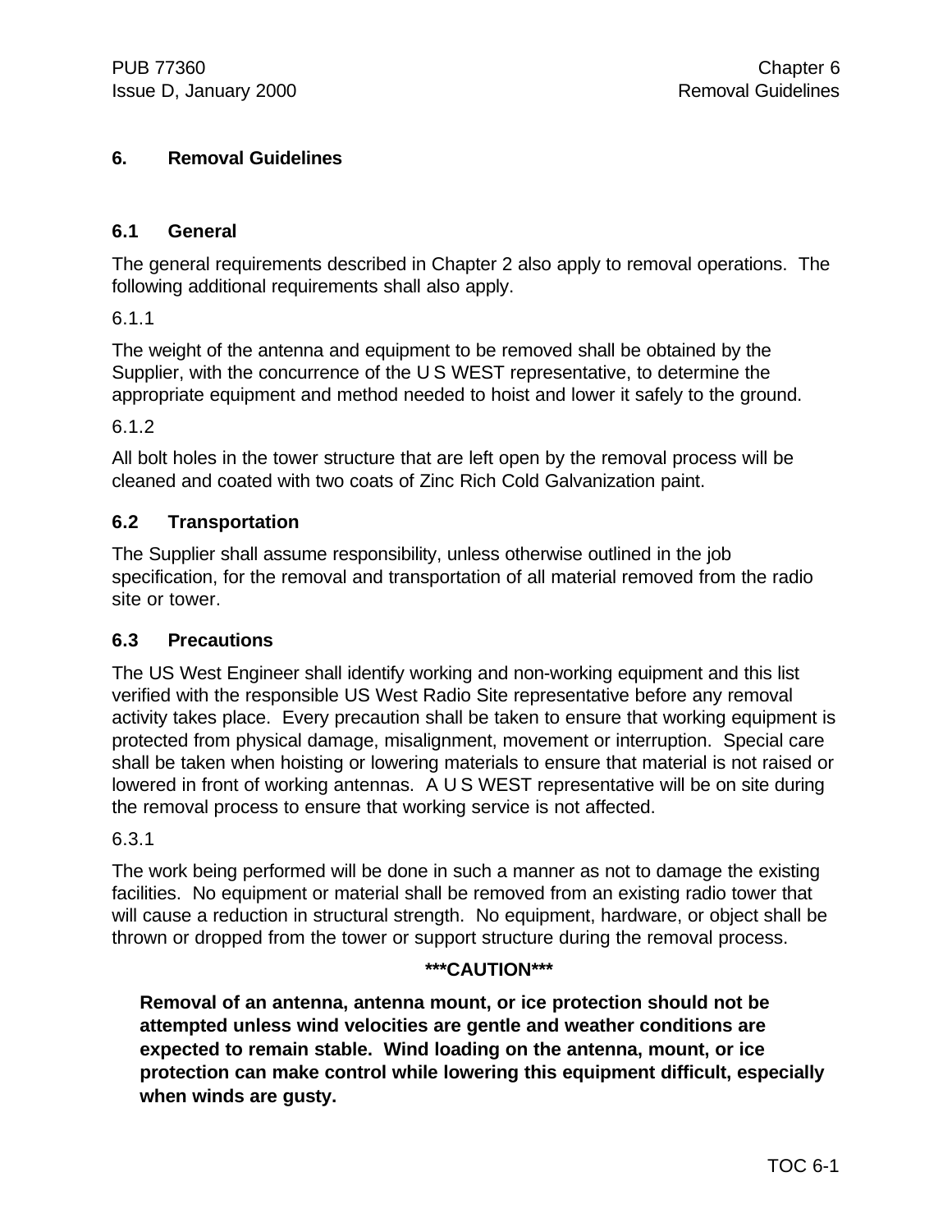# 6. Removal Guidelines

## 6.1 General

The general requirements described in Chapter 2 also apply to removal operations. The following additional requirements shall also apply.

6.1.1

The weight of the antenna and equipment to be removed shall be obtained by the Supplier, with the concurrence of the U S WEST representative, to determine the appropriate equipment and method needed to hoist and lower it safely to the ground.

6.1.2

All bolt holes in the tower structure that are left open by the removal process will be cleaned and coated with two coats of Zinc Rich Cold Galvanization paint.

## 6.2 Transportation

The Supplier shall assume responsibility, unless otherwise outlined in the job specification, for the removal and transportation of all material removed from the radio site or tower.

## 6.3 Precautions

The US West Engineer shall identify working and non-working equipment and this list verified with the responsible US West Radio Site representative before any removal activity takes place. Every precaution shall be taken to ensure that working equipment is protected from physical damage, misalignment, movement or interruption. Special care shall be taken when hoisting or lowering materials to ensure that material is not raised or lowered in front of working antennas. A U S WEST representative will be on site during the removal process to ensure that working service is not affected.

6.3.1

The work being performed will be done in such a manner as not to damage the existing facilities. No equipment or material shall be removed from an existing radio tower that will cause a reduction in structural strength. No equipment, hardware, or object shall be thrown or dropped from the tower or support structure during the removal process.

**\*\*\*CAUTION\*\*\***

**Removal of an antenna, antenna mount, or ice protection should not be attempted unless wind velocities are gentle and weather conditions are expected to remain stable. Wind loading on the antenna, mount, or ice protection can make control while lowering this equipment difficult, especially when winds are gusty.**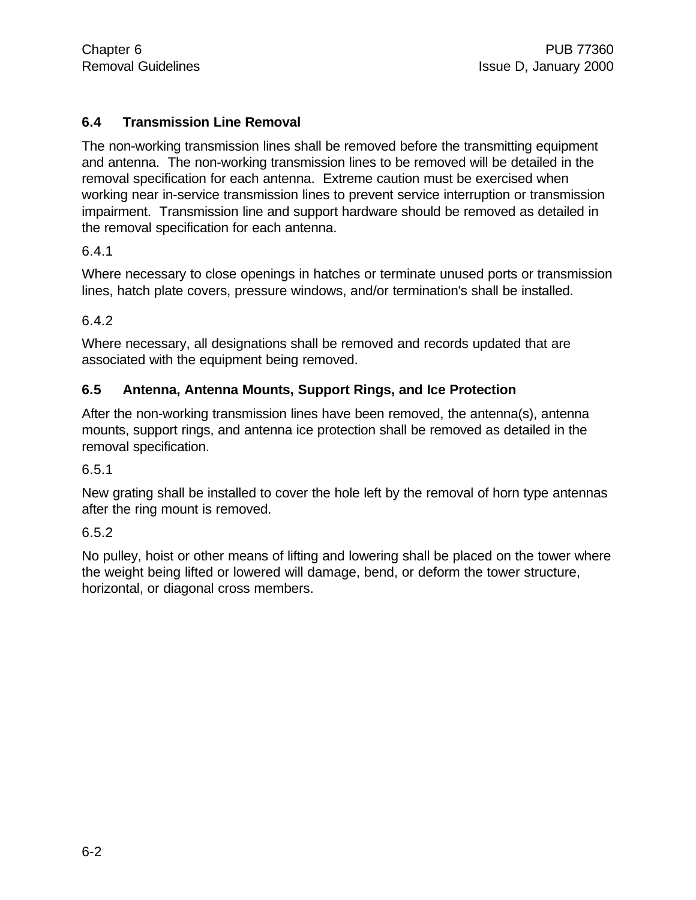## 6.4 Transmission Line Removal

The non-working transmission lines shall be removed before the transmitting equipment and antenna. The non-working transmission lines to be removed will be detailed in the removal specification for each antenna. Extreme caution must be exercised when working near in-service transmission lines to prevent service interruption or transmission impairment. Transmission line and support hardware should be removed as detailed in the removal specification for each antenna.

6.4.1

Where necessary to close openings in hatches or terminate unused ports or transmission lines, hatch plate covers, pressure windows, and/or termination's shall be installed.

6.4.2

Where necessary, all designations shall be removed and records updated that are associated with the equipment being removed.

## 6.5 Antenna, Antenna Mounts, Support Rings, and Ice Protection

After the non-working transmission lines have been removed, the antenna(s), antenna mounts, support rings, and antenna ice protection shall be removed as detailed in the removal specification.

6.5.1

New grating shall be installed to cover the hole left by the removal of horn type antennas after the ring mount is removed.

6.5.2

No pulley, hoist or other means of lifting and lowering shall be placed on the tower where the weight being lifted or lowered will damage, bend, or deform the tower structure, horizontal, or diagonal cross members.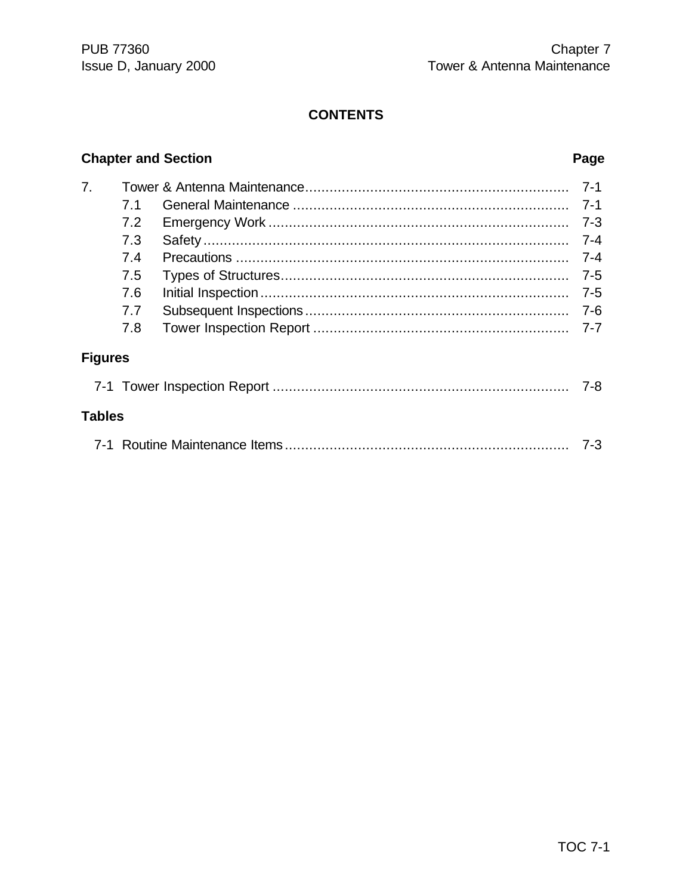## CONTENTS

| Chapter and Section | | Page |
|---|---|---|
| 7. | Tower & Antenna Maintenance | 7-1 |
| 7.1 | General Maintenance | 7-1 |
| 7.2 | Emergency Work | 7-3 |
| 7.3 | Safety | 7-4 |
| 7.4 | Precautions | 7-4 |
| 7.5 | Types of Structures | 7-5 |
| 7.6 | Initial Inspection | 7-5 |
| 7.7 | Subsequent Inspections | 7-6 |
| 7.8 | Tower Inspection Report | 7-7 |

**Figures**

| | | |
|---|---|---|
| 7-1 | Tower Inspection Report | 7-8 |

**Tables**

| | | |
|---|---|---|
| 7-1 | Routine Maintenance Items | 7-3 |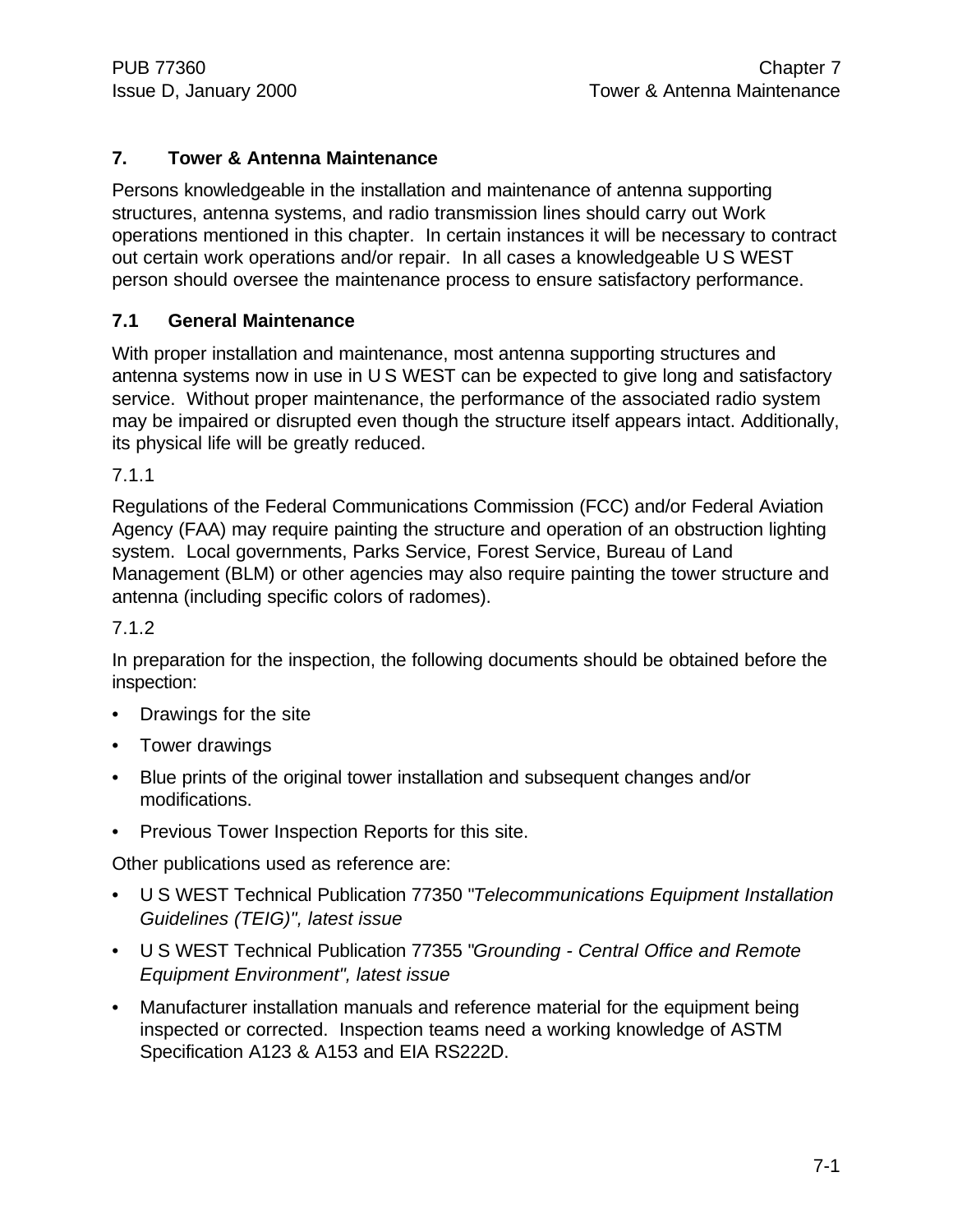## 7. Tower & Antenna Maintenance

Persons knowledgeable in the installation and maintenance of antenna supporting structures, antenna systems, and radio transmission lines should carry out Work operations mentioned in this chapter. In certain instances it will be necessary to contract out certain work operations and/or repair. In all cases a knowledgeable U S WEST person should oversee the maintenance process to ensure satisfactory performance.

### 7.1 General Maintenance

With proper installation and maintenance, most antenna supporting structures and antenna systems now in use in U S WEST can be expected to give long and satisfactory service. Without proper maintenance, the performance of the associated radio system may be impaired or disrupted even though the structure itself appears intact. Additionally, its physical life will be greatly reduced.

7.1.1

Regulations of the Federal Communications Commission (FCC) and/or Federal Aviation Agency (FAA) may require painting the structure and operation of an obstruction lighting system. Local governments, Parks Service, Forest Service, Bureau of Land Management (BLM) or other agencies may also require painting the tower structure and antenna (including specific colors of radomes).

7.1.2

In preparation for the inspection, the following documents should be obtained before the inspection:

- Drawings for the site
- Tower drawings
- Blue prints of the original tower installation and subsequent changes and/or modifications.
- Previous Tower Inspection Reports for this site.

Other publications used as reference are:

- U S WEST Technical Publication 77350 "*Telecommunications Equipment Installation Guidelines (TEIG)", latest issue*
- U S WEST Technical Publication 77355 "*Grounding - Central Office and Remote Equipment Environment", latest issue*
- Manufacturer installation manuals and reference material for the equipment being inspected or corrected. Inspection teams need a working knowledge of ASTM Specification A123 & A153 and EIA RS222D.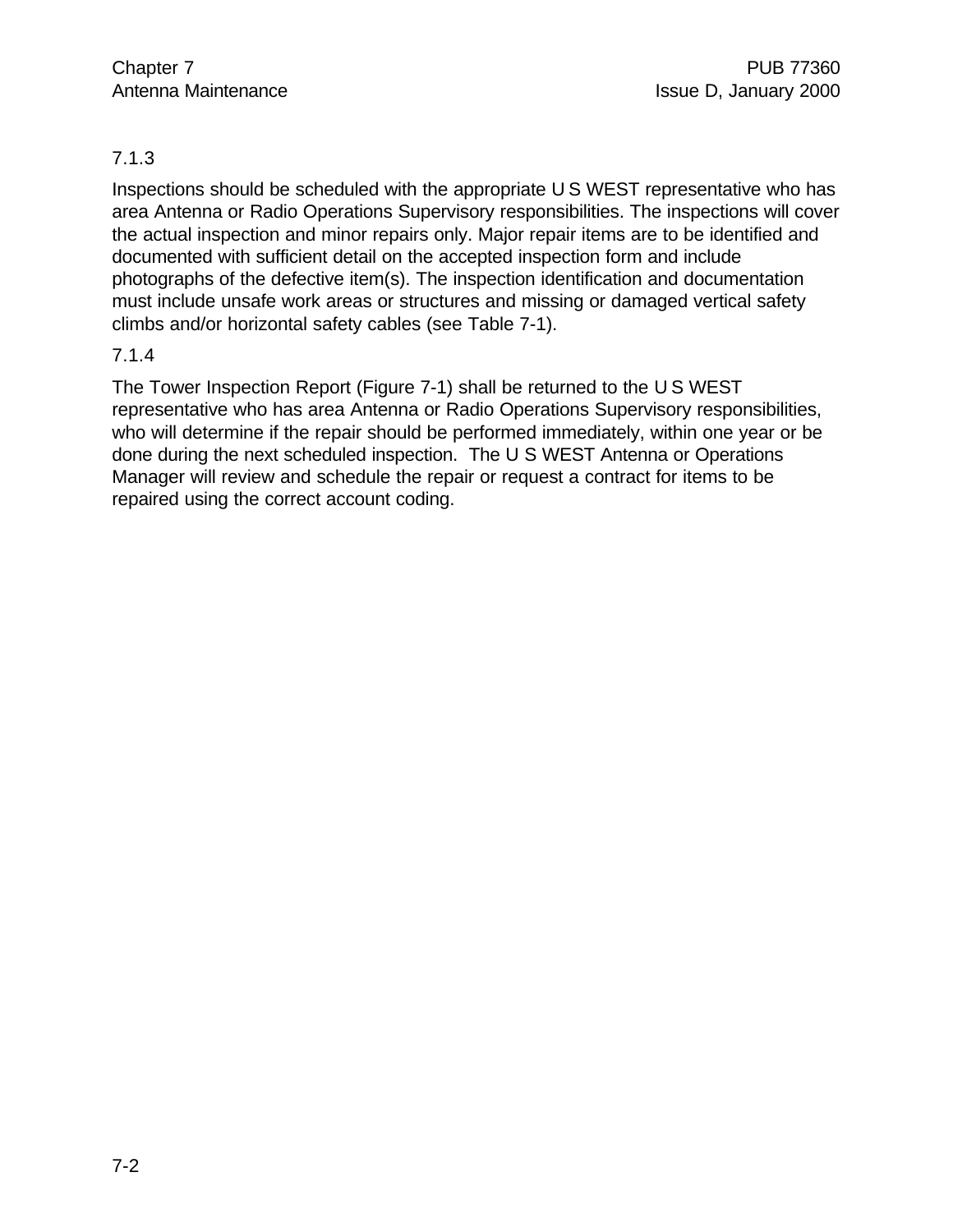7.1.3

Inspections should be scheduled with the appropriate U S WEST representative who has area Antenna or Radio Operations Supervisory responsibilities. The inspections will cover the actual inspection and minor repairs only. Major repair items are to be identified and documented with sufficient detail on the accepted inspection form and include photographs of the defective item(s). The inspection identification and documentation must include unsafe work areas or structures and missing or damaged vertical safety climbs and/or horizontal safety cables (see Table 7-1).

7.1.4

The Tower Inspection Report (Figure 7-1) shall be returned to the U S WEST representative who has area Antenna or Radio Operations Supervisory responsibilities, who will determine if the repair should be performed immediately, within one year or be done during the next scheduled inspection. The U S WEST Antenna or Operations Manager will review and schedule the repair or request a contract for items to be repaired using the correct account coding.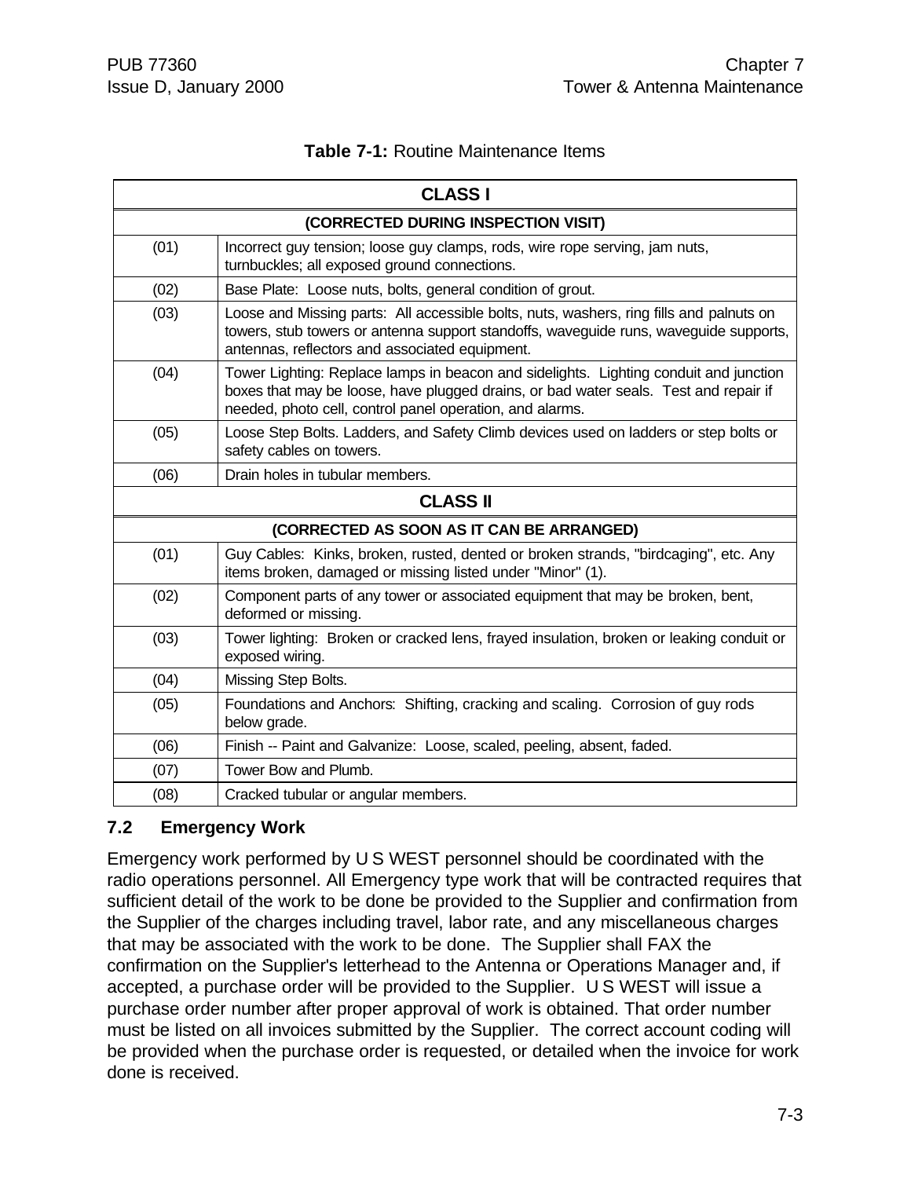**Table 7-1:** Routine Maintenance Items

| CLASS I | |
|---|---|
| **(CORRECTED DURING INSPECTION VISIT)** | |
| (01) | Incorrect guy tension; loose guy clamps, rods, wire rope serving, jam nuts, turnbuckles; all exposed ground connections. |
| (02) | Base Plate: Loose nuts, bolts, general condition of grout. |
| (03) | Loose and Missing parts: All accessible bolts, nuts, washers, ring fills and palnuts on towers, stub towers or antenna support standoffs, waveguide runs, waveguide supports, antennas, reflectors and associated equipment. |
| (04) | Tower Lighting: Replace lamps in beacon and sidelights. Lighting conduit and junction boxes that may be loose, have plugged drains, or bad water seals. Test and repair if needed, photo cell, control panel operation, and alarms. |
| (05) | Loose Step Bolts. Ladders, and Safety Climb devices used on ladders or step bolts or safety cables on towers. |
| (06) | Drain holes in tubular members. |
| **CLASS II** | |
| **(CORRECTED AS SOON AS IT CAN BE ARRANGED)** | |
| (01) | Guy Cables: Kinks, broken, rusted, dented or broken strands, "birdcaging", etc. Any items broken, damaged or missing listed under "Minor" (1). |
| (02) | Component parts of any tower or associated equipment that may be broken, bent, deformed or missing. |
| (03) | Tower lighting: Broken or cracked lens, frayed insulation, broken or leaking conduit or exposed wiring. |
| (04) | Missing Step Bolts. |
| (05) | Foundations and Anchors: Shifting, cracking and scaling. Corrosion of guy rods below grade. |
| (06) | Finish -- Paint and Galvanize: Loose, scaled, peeling, absent, faded. |
| (07) | Tower Bow and Plumb. |
| (08) | Cracked tubular or angular members. |

## 7.2 Emergency Work

Emergency work performed by U S WEST personnel should be coordinated with the radio operations personnel. All Emergency type work that will be contracted requires that sufficient detail of the work to be done be provided to the Supplier and confirmation from the Supplier of the charges including travel, labor rate, and any miscellaneous charges that may be associated with the work to be done. The Supplier shall FAX the confirmation on the Supplier's letterhead to the Antenna or Operations Manager and, if accepted, a purchase order will be provided to the Supplier. U S WEST will issue a purchase order number after proper approval of work is obtained. That order number must be listed on all invoices submitted by the Supplier. The correct account coding will be provided when the purchase order is requested, or detailed when the invoice for work done is received.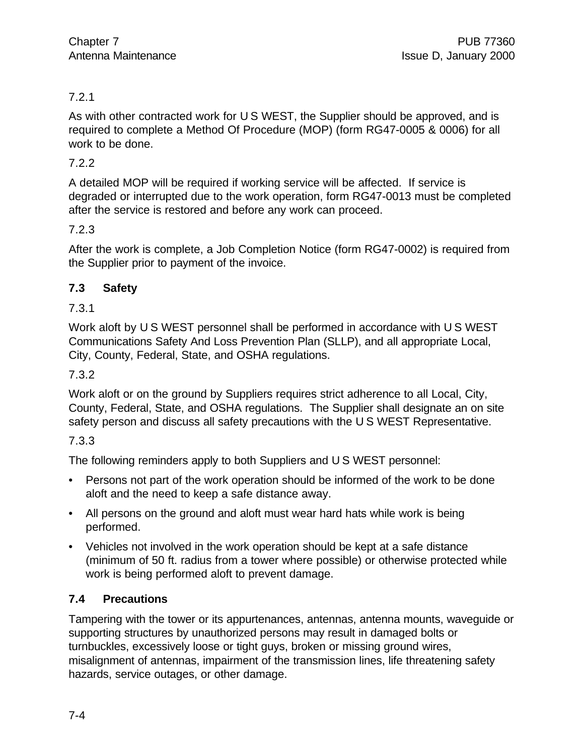7.2.1

As with other contracted work for U S WEST, the Supplier should be approved, and is required to complete a Method Of Procedure (MOP) (form RG47-0005 & 0006) for all work to be done.

7.2.2

A detailed MOP will be required if working service will be affected. If service is degraded or interrupted due to the work operation, form RG47-0013 must be completed after the service is restored and before any work can proceed.

7.2.3

After the work is complete, a Job Completion Notice (form RG47-0002) is required from the Supplier prior to payment of the invoice.

## 7.3 Safety

7.3.1

Work aloft by U S WEST personnel shall be performed in accordance with U S WEST Communications Safety And Loss Prevention Plan (SLLP), and all appropriate Local, City, County, Federal, State, and OSHA regulations.

7.3.2

Work aloft or on the ground by Suppliers requires strict adherence to all Local, City, County, Federal, State, and OSHA regulations. The Supplier shall designate an on site safety person and discuss all safety precautions with the U S WEST Representative.

7.3.3

The following reminders apply to both Suppliers and U S WEST personnel:

- Persons not part of the work operation should be informed of the work to be done aloft and the need to keep a safe distance away.
- All persons on the ground and aloft must wear hard hats while work is being performed.
- Vehicles not involved in the work operation should be kept at a safe distance (minimum of 50 ft. radius from a tower where possible) or otherwise protected while work is being performed aloft to prevent damage.

## 7.4 Precautions

Tampering with the tower or its appurtenances, antennas, antenna mounts, waveguide or supporting structures by unauthorized persons may result in damaged bolts or turnbuckles, excessively loose or tight guys, broken or missing ground wires, misalignment of antennas, impairment of the transmission lines, life threatening safety hazards, service outages, or other damage.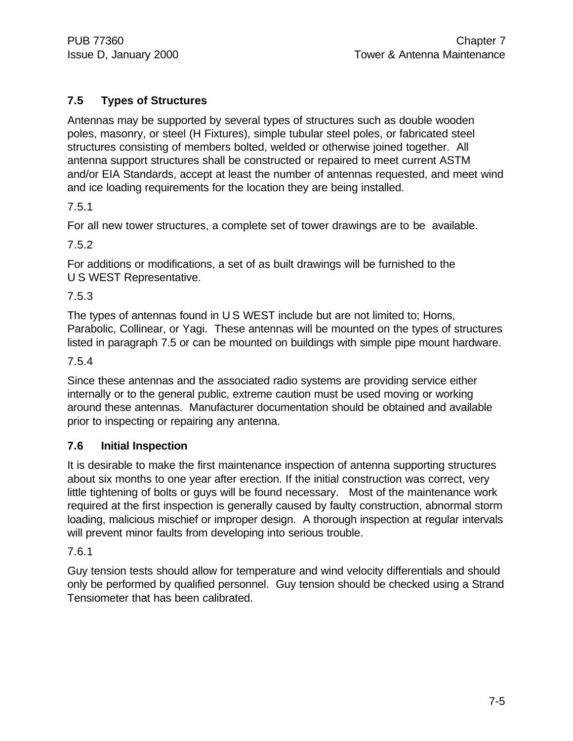## 7.5 Types of Structures

Antennas may be supported by several types of structures such as double wooden poles, masonry, or steel (H Fixtures), simple tubular steel poles, or fabricated steel structures consisting of members bolted, welded or otherwise joined together. All antenna support structures shall be constructed or repaired to meet current ASTM and/or EIA Standards, accept at least the number of antennas requested, and meet wind and ice loading requirements for the location they are being installed.

7.5.1

For all new tower structures, a complete set of tower drawings are to be available.

7.5.2

For additions or modifications, a set of as built drawings will be furnished to the U S WEST Representative.

7.5.3

The types of antennas found in U S WEST include but are not limited to; Horns, Parabolic, Collinear, or Yagi. These antennas will be mounted on the types of structures listed in paragraph 7.5 or can be mounted on buildings with simple pipe mount hardware.

7.5.4

Since these antennas and the associated radio systems are providing service either internally or to the general public, extreme caution must be used moving or working around these antennas. Manufacturer documentation should be obtained and available prior to inspecting or repairing any antenna.

## 7.6 Initial Inspection

It is desirable to make the first maintenance inspection of antenna supporting structures about six months to one year after erection. If the initial construction was correct, very little tightening of bolts or guys will be found necessary. Most of the maintenance work required at the first inspection is generally caused by faulty construction, abnormal storm loading, malicious mischief or improper design. A thorough inspection at regular intervals will prevent minor faults from developing into serious trouble.

7.6.1

Guy tension tests should allow for temperature and wind velocity differentials and should only be performed by qualified personnel. Guy tension should be checked using a Strand Tensiometer that has been calibrated.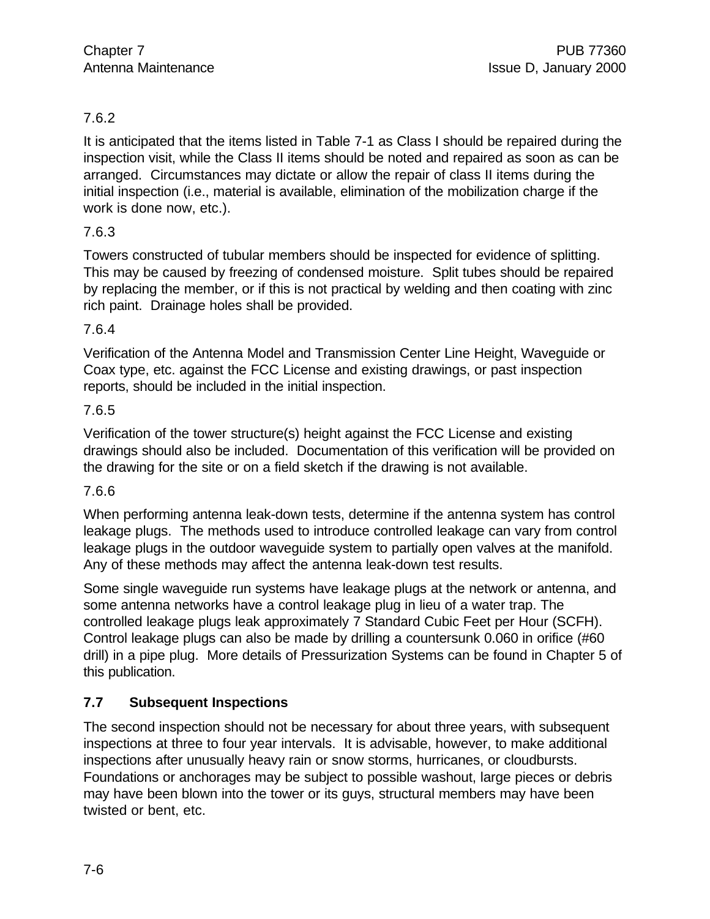7.6.2

It is anticipated that the items listed in Table 7-1 as Class I should be repaired during the inspection visit, while the Class II items should be noted and repaired as soon as can be arranged. Circumstances may dictate or allow the repair of class II items during the initial inspection (i.e., material is available, elimination of the mobilization charge if the work is done now, etc.).

7.6.3

Towers constructed of tubular members should be inspected for evidence of splitting. This may be caused by freezing of condensed moisture. Split tubes should be repaired by replacing the member, or if this is not practical by welding and then coating with zinc rich paint. Drainage holes shall be provided.

7.6.4

Verification of the Antenna Model and Transmission Center Line Height, Waveguide or Coax type, etc. against the FCC License and existing drawings, or past inspection reports, should be included in the initial inspection.

7.6.5

Verification of the tower structure(s) height against the FCC License and existing drawings should also be included. Documentation of this verification will be provided on the drawing for the site or on a field sketch if the drawing is not available.

7.6.6

When performing antenna leak-down tests, determine if the antenna system has control leakage plugs. The methods used to introduce controlled leakage can vary from control leakage plugs in the outdoor waveguide system to partially open valves at the manifold. Any of these methods may affect the antenna leak-down test results.

Some single waveguide run systems have leakage plugs at the network or antenna, and some antenna networks have a control leakage plug in lieu of a water trap. The controlled leakage plugs leak approximately 7 Standard Cubic Feet per Hour (SCFH). Control leakage plugs can also be made by drilling a countersunk 0.060 in orifice (#60 drill) in a pipe plug. More details of Pressurization Systems can be found in Chapter 5 of this publication.

## 7.7 Subsequent Inspections

The second inspection should not be necessary for about three years, with subsequent inspections at three to four year intervals. It is advisable, however, to make additional inspections after unusually heavy rain or snow storms, hurricanes, or cloudbursts. Foundations or anchorages may be subject to possible washout, large pieces or debris may have been blown into the tower or its guys, structural members may have been twisted or bent, etc.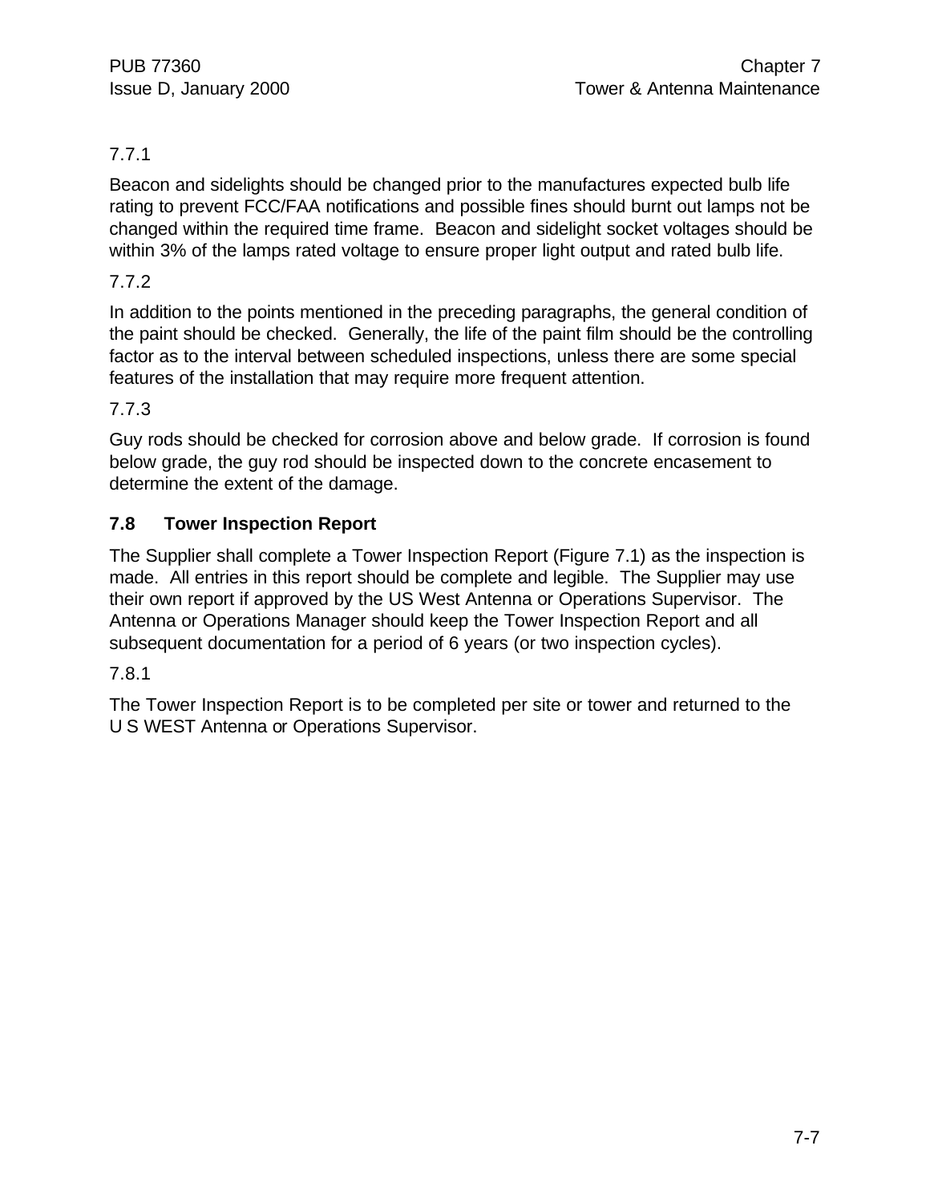7.7.1

Beacon and sidelights should be changed prior to the manufactures expected bulb life rating to prevent FCC/FAA notifications and possible fines should burnt out lamps not be changed within the required time frame. Beacon and sidelight socket voltages should be within 3% of the lamps rated voltage to ensure proper light output and rated bulb life.

7.7.2

In addition to the points mentioned in the preceding paragraphs, the general condition of the paint should be checked. Generally, the life of the paint film should be the controlling factor as to the interval between scheduled inspections, unless there are some special features of the installation that may require more frequent attention.

7.7.3

Guy rods should be checked for corrosion above and below grade. If corrosion is found below grade, the guy rod should be inspected down to the concrete encasement to determine the extent of the damage.

## 7.8 Tower Inspection Report

The Supplier shall complete a Tower Inspection Report (Figure 7.1) as the inspection is made. All entries in this report should be complete and legible. The Supplier may use their own report if approved by the US West Antenna or Operations Supervisor. The Antenna or Operations Manager should keep the Tower Inspection Report and all subsequent documentation for a period of 6 years (or two inspection cycles).

7.8.1

The Tower Inspection Report is to be completed per site or tower and returned to the U S WEST Antenna or Operations Supervisor.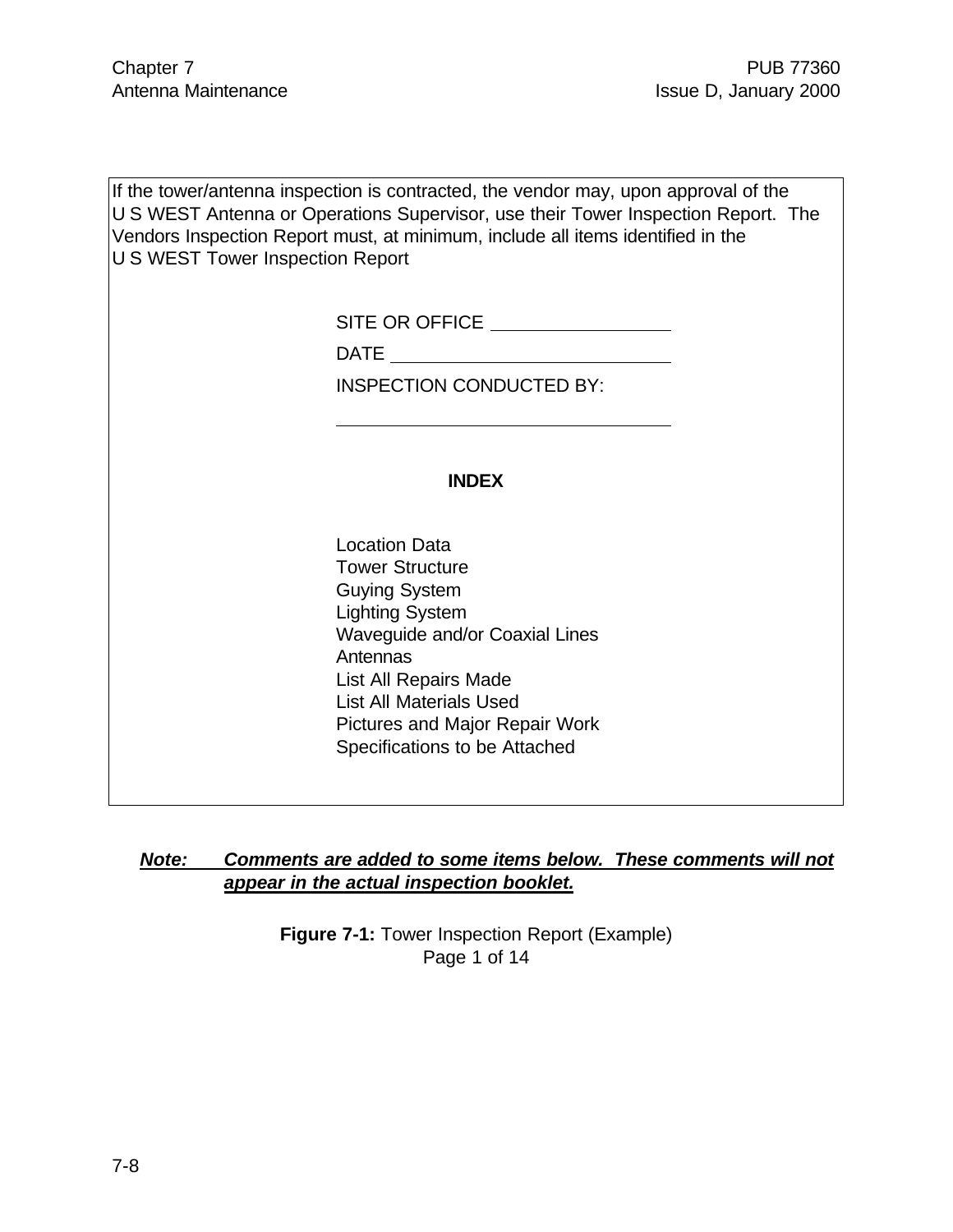If the tower/antenna inspection is contracted, the vendor may, upon approval of the U S WEST Antenna or Operations Supervisor, use their Tower Inspection Report. The Vendors Inspection Report must, at minimum, include all items identified in the U S WEST Tower Inspection Report

SITE OR OFFICE ___________________

DATE ___________________________

INSPECTION CONDUCTED BY:

_______________________________

**INDEX**

Location Data
Tower Structure
Guying System
Lighting System
Waveguide and/or Coaxial Lines
Antennas
List All Repairs Made
List All Materials Used
Pictures and Major Repair Work
Specifications to be Attached

***Note:*** ***Comments are added to some items below. These comments will not appear in the actual inspection booklet.***

**Figure 7-1:** Tower Inspection Report (Example)
Page 1 of 14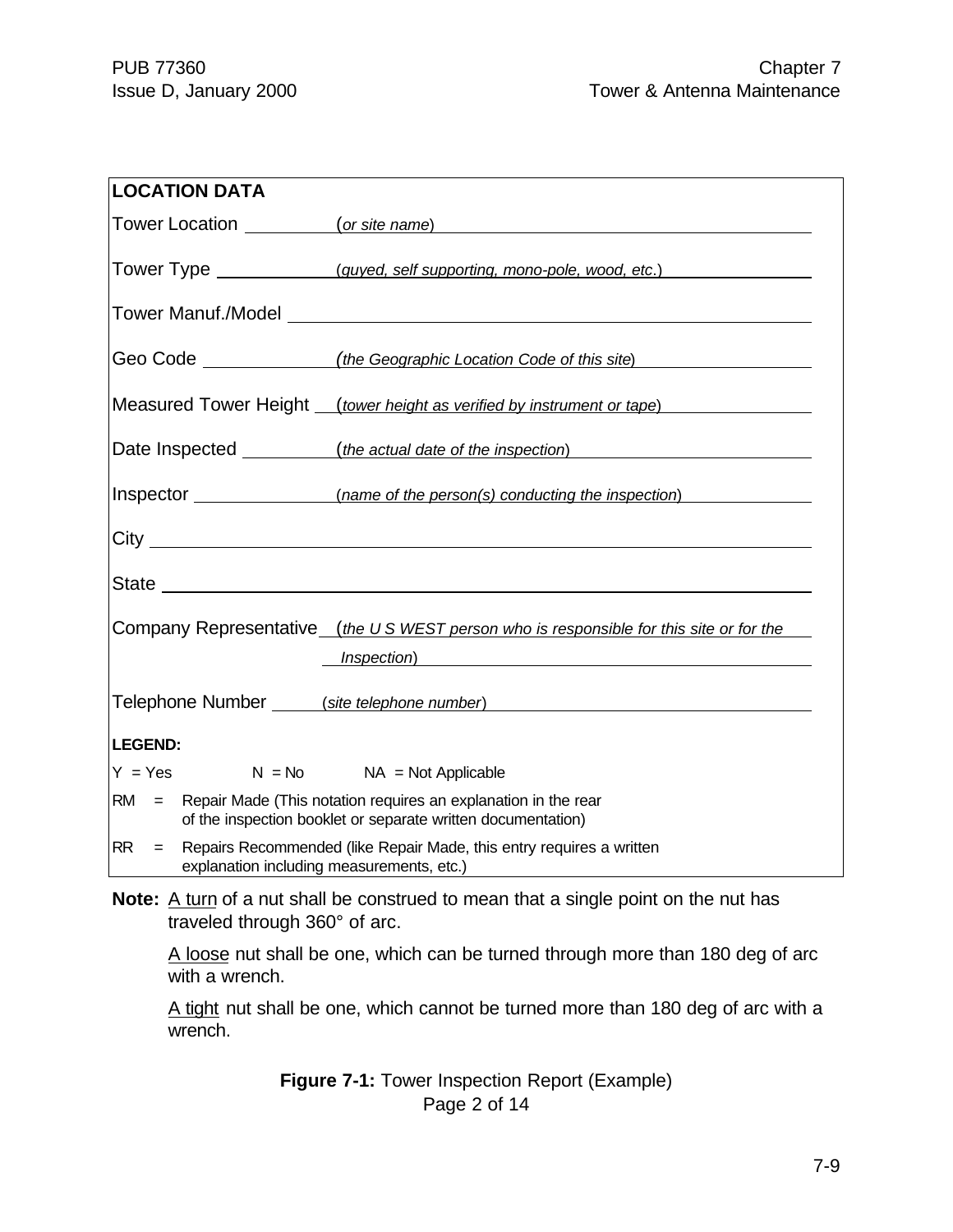**LOCATION DATA**

Tower Location ______ (*or site name*) ______

Tower Type ______ (*guyed, self supporting, mono-pole, wood, etc*.) ______

Tower Manuf./Model ______

Geo Code ______ (*the Geographic Location Code of this site*) ______

Measured Tower Height ______ (*tower height as verified by instrument or tape*) ______

Date Inspected ______ (*the actual date of the inspection*) ______

Inspector ______ (*name of the person(s) conducting the inspection*) ______

City ______

State ______

Company Representative ______ (*the U S WEST person who is responsible for this site or for the Inspection*) ______

Telephone Number ______ (*site telephone number*) ______

**LEGEND:**

Y = Yes     N = No     NA = Not Applicable

RM = Repair Made (This notation requires an explanation in the rear of the inspection booklet or separate written documentation)

RR = Repairs Recommended (like Repair Made, this entry requires a written explanation including measurements, etc.)

**Note:** A turn of a nut shall be construed to mean that a single point on the nut has traveled through 360° of arc.

A loose nut shall be one, which can be turned through more than 180 deg of arc with a wrench.

A tight nut shall be one, which cannot be turned more than 180 deg of arc with a wrench.

**Figure 7-1:** Tower Inspection Report (Example)
Page 2 of 14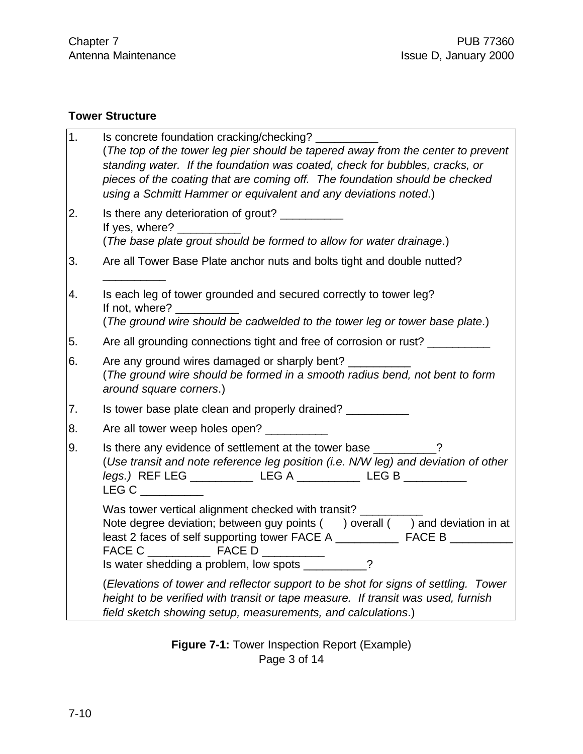### Tower Structure

1. Is concrete foundation cracking/checking? __________
   (*The top of the tower leg pier should be tapered away from the center to prevent standing water. If the foundation was coated, check for bubbles, cracks, or pieces of the coating that are coming off. The foundation should be checked using a Schmitt Hammer or equivalent and any deviations noted*.)

2. Is there any deterioration of grout? __________
   If yes, where? __________
   (*The base plate grout should be formed to allow for water drainage*.)

3. Are all Tower Base Plate anchor nuts and bolts tight and double nutted? __________

4. Is each leg of tower grounded and secured correctly to tower leg?
   If not, where? __________
   (*The ground wire should be cadwelded to the tower leg or tower base plate*.)

5. Are all grounding connections tight and free of corrosion or rust? __________

6. Are any ground wires damaged or sharply bent? __________
   (*The ground wire should be formed in a smooth radius bend, not bent to form around square corners*.)

7. Is tower base plate clean and properly drained? __________

8. Are all tower weep holes open? __________

9. Is there any evidence of settlement at the tower base __________?
   (*Use transit and note reference leg position (i.e. N/W leg) and deviation of other legs.)* REF LEG __________ LEG A __________ LEG B __________ LEG C __________

   Was tower vertical alignment checked with transit? __________
   Note degree deviation; between guy points (   ) overall (   ) and deviation in at least 2 faces of self supporting tower FACE A __________ FACE B __________ FACE C __________ FACE D __________
   Is water shedding a problem, low spots __________?

   (*Elevations of tower and reflector support to be shot for signs of settling. Tower height to be verified with transit or tape measure. If transit was used, furnish field sketch showing setup, measurements, and calculations*.)

**Figure 7-1:** Tower Inspection Report (Example)
Page 3 of 14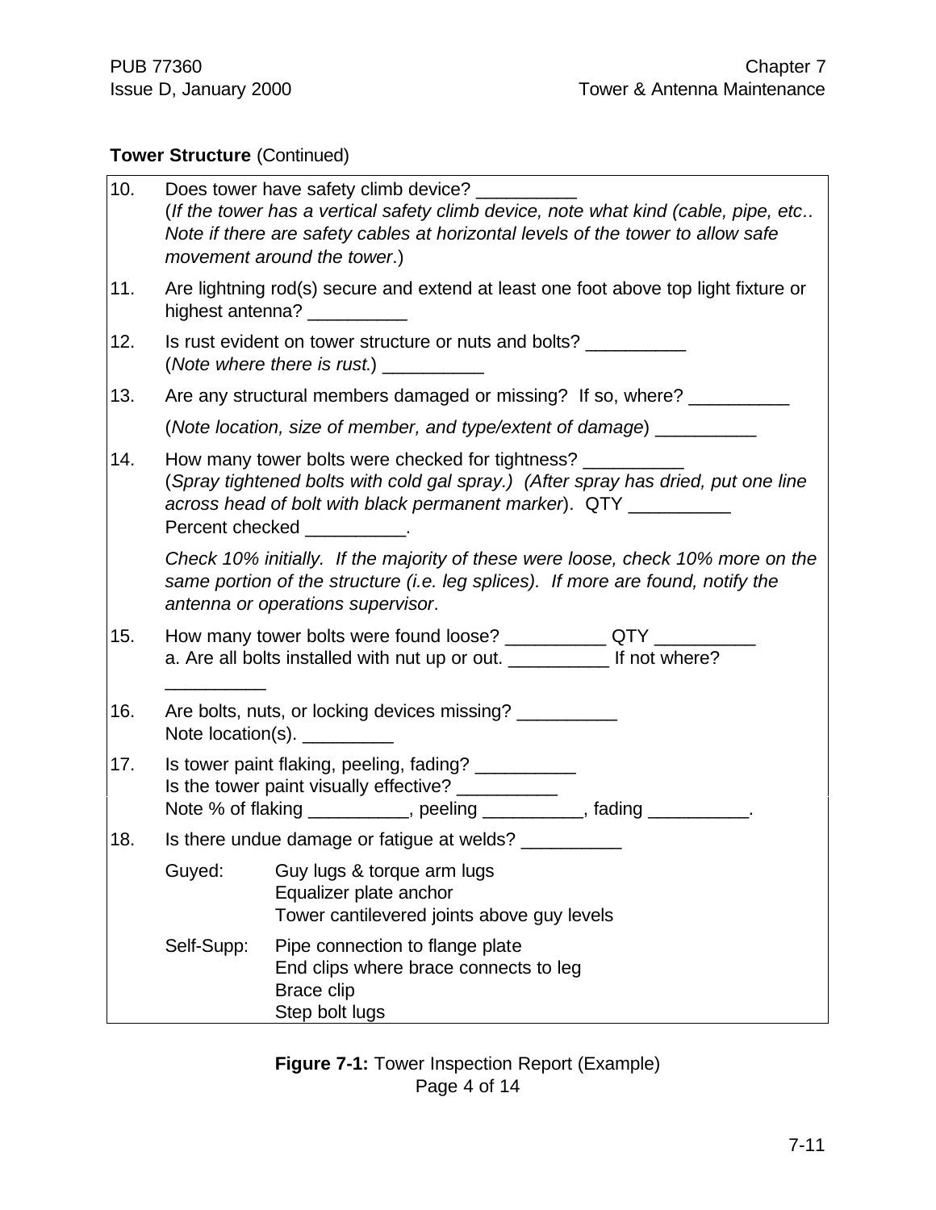**Tower Structure** (Continued)

10. Does tower have safety climb device? __________
    (*If the tower has a vertical safety climb device, note what kind (cable, pipe, etc.. Note if there are safety cables at horizontal levels of the tower to allow safe movement around the tower*.)

11. Are lightning rod(s) secure and extend at least one foot above top light fixture or highest antenna? __________

12. Is rust evident on tower structure or nuts and bolts? __________
    (*Note where there is rust*.) __________

13. Are any structural members damaged or missing? If so, where? __________

    (*Note location, size of member, and type/extent of damage*) __________

14. How many tower bolts were checked for tightness? __________
    (*Spray tightened bolts with cold gal spray.) (After spray has dried, put one line across head of bolt with black permanent marker*). QTY __________
    Percent checked __________.

    *Check 10% initially. If the majority of these were loose, check 10% more on the same portion of the structure (i.e. leg splices). If more are found, notify the antenna or operations supervisor*.

15. How many tower bolts were found loose? __________ QTY __________
    a. Are all bolts installed with nut up or out. __________ If not where?
    __________

16. Are bolts, nuts, or locking devices missing? __________
    Note location(s). _________

17. Is tower paint flaking, peeling, fading? __________
    Is the tower paint visually effective? __________
    Note % of flaking __________, peeling __________, fading __________.

18. Is there undue damage or fatigue at welds? __________

| | |
|---|---|
| Guyed: | Guy lugs & torque arm lugs<br>Equalizer plate anchor<br>Tower cantilevered joints above guy levels |
| Self-Supp: | Pipe connection to flange plate<br>End clips where brace connects to leg<br>Brace clip<br>Step bolt lugs |

**Figure 7-1:** Tower Inspection Report (Example)
Page 4 of 14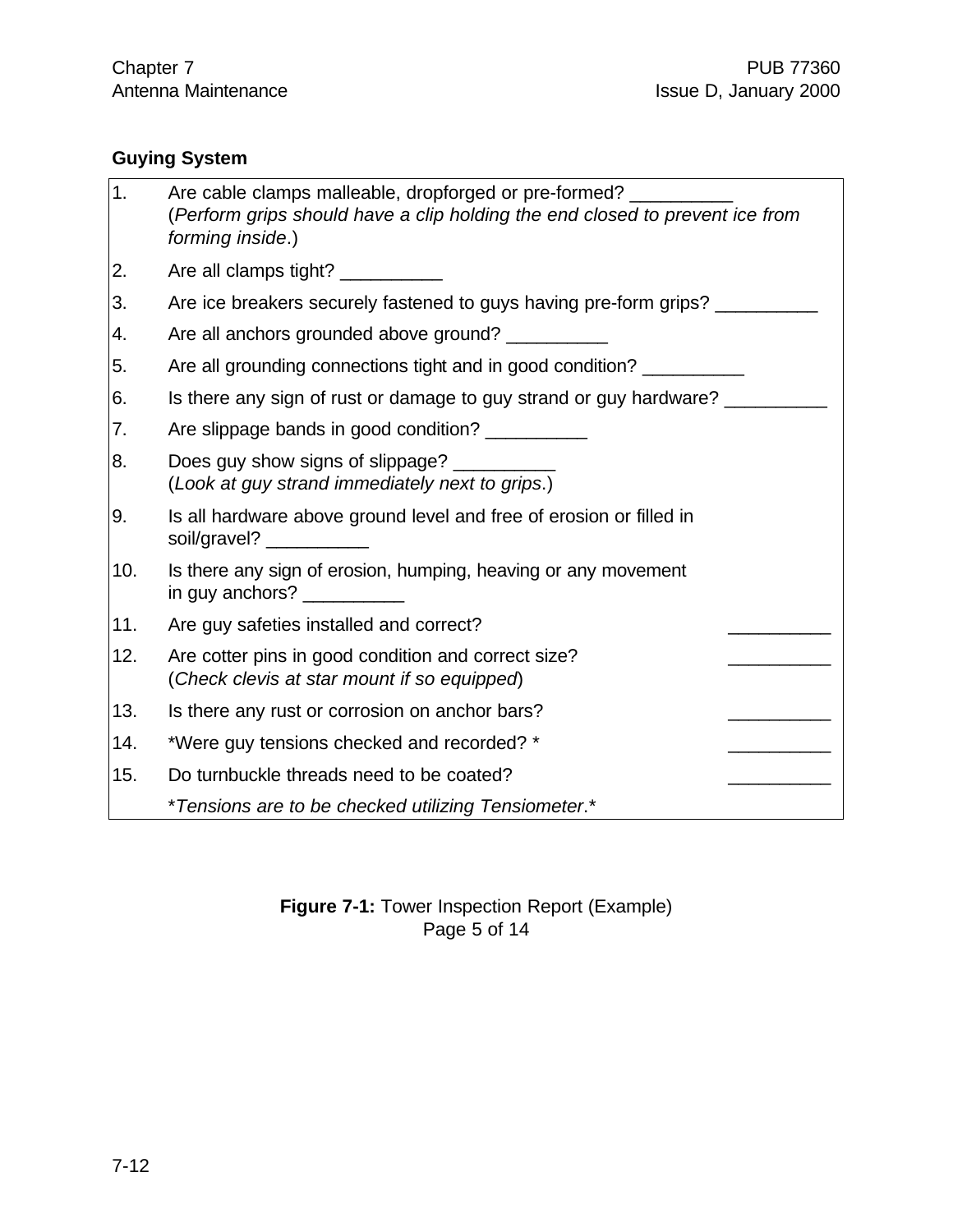### Guying System

| | |
|---|---|
| 1. | Are cable clamps malleable, dropforged or pre-formed? __________ (*Perform grips should have a clip holding the end closed to prevent ice from forming inside*.) |
| 2. | Are all clamps tight? __________ |
| 3. | Are ice breakers securely fastened to guys having pre-form grips? __________ |
| 4. | Are all anchors grounded above ground? __________ |
| 5. | Are all grounding connections tight and in good condition? __________ |
| 6. | Is there any sign of rust or damage to guy strand or guy hardware? __________ |
| 7. | Are slippage bands in good condition? __________ |
| 8. | Does guy show signs of slippage? __________ (*Look at guy strand immediately next to grips*.) |
| 9. | Is all hardware above ground level and free of erosion or filled in soil/gravel? __________ |
| 10. | Is there any sign of erosion, humping, heaving or any movement in guy anchors? __________ |
| 11. | Are guy safeties installed and correct? __________ |
| 12. | Are cotter pins in good condition and correct size? __________ (*Check clevis at star mount if so equipped*) |
| 13. | Is there any rust or corrosion on anchor bars? __________ |
| 14. | *Were guy tensions checked and recorded? * __________ |
| 15. | Do turnbuckle threads need to be coated? __________ |
| | **Tensions are to be checked utilizing Tensiometer*.* |

**Figure 7-1:** Tower Inspection Report (Example)
Page 5 of 14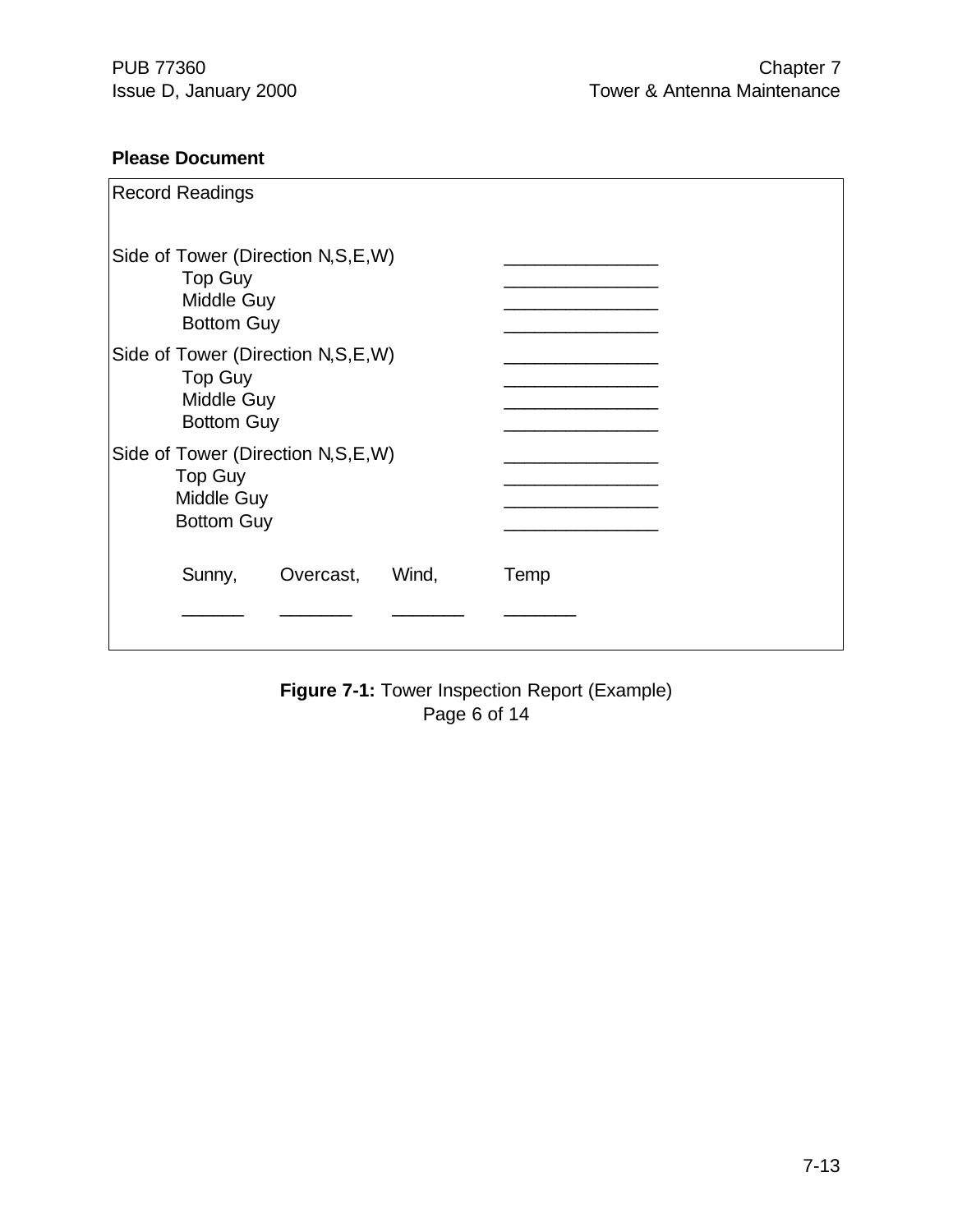**Please Document**

Record Readings

| | |
|---|---|
| Side of Tower (Direction N,S,E,W) | _______________ |
| Top Guy | _______________ |
| Middle Guy | _______________ |
| Bottom Guy | _______________ |
| Side of Tower (Direction N,S,E,W) | _______________ |
| Top Guy | _______________ |
| Middle Guy | _______________ |
| Bottom Guy | _______________ |
| Side of Tower (Direction N,S,E,W) | _______________ |
| Top Guy | _______________ |
| Middle Guy | _______________ |
| Bottom Guy | _______________ |

| Sunny, | Overcast, | Wind, | Temp |
|---|---|---|---|
| ______ | _______ | _______ | _______ |

**Figure 7-1:** Tower Inspection Report (Example)
Page 6 of 14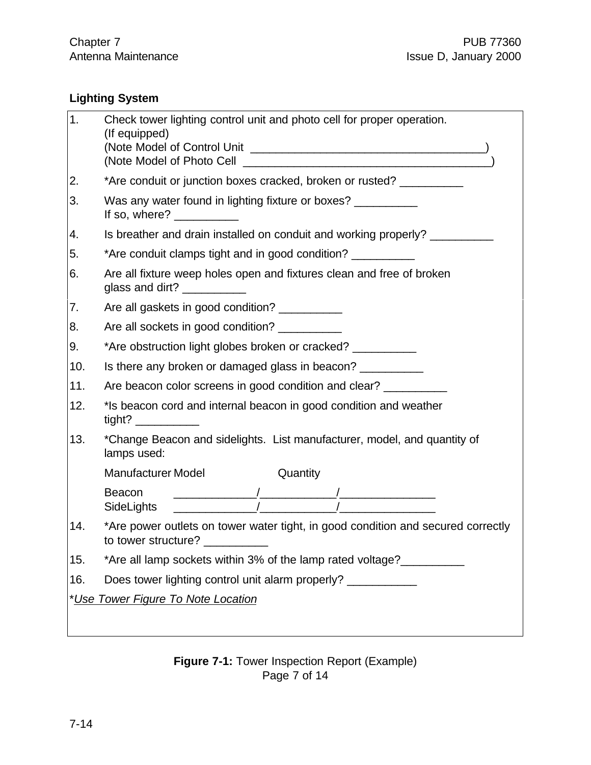**Lighting System**

1. Check tower lighting control unit and photo cell for proper operation. (If equipped)
   (Note Model of Control Unit ____________________________________)
   (Note Model of Photo Cell ______________________________________)
2. *Are conduit or junction boxes cracked, broken or rusted? __________
3. Was any water found in lighting fixture or boxes? __________
   If so, where? __________
4. Is breather and drain installed on conduit and working properly? __________
5. *Are conduit clamps tight and in good condition? __________
6. Are all fixture weep holes open and fixtures clean and free of broken glass and dirt? __________
7. Are all gaskets in good condition? __________
8. Are all sockets in good condition? __________
9. *Are obstruction light globes broken or cracked? __________
10. Is there any broken or damaged glass in beacon? __________
11. Are beacon color screens in good condition and clear? __________
12. *Is beacon cord and internal beacon in good condition and weather tight? __________
13. *Change Beacon and sidelights. List manufacturer, model, and quantity of lamps used:

|  | Manufacturer | Model | Quantity |
|---|---|---|---|
| Beacon | _____________ | ____________ | _______________ |
| SideLights | _____________ | ____________ | _______________ |

14. *Are power outlets on tower water tight, in good condition and secured correctly to tower structure? __________
15. *Are all lamp sockets within 3% of the lamp rated voltage?__________
16. Does tower lighting control unit alarm properly? ___________

**Use Tower Figure To Note Location*

**Figure 7-1:** Tower Inspection Report (Example)
Page 7 of 14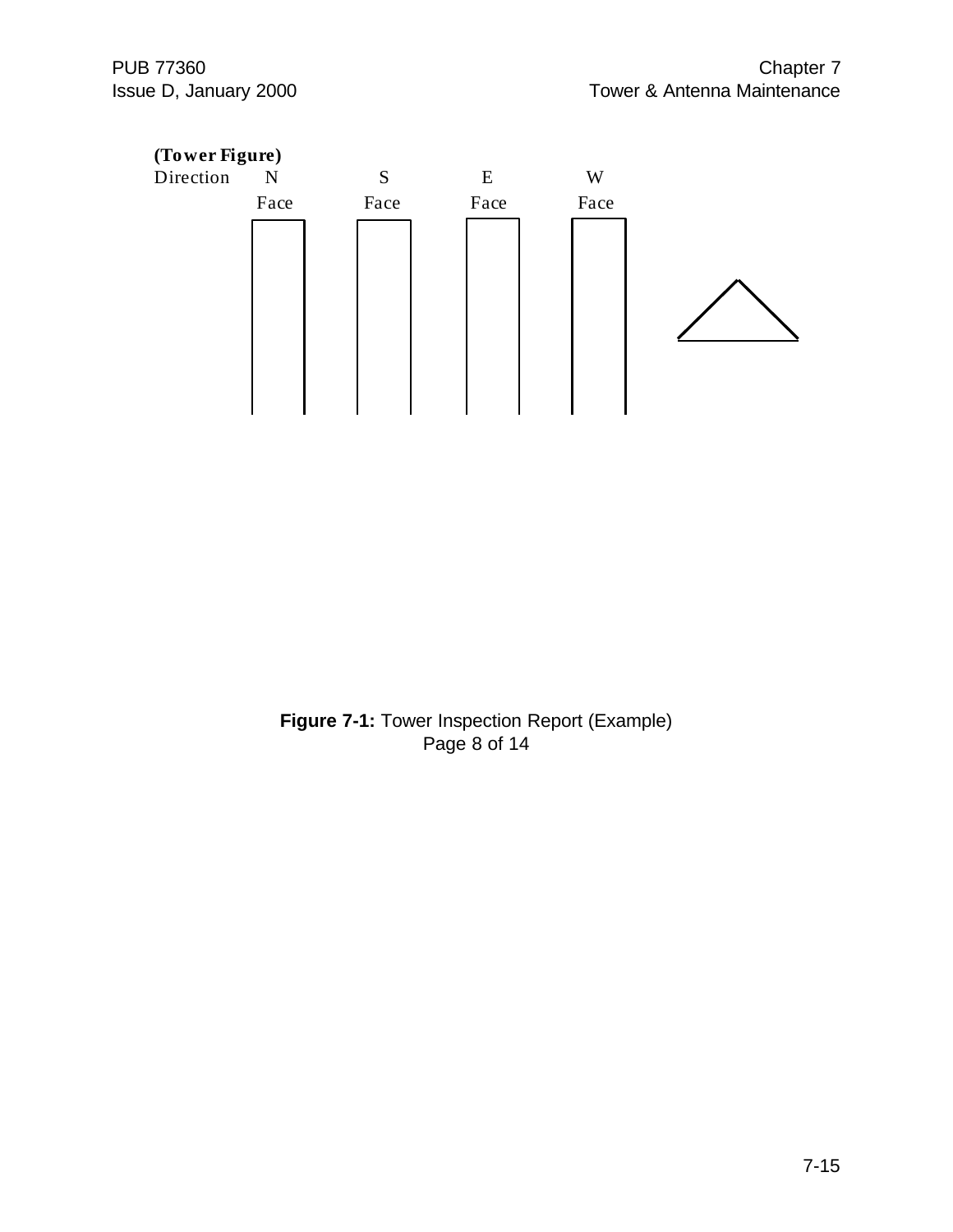**(Tower Figure)**

| Direction | N | S | E | W |
|---|---|---|---|---|
| | Face | Face | Face | Face |

**Figure 7-1:** Tower Inspection Report (Example)
Page 8 of 14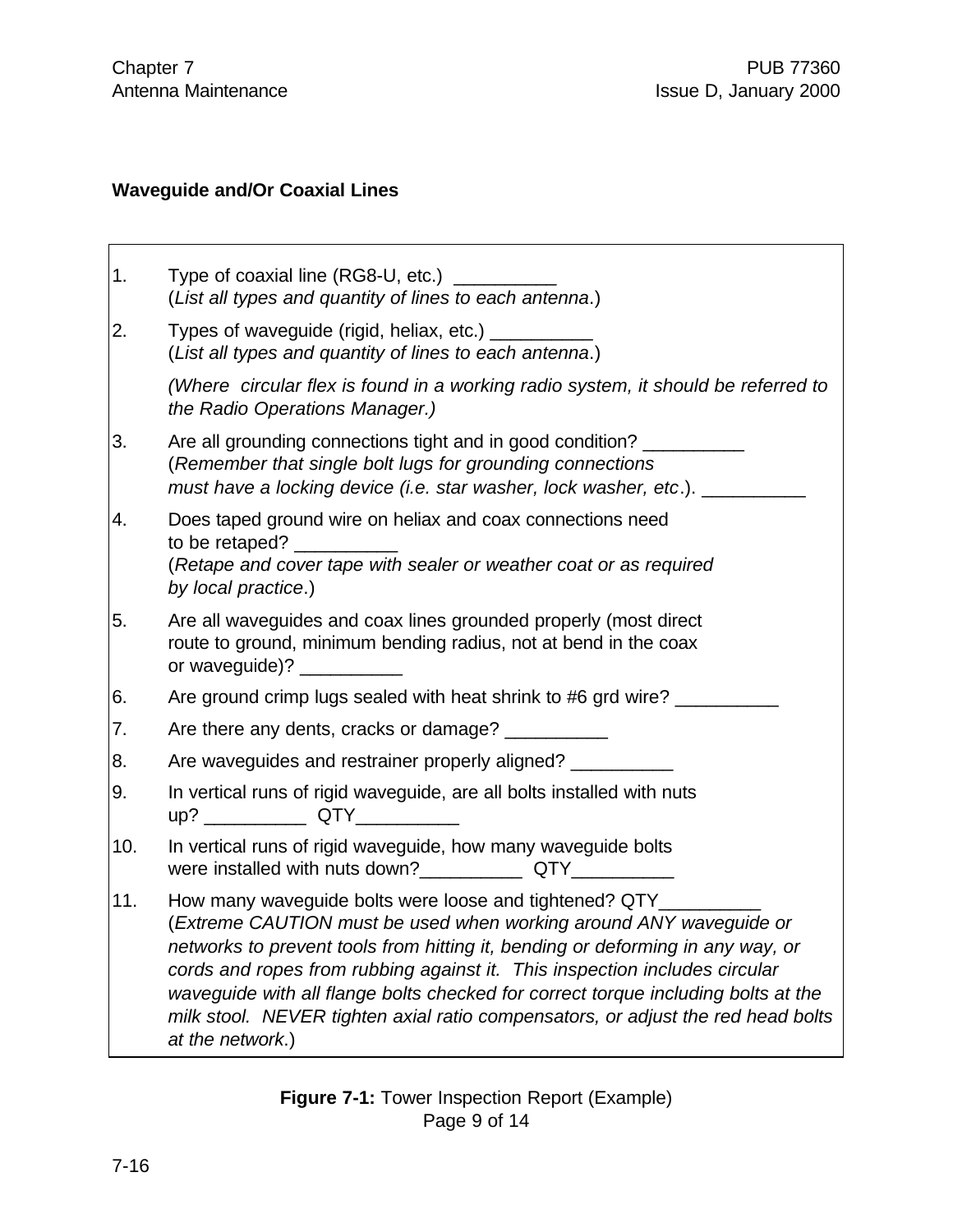**Waveguide and/Or Coaxial Lines**

1. Type of coaxial line (RG8-U, etc.) __________
   (*List all types and quantity of lines to each antenna*.)

2. Types of waveguide (rigid, heliax, etc.) __________
   (*List all types and quantity of lines to each antenna*.)

   *(Where circular flex is found in a working radio system, it should be referred to the Radio Operations Manager.)*

3. Are all grounding connections tight and in good condition? __________
   (*Remember that single bolt lugs for grounding connections must have a locking device (i.e. star washer, lock washer, etc*.). __________

4. Does taped ground wire on heliax and coax connections need to be retaped? __________
   (*Retape and cover tape with sealer or weather coat or as required by local practice*.)

5. Are all waveguides and coax lines grounded properly (most direct route to ground, minimum bending radius, not at bend in the coax or waveguide)? __________

6. Are ground crimp lugs sealed with heat shrink to #6 grd wire? __________

7. Are there any dents, cracks or damage? __________

8. Are waveguides and restrainer properly aligned? __________

9. In vertical runs of rigid waveguide, are all bolts installed with nuts up? __________ QTY__________

10. In vertical runs of rigid waveguide, how many waveguide bolts were installed with nuts down?__________ QTY__________

11. How many waveguide bolts were loose and tightened? QTY__________
    (*Extreme CAUTION must be used when working around ANY waveguide or networks to prevent tools from hitting it, bending or deforming in any way, or cords and ropes from rubbing against it. This inspection includes circular waveguide with all flange bolts checked for correct torque including bolts at the milk stool. NEVER tighten axial ratio compensators, or adjust the red head bolts at the network*.)

**Figure 7-1:** Tower Inspection Report (Example)
Page 9 of 14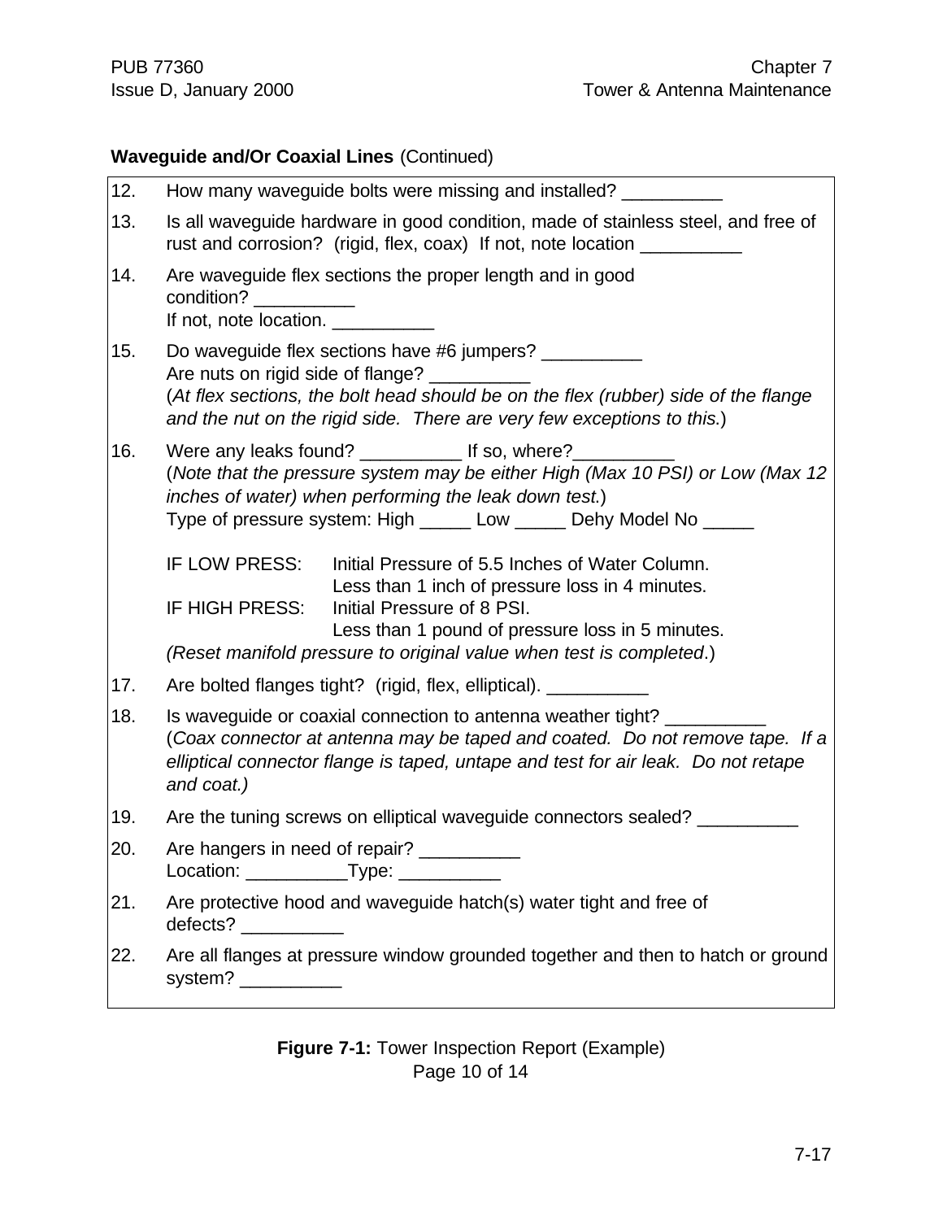**Waveguide and/Or Coaxial Lines** (Continued)

12. How many waveguide bolts were missing and installed? __________

13. Is all waveguide hardware in good condition, made of stainless steel, and free of rust and corrosion? (rigid, flex, coax) If not, note location __________

14. Are waveguide flex sections the proper length and in good condition? __________
    If not, note location. __________

15. Do waveguide flex sections have #6 jumpers? __________
    Are nuts on rigid side of flange? __________
    (*At flex sections, the bolt head should be on the flex (rubber) side of the flange and the nut on the rigid side. There are very few exceptions to this.*)

16. Were any leaks found? __________ If so, where?__________
    (*Note that the pressure system may be either High (Max 10 PSI) or Low (Max 12 inches of water) when performing the leak down test.*)
    Type of pressure system: High _____ Low _____ Dehy Model No _____

    IF LOW PRESS: Initial Pressure of 5.5 Inches of Water Column.
    Less than 1 inch of pressure loss in 4 minutes.
    IF HIGH PRESS: Initial Pressure of 8 PSI.
    Less than 1 pound of pressure loss in 5 minutes.
    (*Reset manifold pressure to original value when test is completed*.)

17. Are bolted flanges tight? (rigid, flex, elliptical). __________

18. Is waveguide or coaxial connection to antenna weather tight? __________
    (*Coax connector at antenna may be taped and coated. Do not remove tape. If a elliptical connector flange is taped, untape and test for air leak. Do not retape and coat.)*

19. Are the tuning screws on elliptical waveguide connectors sealed? __________

20. Are hangers in need of repair? __________
    Location: __________Type: __________

21. Are protective hood and waveguide hatch(s) water tight and free of defects? __________

22. Are all flanges at pressure window grounded together and then to hatch or ground system? __________

**Figure 7-1:** Tower Inspection Report (Example)
Page 10 of 14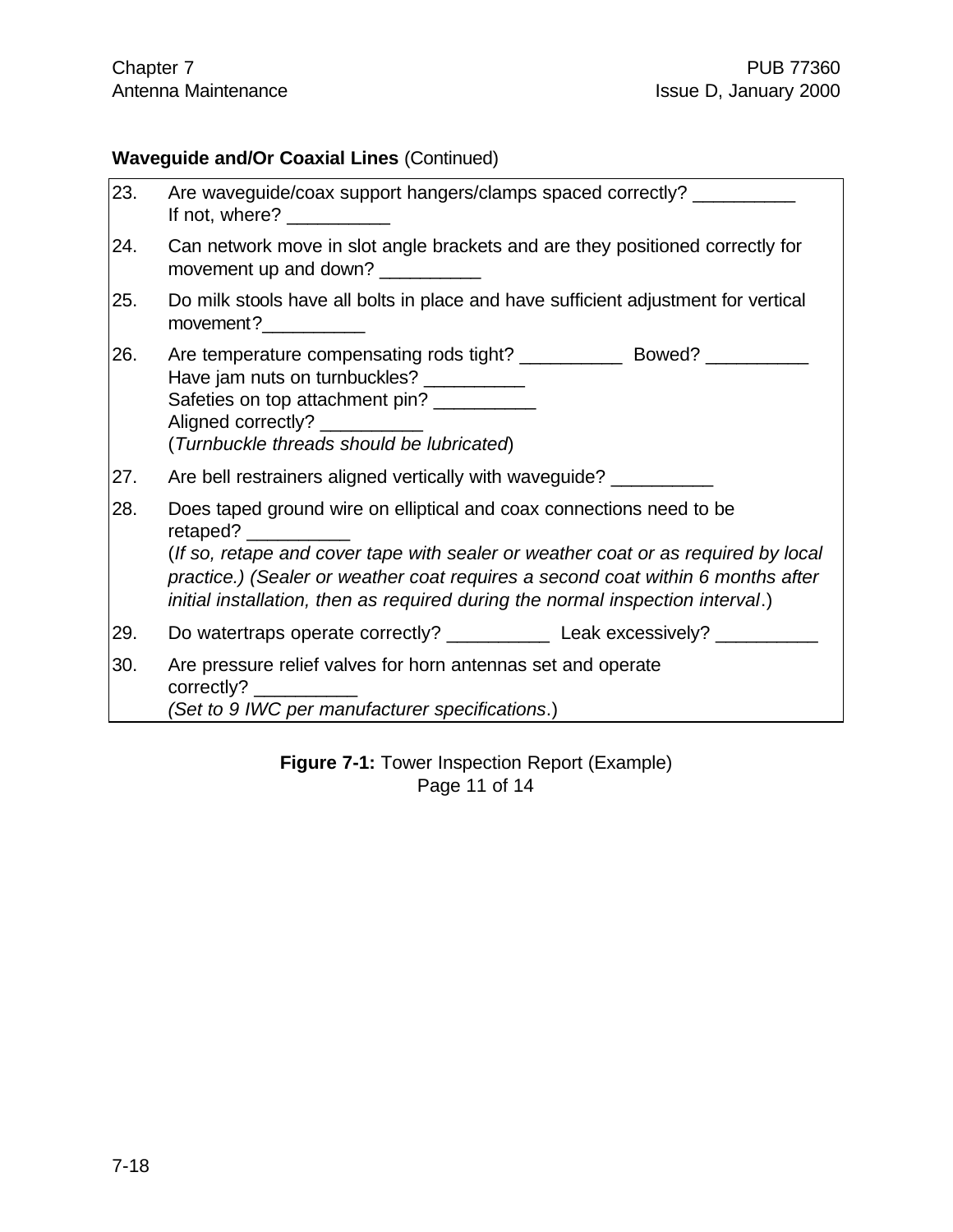**Waveguide and/Or Coaxial Lines** (Continued)

23. Are waveguide/coax support hangers/clamps spaced correctly? __________
    If not, where? __________
24. Can network move in slot angle brackets and are they positioned correctly for movement up and down? __________
25. Do milk stools have all bolts in place and have sufficient adjustment for vertical movement?__________
26. Are temperature compensating rods tight? __________ Bowed? __________
    Have jam nuts on turnbuckles? __________
    Safeties on top attachment pin? __________
    Aligned correctly? __________
    (*Turnbuckle threads should be lubricated*)
27. Are bell restrainers aligned vertically with waveguide? __________
28. Does taped ground wire on elliptical and coax connections need to be retaped? __________
    (*If so, retape and cover tape with sealer or weather coat or as required by local practice.) (Sealer or weather coat requires a second coat within 6 months after initial installation, then as required during the normal inspection interval*.)
29. Do watertraps operate correctly? __________ Leak excessively? __________
30. Are pressure relief valves for horn antennas set and operate correctly? __________
    *(Set to 9 IWC per manufacturer specifications*.)

**Figure 7-1:** Tower Inspection Report (Example)
Page 11 of 14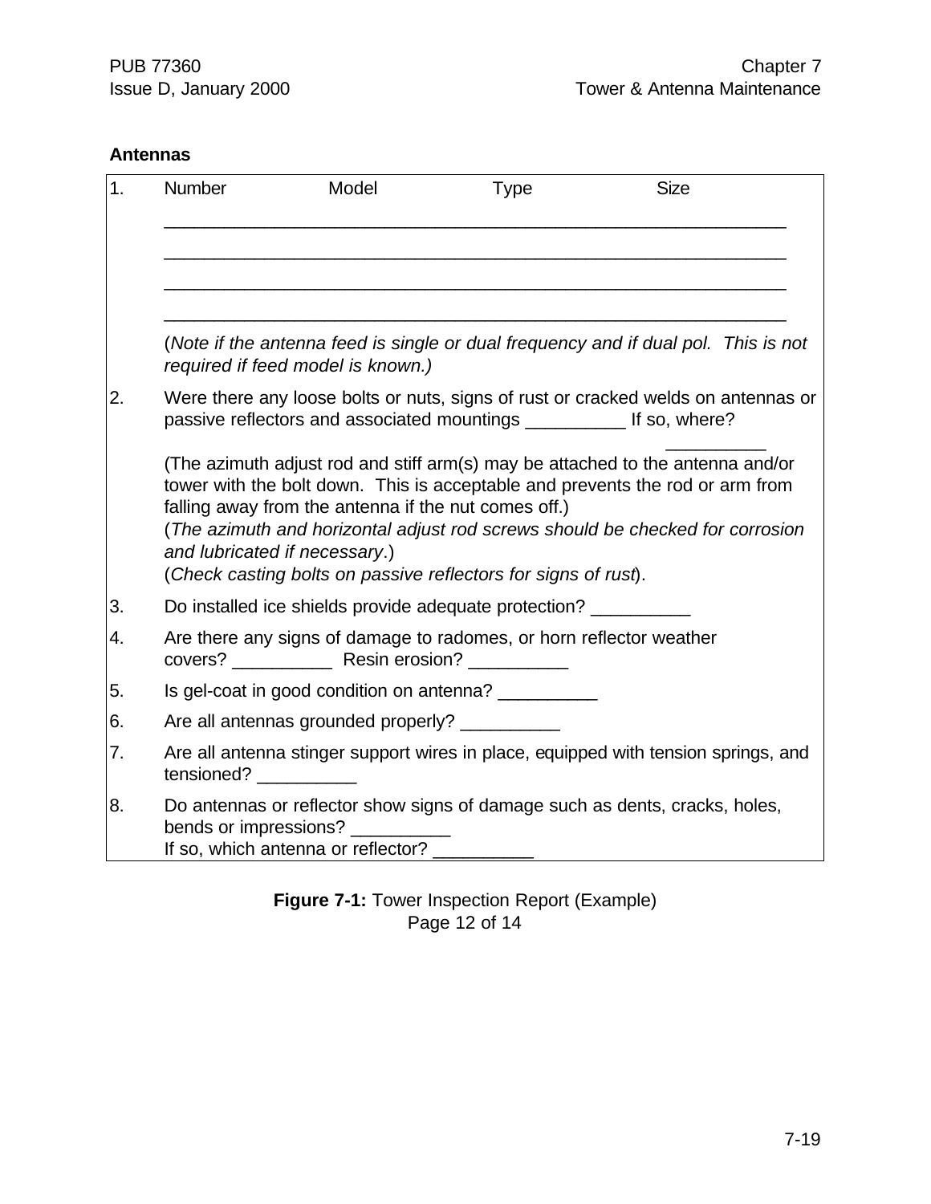**Antennas**

1. Number Model Type Size

   ____________________________________________________________

   ____________________________________________________________

   ____________________________________________________________

   ____________________________________________________________

   (*Note if the antenna feed is single or dual frequency and if dual pol. This is not required if feed model is known.)*

2. Were there any loose bolts or nuts, signs of rust or cracked welds on antennas or passive reflectors and associated mountings __________ If so, where? __________

   (The azimuth adjust rod and stiff arm(s) may be attached to the antenna and/or tower with the bolt down. This is acceptable and prevents the rod or arm from falling away from the antenna if the nut comes off.)
   (*The azimuth and horizontal adjust rod screws should be checked for corrosion and lubricated if necessary*.)
   (*Check casting bolts on passive reflectors for signs of rust*).

3. Do installed ice shields provide adequate protection? __________

4. Are there any signs of damage to radomes, or horn reflector weather covers? __________ Resin erosion? __________

5. Is gel-coat in good condition on antenna? __________

6. Are all antennas grounded properly? __________

7. Are all antenna stinger support wires in place, equipped with tension springs, and tensioned? __________

8. Do antennas or reflector show signs of damage such as dents, cracks, holes, bends or impressions? __________
   If so, which antenna or reflector? __________

**Figure 7-1:** Tower Inspection Report (Example)
Page 12 of 14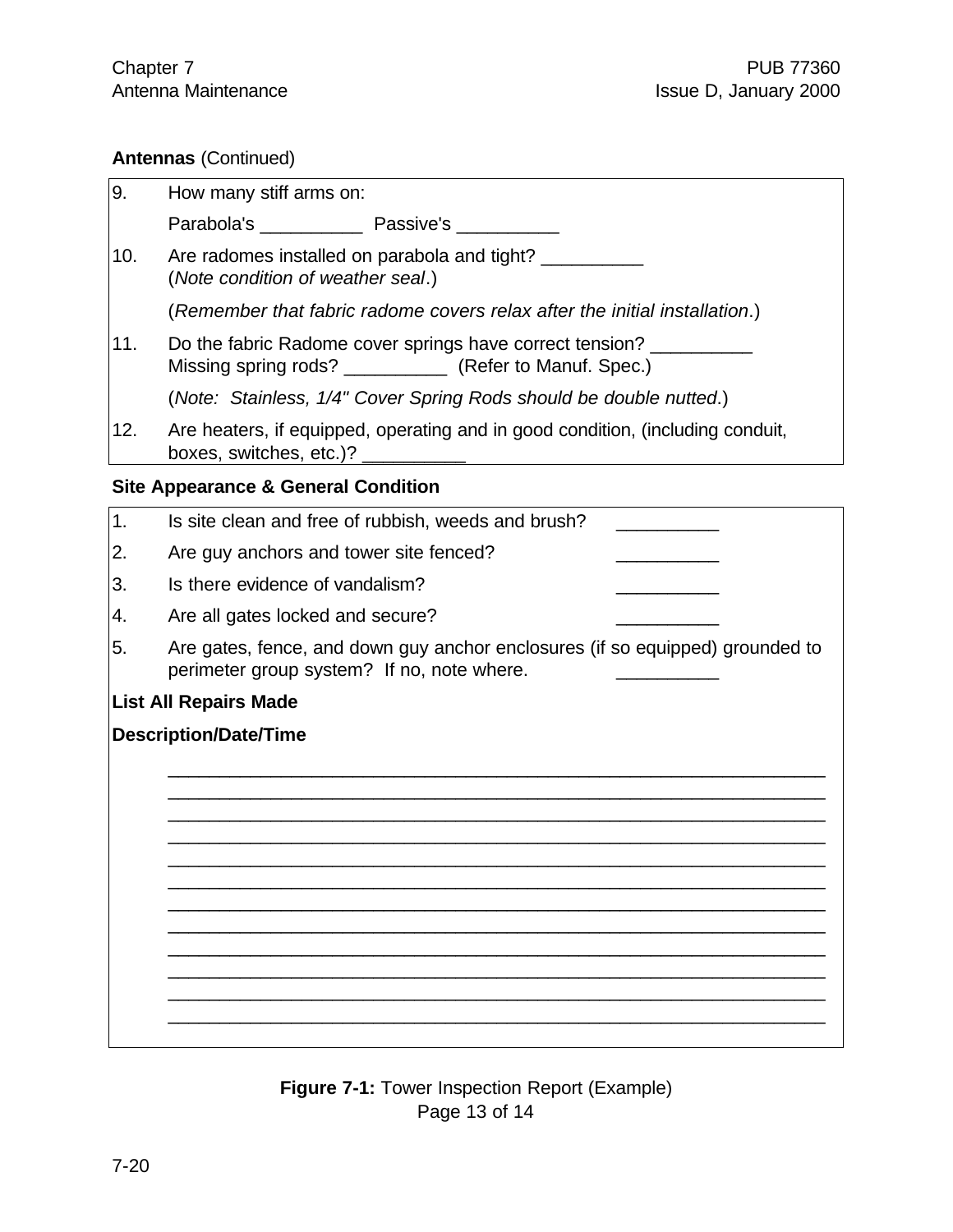**Antennas** (Continued)

9. How many stiff arms on:

   Parabola's __________ Passive's __________

10. Are radomes installed on parabola and tight? __________
    (*Note condition of weather seal*.)

    (*Remember that fabric radome covers relax after the initial installation*.)

11. Do the fabric Radome cover springs have correct tension? __________
    Missing spring rods? __________ (Refer to Manuf. Spec.)

    (*Note: Stainless, 1/4" Cover Spring Rods should be double nutted*.)

12. Are heaters, if equipped, operating and in good condition, (including conduit, boxes, switches, etc.)? __________

**Site Appearance & General Condition**

1. Is site clean and free of rubbish, weeds and brush? __________
2. Are guy anchors and tower site fenced? __________
3. Is there evidence of vandalism? __________
4. Are all gates locked and secure? __________
5. Are gates, fence, and down guy anchor enclosures (if so equipped) grounded to perimeter group system? If no, note where. __________

**List All Repairs Made**

**Description/Date/Time**

______________________________________________________________________
______________________________________________________________________
______________________________________________________________________
______________________________________________________________________
______________________________________________________________________
______________________________________________________________________
______________________________________________________________________
______________________________________________________________________
______________________________________________________________________
______________________________________________________________________
______________________________________________________________________
______________________________________________________________________

**Figure 7-1:** Tower Inspection Report (Example)
Page 13 of 14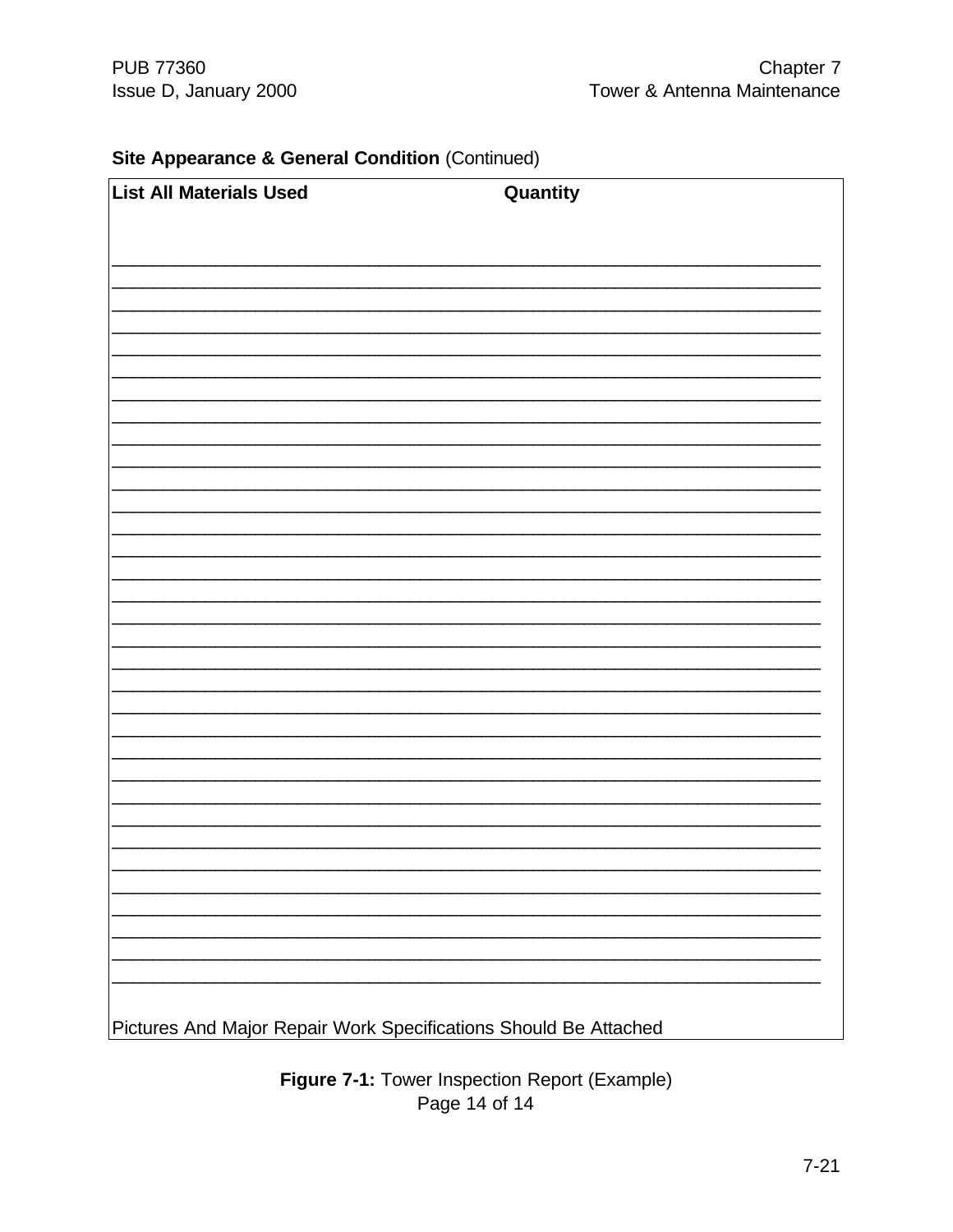**Site Appearance & General Condition** (Continued)

| **List All Materials Used** | **Quantity** |
|---|---|
| | |
| | |
| | |
| | |
| | |
| | |
| | |
| | |
| | |
| | |
| | |
| | |
| | |
| | |
| | |
| | |
| | |
| | |
| | |
| | |
| | |
| | |
| | |
| | |
| | |
| | |
| | |
| | |
| | |
| | |
| | |
| | |
| | |

Pictures And Major Repair Work Specifications Should Be Attached

**Figure 7-1:** Tower Inspection Report (Example)
Page 14 of 14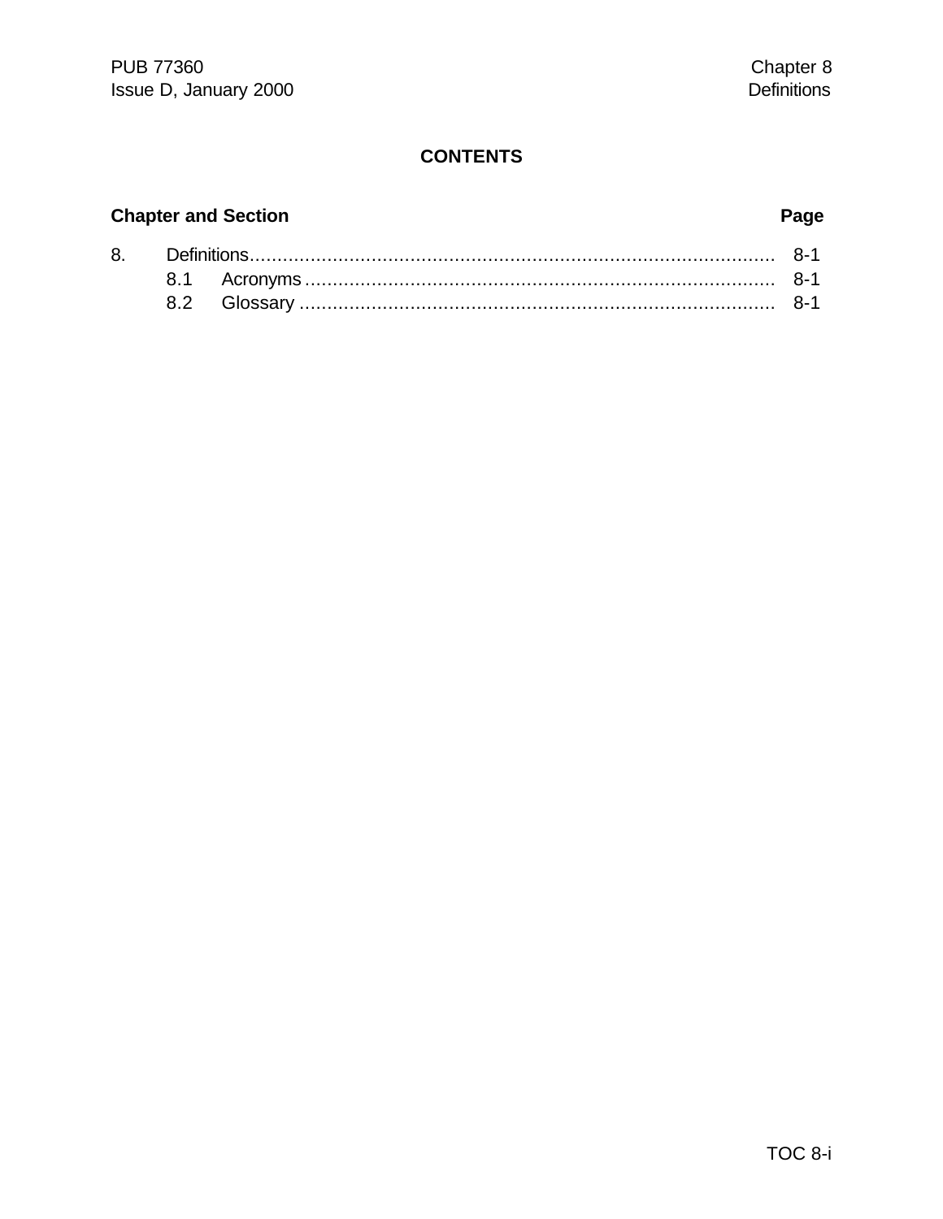# CONTENTS

| Chapter and Section | | Page |
|---|---|---|
| 8. | Definitions | 8-1 |
| | 8.1 Acronyms | 8-1 |
| | 8.2 Glossary | 8-1 |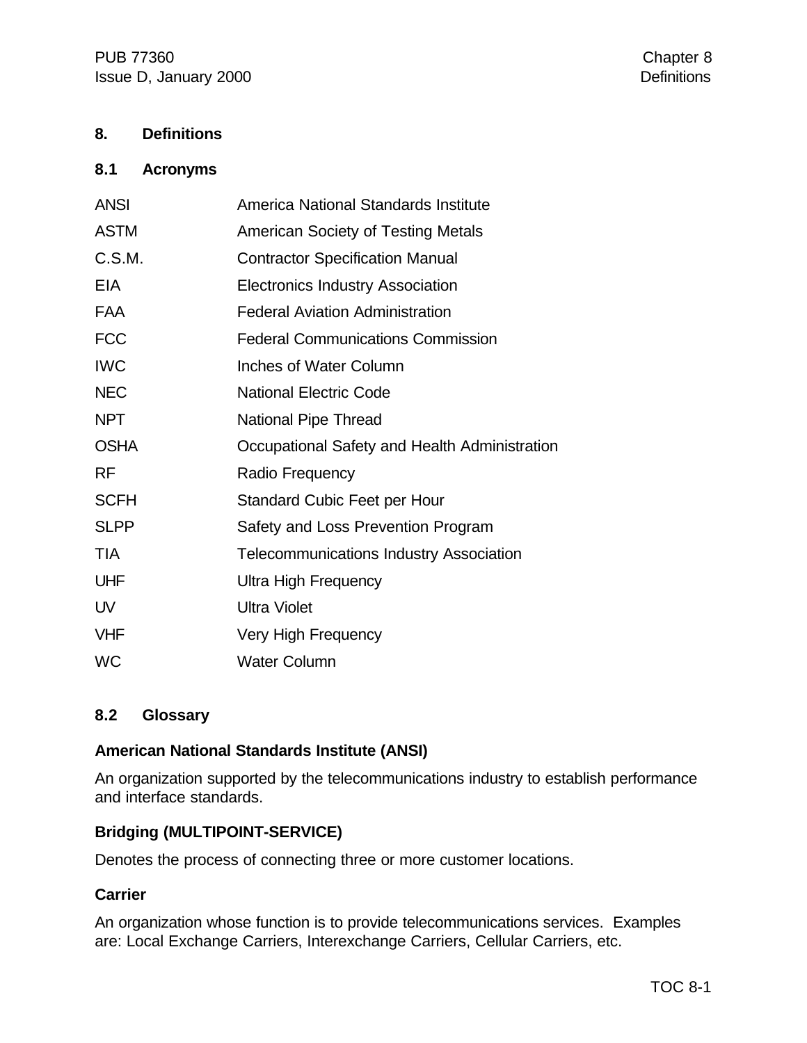# 8. Definitions

## 8.1 Acronyms

| | |
|---|---|
| ANSI | America National Standards Institute |
| ASTM | American Society of Testing Metals |
| C.S.M. | Contractor Specification Manual |
| EIA | Electronics Industry Association |
| FAA | Federal Aviation Administration |
| FCC | Federal Communications Commission |
| IWC | Inches of Water Column |
| NEC | National Electric Code |
| NPT | National Pipe Thread |
| OSHA | Occupational Safety and Health Administration |
| RF | Radio Frequency |
| SCFH | Standard Cubic Feet per Hour |
| SLPP | Safety and Loss Prevention Program |
| TIA | Telecommunications Industry Association |
| UHF | Ultra High Frequency |
| UV | Ultra Violet |
| VHF | Very High Frequency |
| WC | Water Column |

## 8.2 Glossary

**American National Standards Institute (ANSI)**

An organization supported by the telecommunications industry to establish performance and interface standards.

**Bridging (MULTIPOINT-SERVICE)**

Denotes the process of connecting three or more customer locations.

**Carrier**

An organization whose function is to provide telecommunications services. Examples are: Local Exchange Carriers, Interexchange Carriers, Cellular Carriers, etc.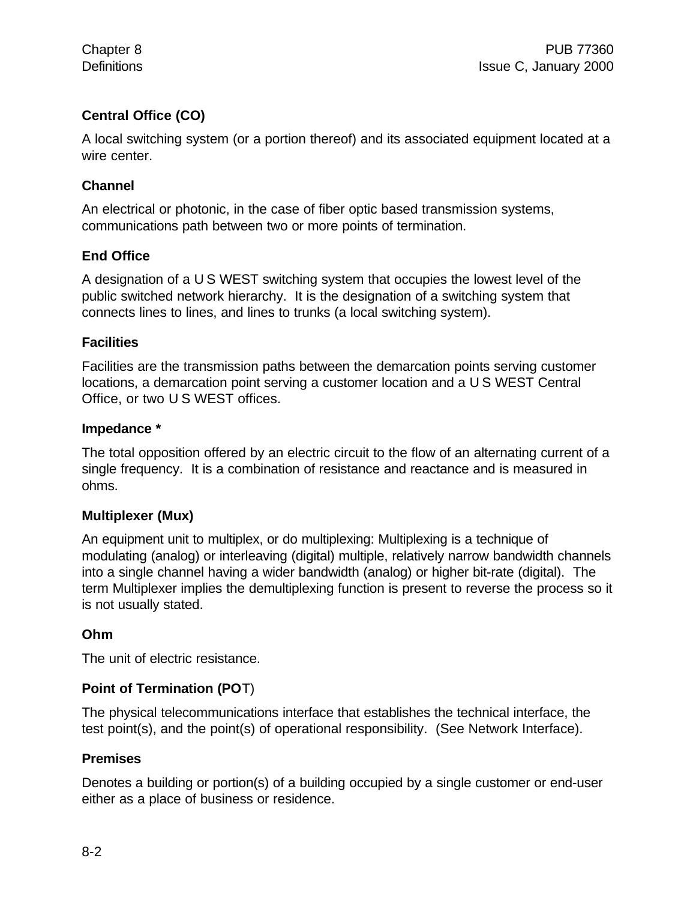### Central Office (CO)

A local switching system (or a portion thereof) and its associated equipment located at a wire center.

### Channel

An electrical or photonic, in the case of fiber optic based transmission systems, communications path between two or more points of termination.

### End Office

A designation of a U S WEST switching system that occupies the lowest level of the public switched network hierarchy. It is the designation of a switching system that connects lines to lines, and lines to trunks (a local switching system).

### Facilities

Facilities are the transmission paths between the demarcation points serving customer locations, a demarcation point serving a customer location and a U S WEST Central Office, or two U S WEST offices.

### Impedance *

The total opposition offered by an electric circuit to the flow of an alternating current of a single frequency. It is a combination of resistance and reactance and is measured in ohms.

### Multiplexer (Mux)

An equipment unit to multiplex, or do multiplexing: Multiplexing is a technique of modulating (analog) or interleaving (digital) multiple, relatively narrow bandwidth channels into a single channel having a wider bandwidth (analog) or higher bit-rate (digital). The term Multiplexer implies the demultiplexing function is present to reverse the process so it is not usually stated.

### Ohm

The unit of electric resistance.

### Point of Termination (POT)

The physical telecommunications interface that establishes the technical interface, the test point(s), and the point(s) of operational responsibility. (See Network Interface).

### Premises

Denotes a building or portion(s) of a building occupied by a single customer or end-user either as a place of business or residence.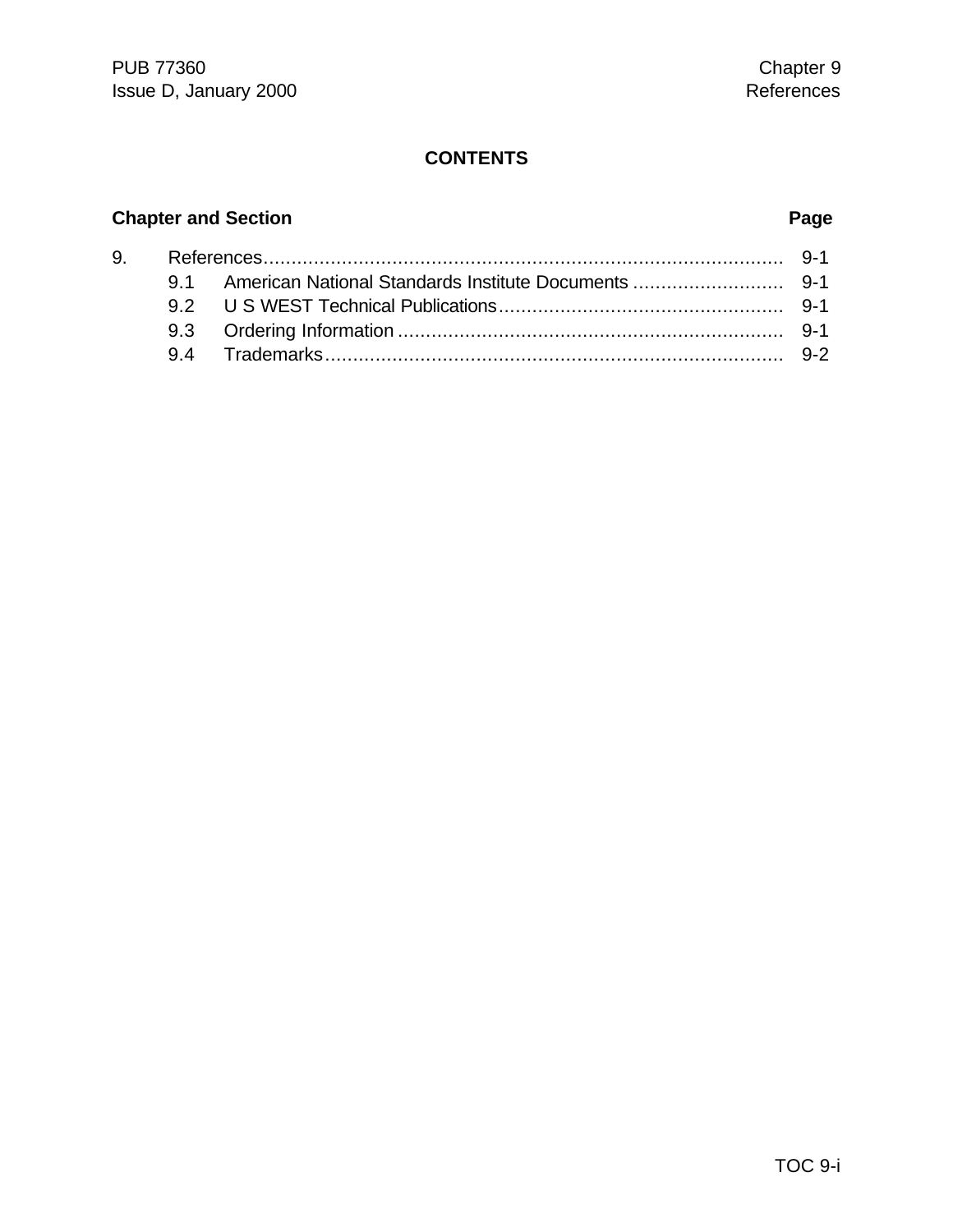# CONTENTS

| Chapter and Section | | | Page |
|---|---|---|---|
| 9. | References | | 9-1 |
| | 9.1 | American National Standards Institute Documents | 9-1 |
| | 9.2 | U S WEST Technical Publications | 9-1 |
| | 9.3 | Ordering Information | 9-1 |
| | 9.4 | Trademarks | 9-2 |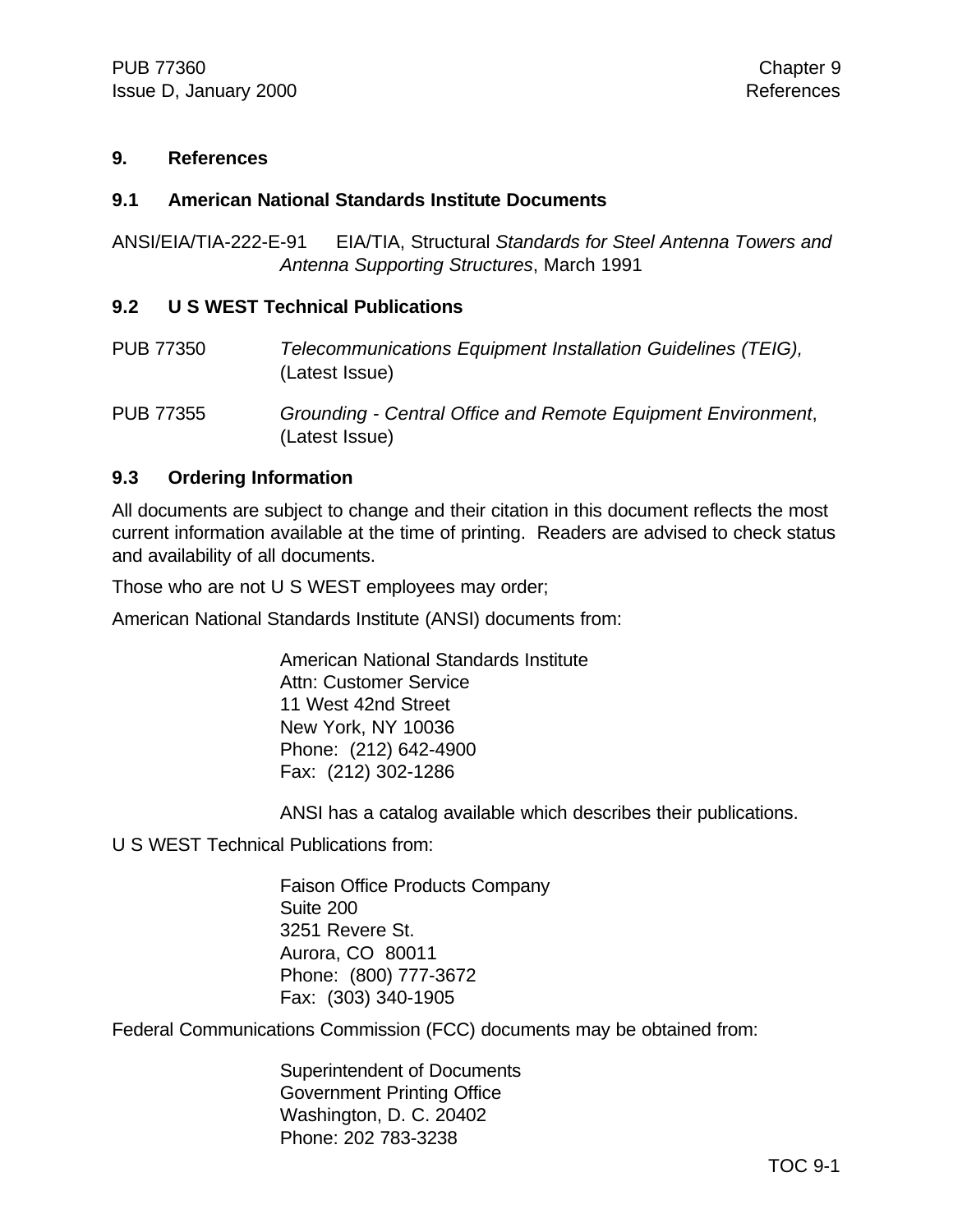# 9. References

## 9.1 American National Standards Institute Documents

ANSI/EIA/TIA-222-E-91 EIA/TIA, Structural *Standards for Steel Antenna Towers and Antenna Supporting Structures*, March 1991

## 9.2 U S WEST Technical Publications

PUB 77350 *Telecommunications Equipment Installation Guidelines (TEIG),* (Latest Issue)

PUB 77355 *Grounding - Central Office and Remote Equipment Environment*, (Latest Issue)

## 9.3 Ordering Information

All documents are subject to change and their citation in this document reflects the most current information available at the time of printing. Readers are advised to check status and availability of all documents.

Those who are not U S WEST employees may order;

American National Standards Institute (ANSI) documents from:

American National Standards Institute
Attn: Customer Service
11 West 42nd Street
New York, NY 10036
Phone: (212) 642-4900
Fax: (212) 302-1286

ANSI has a catalog available which describes their publications.

U S WEST Technical Publications from:

Faison Office Products Company
Suite 200
3251 Revere St.
Aurora, CO 80011
Phone: (800) 777-3672
Fax: (303) 340-1905

Federal Communications Commission (FCC) documents may be obtained from:

Superintendent of Documents
Government Printing Office
Washington, D. C. 20402
Phone: 202 783-3238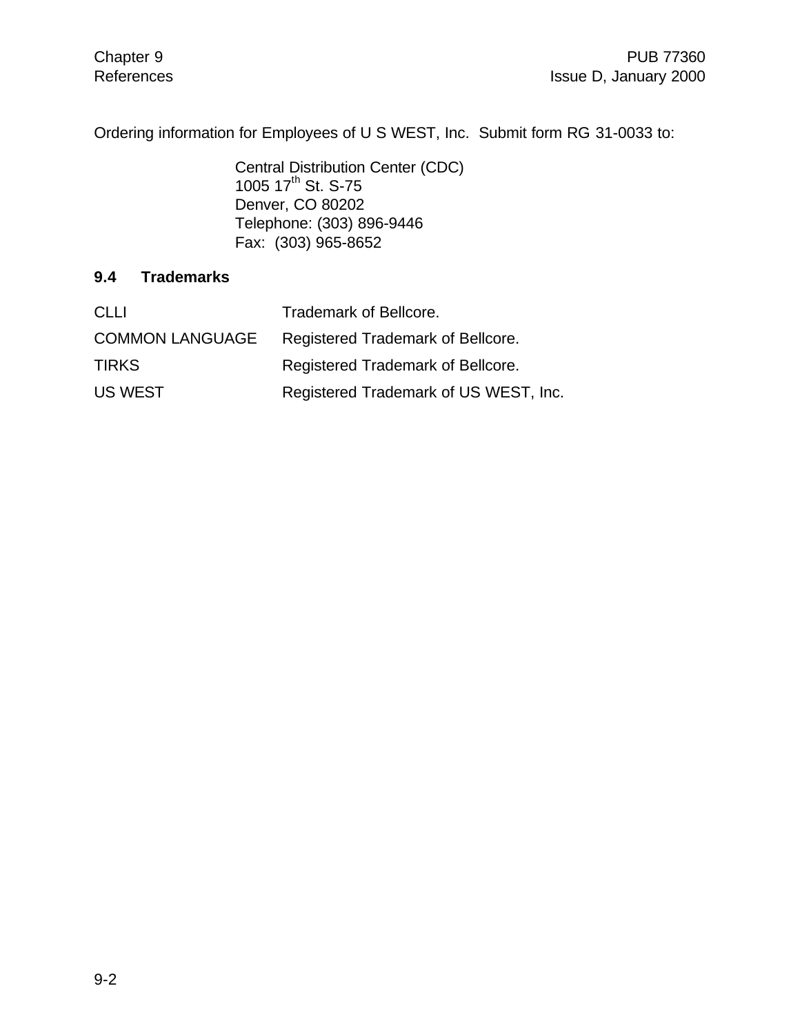Ordering information for Employees of U S WEST, Inc. Submit form RG 31-0033 to:

Central Distribution Center (CDC)
1005 17th St. S-75
Denver, CO 80202
Telephone: (303) 896-9446
Fax: (303) 965-8652

### 9.4 Trademarks

| | |
|---|---|
| CLLI | Trademark of Bellcore. |
| COMMON LANGUAGE | Registered Trademark of Bellcore. |
| TIRKS | Registered Trademark of Bellcore. |
| US WEST | Registered Trademark of US WEST, Inc. |